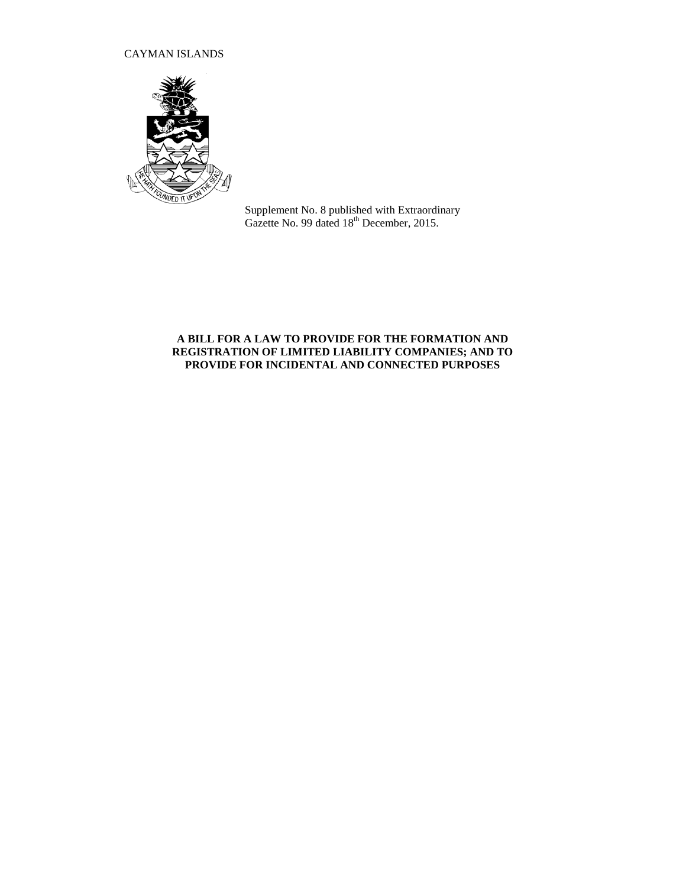CAYMAN ISLANDS

Supplement No. 8 published with Extraordinary Gazette No. 99 dated 18th December, 2015.

**A BILL FOR A LAW TO PROVIDE FOR THE FORMATION AND REGISTRATION OF LIMITED LIABILITY COMPANIES; AND TO PROVIDE FOR INCIDENTAL AND CONNECTED PURPOSES**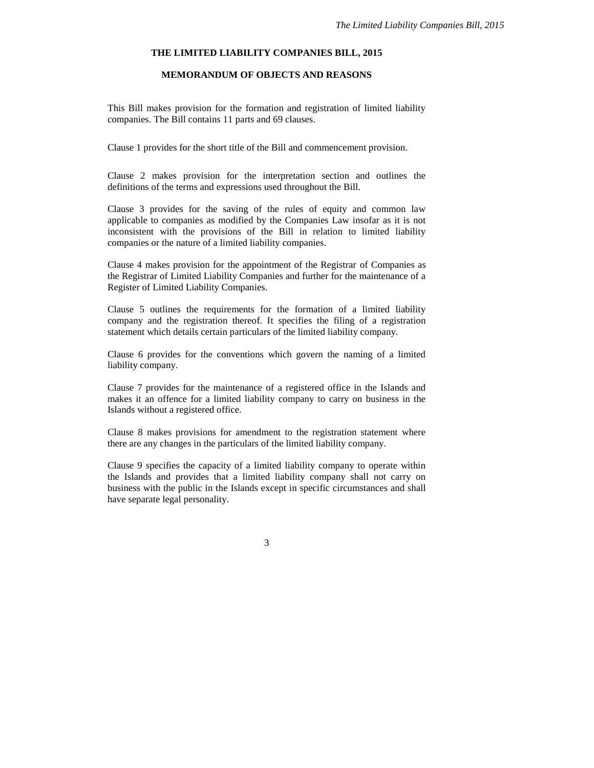# THE LIMITED LIABILITY COMPANIES BILL, 2015

## MEMORANDUM OF OBJECTS AND REASONS

This Bill makes provision for the formation and registration of limited liability companies. The Bill contains 11 parts and 69 clauses.

Clause 1 provides for the short title of the Bill and commencement provision.

Clause 2 makes provision for the interpretation section and outlines the definitions of the terms and expressions used throughout the Bill.

Clause 3 provides for the saving of the rules of equity and common law applicable to companies as modified by the Companies Law insofar as it is not inconsistent with the provisions of the Bill in relation to limited liability companies or the nature of a limited liability companies.

Clause 4 makes provision for the appointment of the Registrar of Companies as the Registrar of Limited Liability Companies and further for the maintenance of a Register of Limited Liability Companies.

Clause 5 outlines the requirements for the formation of a limited liability company and the registration thereof. It specifies the filing of a registration statement which details certain particulars of the limited liability company.

Clause 6 provides for the conventions which govern the naming of a limited liability company.

Clause 7 provides for the maintenance of a registered office in the Islands and makes it an offence for a limited liability company to carry on business in the Islands without a registered office.

Clause 8 makes provisions for amendment to the registration statement where there are any changes in the particulars of the limited liability company.

Clause 9 specifies the capacity of a limited liability company to operate within the Islands and provides that a limited liability company shall not carry on business with the public in the Islands except in specific circumstances and shall have separate legal personality.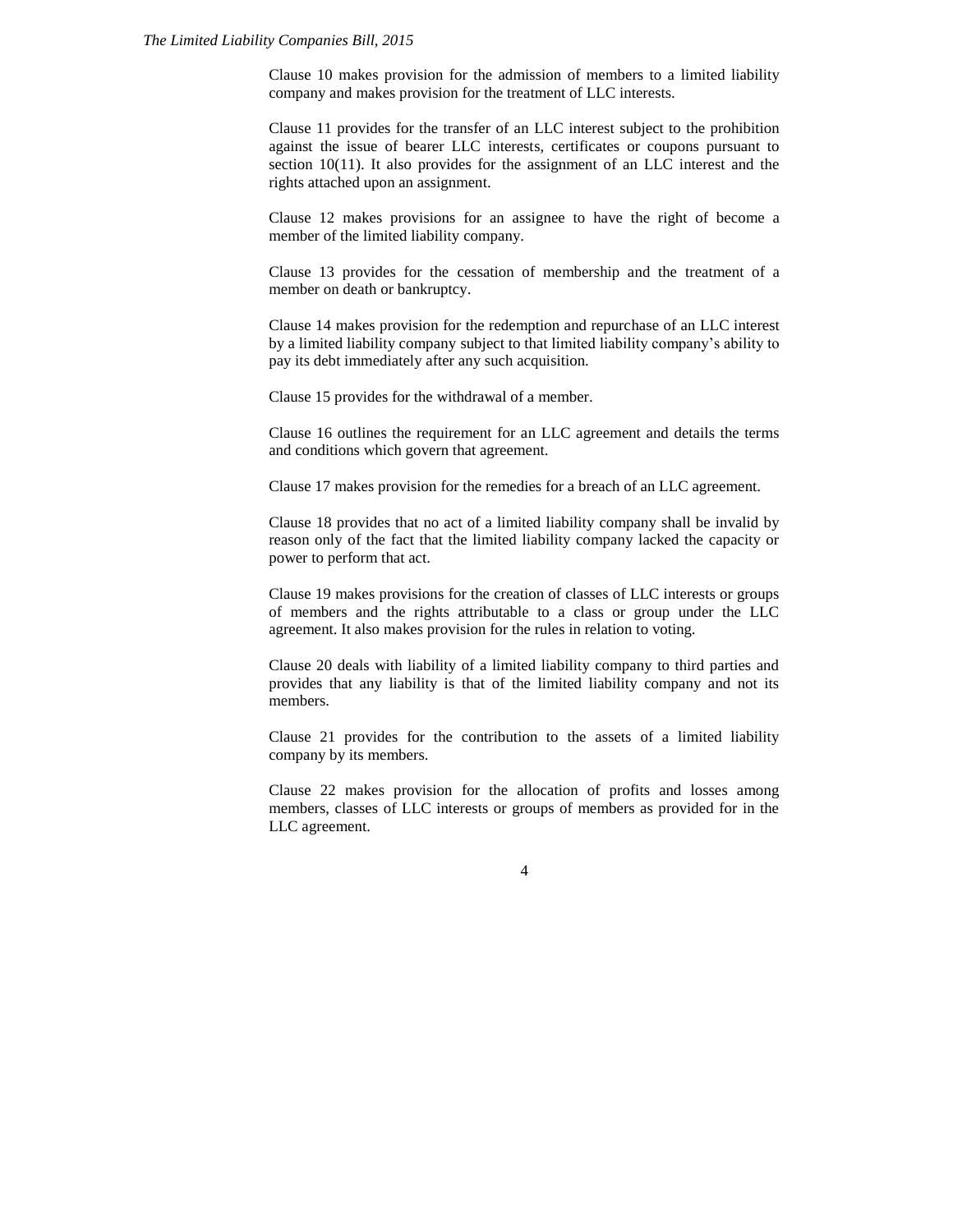Clause 10 makes provision for the admission of members to a limited liability company and makes provision for the treatment of LLC interests.

Clause 11 provides for the transfer of an LLC interest subject to the prohibition against the issue of bearer LLC interests, certificates or coupons pursuant to section 10(11). It also provides for the assignment of an LLC interest and the rights attached upon an assignment.

Clause 12 makes provisions for an assignee to have the right of become a member of the limited liability company.

Clause 13 provides for the cessation of membership and the treatment of a member on death or bankruptcy.

Clause 14 makes provision for the redemption and repurchase of an LLC interest by a limited liability company subject to that limited liability company's ability to pay its debt immediately after any such acquisition.

Clause 15 provides for the withdrawal of a member.

Clause 16 outlines the requirement for an LLC agreement and details the terms and conditions which govern that agreement.

Clause 17 makes provision for the remedies for a breach of an LLC agreement.

Clause 18 provides that no act of a limited liability company shall be invalid by reason only of the fact that the limited liability company lacked the capacity or power to perform that act.

Clause 19 makes provisions for the creation of classes of LLC interests or groups of members and the rights attributable to a class or group under the LLC agreement. It also makes provision for the rules in relation to voting.

Clause 20 deals with liability of a limited liability company to third parties and provides that any liability is that of the limited liability company and not its members.

Clause 21 provides for the contribution to the assets of a limited liability company by its members.

Clause 22 makes provision for the allocation of profits and losses among members, classes of LLC interests or groups of members as provided for in the LLC agreement.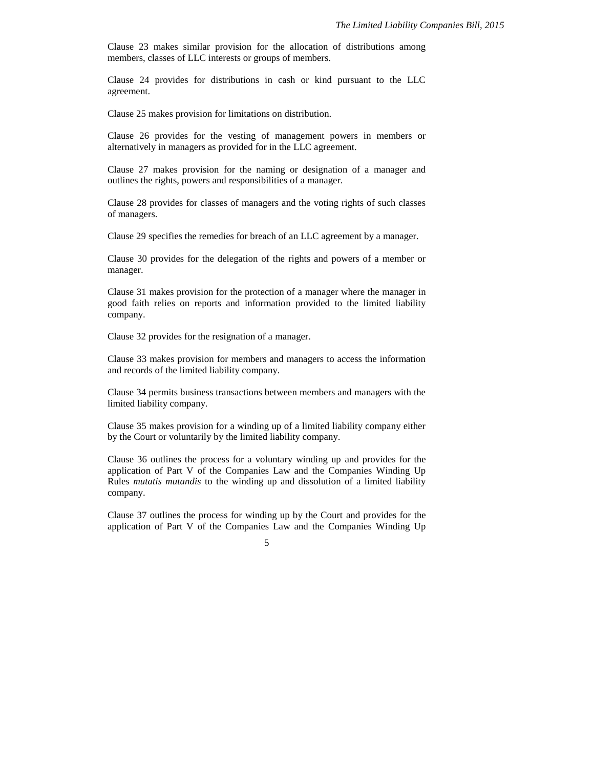Clause 23 makes similar provision for the allocation of distributions among members, classes of LLC interests or groups of members.

Clause 24 provides for distributions in cash or kind pursuant to the LLC agreement.

Clause 25 makes provision for limitations on distribution.

Clause 26 provides for the vesting of management powers in members or alternatively in managers as provided for in the LLC agreement.

Clause 27 makes provision for the naming or designation of a manager and outlines the rights, powers and responsibilities of a manager.

Clause 28 provides for classes of managers and the voting rights of such classes of managers.

Clause 29 specifies the remedies for breach of an LLC agreement by a manager.

Clause 30 provides for the delegation of the rights and powers of a member or manager.

Clause 31 makes provision for the protection of a manager where the manager in good faith relies on reports and information provided to the limited liability company.

Clause 32 provides for the resignation of a manager.

Clause 33 makes provision for members and managers to access the information and records of the limited liability company.

Clause 34 permits business transactions between members and managers with the limited liability company.

Clause 35 makes provision for a winding up of a limited liability company either by the Court or voluntarily by the limited liability company.

Clause 36 outlines the process for a voluntary winding up and provides for the application of Part V of the Companies Law and the Companies Winding Up Rules *mutatis mutandis* to the winding up and dissolution of a limited liability company.

Clause 37 outlines the process for winding up by the Court and provides for the application of Part V of the Companies Law and the Companies Winding Up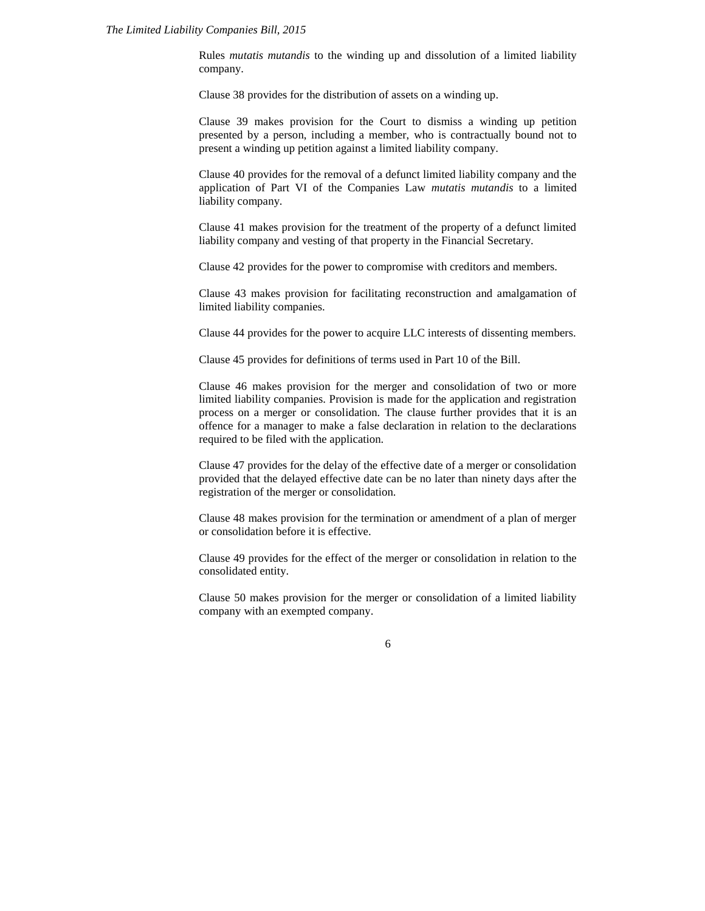Rules *mutatis mutandis* to the winding up and dissolution of a limited liability company.

Clause 38 provides for the distribution of assets on a winding up.

Clause 39 makes provision for the Court to dismiss a winding up petition presented by a person, including a member, who is contractually bound not to present a winding up petition against a limited liability company.

Clause 40 provides for the removal of a defunct limited liability company and the application of Part VI of the Companies Law *mutatis mutandis* to a limited liability company.

Clause 41 makes provision for the treatment of the property of a defunct limited liability company and vesting of that property in the Financial Secretary.

Clause 42 provides for the power to compromise with creditors and members.

Clause 43 makes provision for facilitating reconstruction and amalgamation of limited liability companies.

Clause 44 provides for the power to acquire LLC interests of dissenting members.

Clause 45 provides for definitions of terms used in Part 10 of the Bill.

Clause 46 makes provision for the merger and consolidation of two or more limited liability companies. Provision is made for the application and registration process on a merger or consolidation. The clause further provides that it is an offence for a manager to make a false declaration in relation to the declarations required to be filed with the application.

Clause 47 provides for the delay of the effective date of a merger or consolidation provided that the delayed effective date can be no later than ninety days after the registration of the merger or consolidation.

Clause 48 makes provision for the termination or amendment of a plan of merger or consolidation before it is effective.

Clause 49 provides for the effect of the merger or consolidation in relation to the consolidated entity.

Clause 50 makes provision for the merger or consolidation of a limited liability company with an exempted company.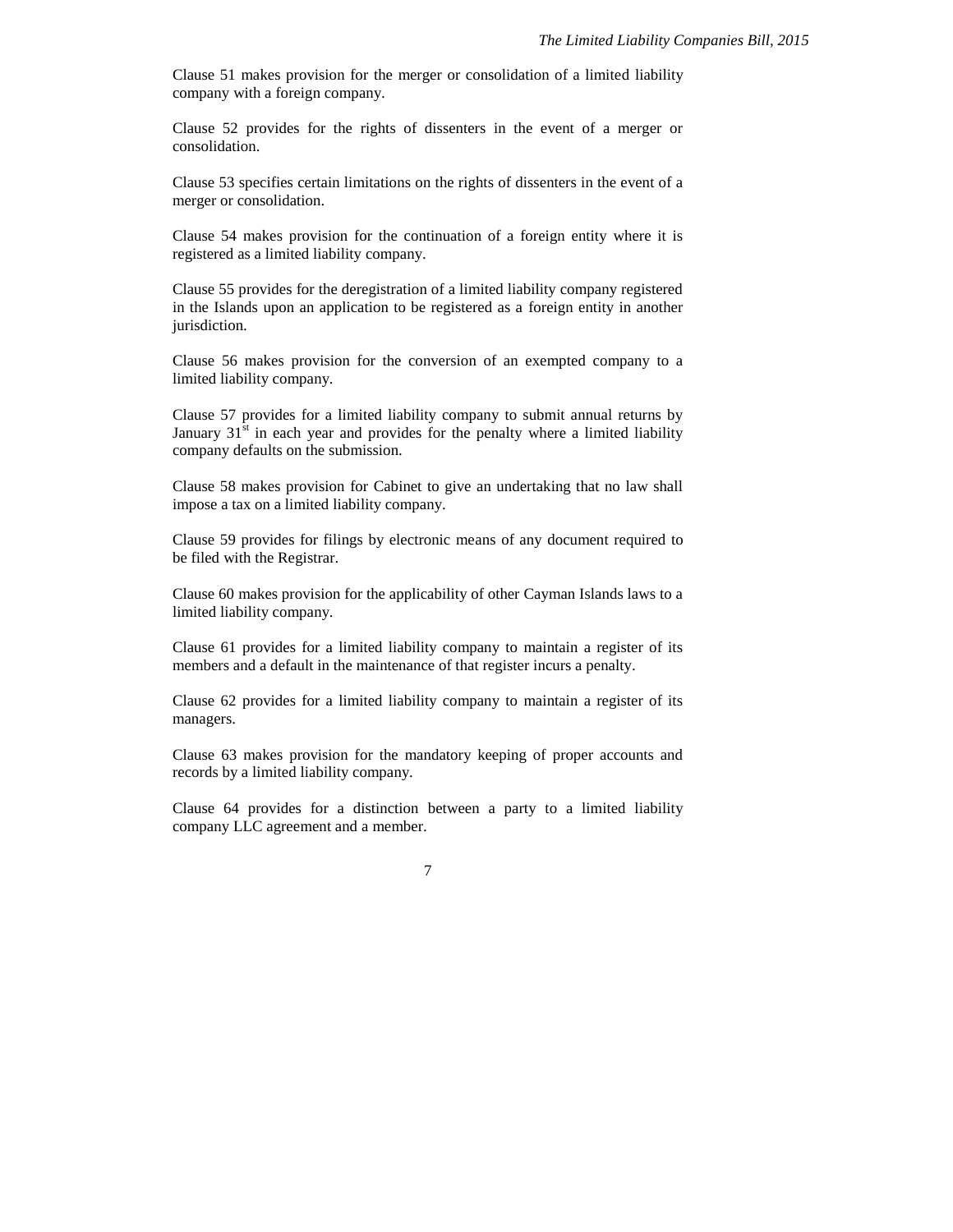Clause 51 makes provision for the merger or consolidation of a limited liability company with a foreign company.

Clause 52 provides for the rights of dissenters in the event of a merger or consolidation.

Clause 53 specifies certain limitations on the rights of dissenters in the event of a merger or consolidation.

Clause 54 makes provision for the continuation of a foreign entity where it is registered as a limited liability company.

Clause 55 provides for the deregistration of a limited liability company registered in the Islands upon an application to be registered as a foreign entity in another jurisdiction.

Clause 56 makes provision for the conversion of an exempted company to a limited liability company.

Clause 57 provides for a limited liability company to submit annual returns by January 31st in each year and provides for the penalty where a limited liability company defaults on the submission.

Clause 58 makes provision for Cabinet to give an undertaking that no law shall impose a tax on a limited liability company.

Clause 59 provides for filings by electronic means of any document required to be filed with the Registrar.

Clause 60 makes provision for the applicability of other Cayman Islands laws to a limited liability company.

Clause 61 provides for a limited liability company to maintain a register of its members and a default in the maintenance of that register incurs a penalty.

Clause 62 provides for a limited liability company to maintain a register of its managers.

Clause 63 makes provision for the mandatory keeping of proper accounts and records by a limited liability company.

Clause 64 provides for a distinction between a party to a limited liability company LLC agreement and a member.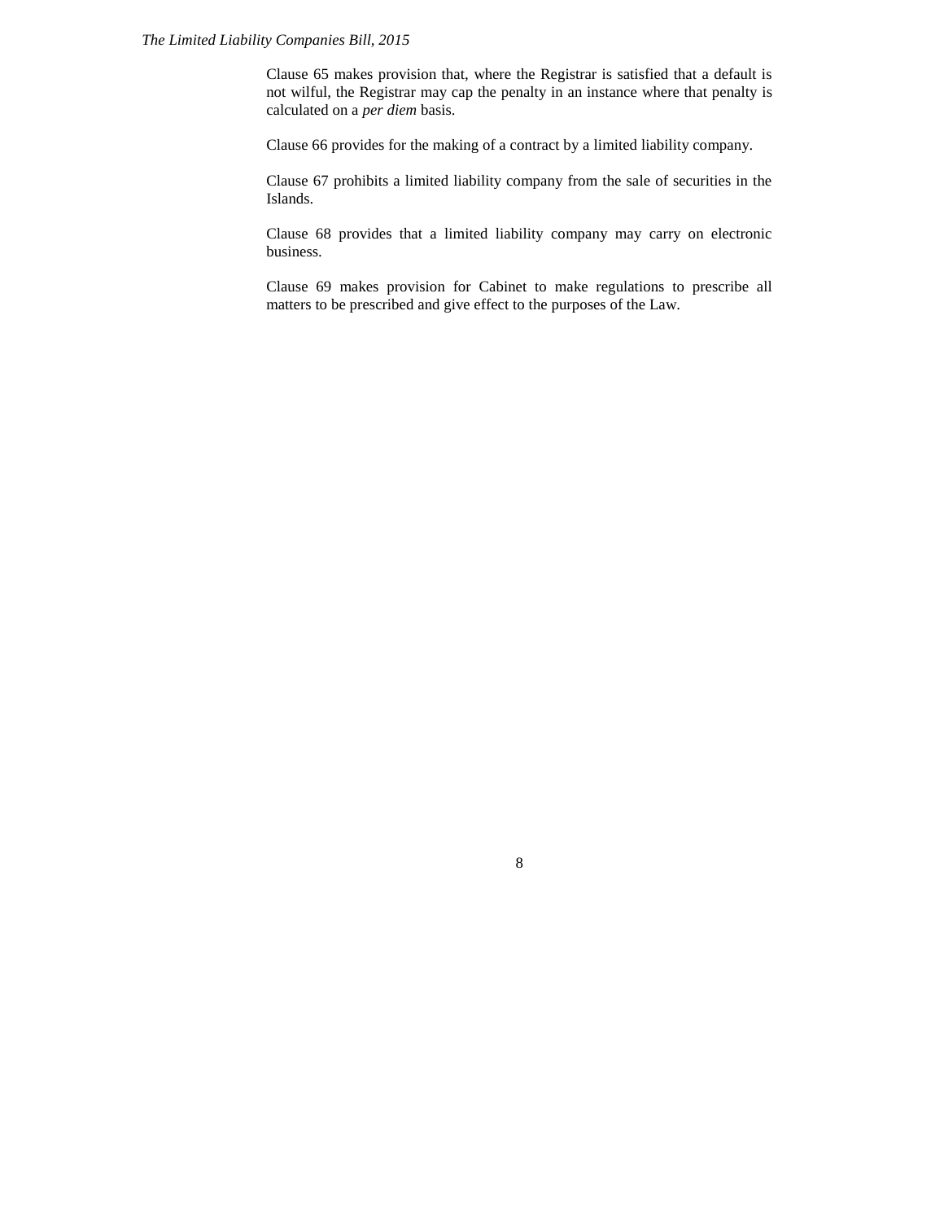Clause 65 makes provision that, where the Registrar is satisfied that a default is not wilful, the Registrar may cap the penalty in an instance where that penalty is calculated on a *per diem* basis.

Clause 66 provides for the making of a contract by a limited liability company.

Clause 67 prohibits a limited liability company from the sale of securities in the Islands.

Clause 68 provides that a limited liability company may carry on electronic business.

Clause 69 makes provision for Cabinet to make regulations to prescribe all matters to be prescribed and give effect to the purposes of the Law.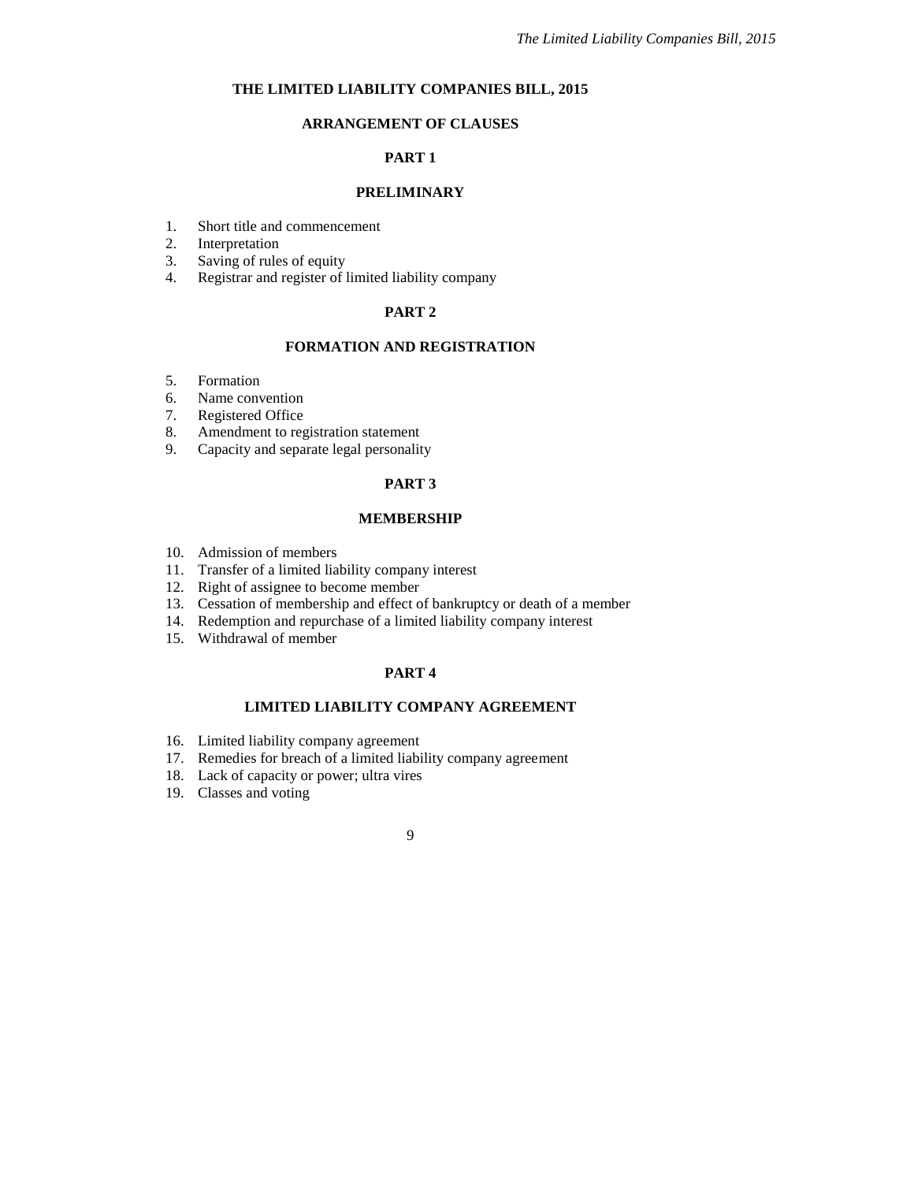# THE LIMITED LIABILITY COMPANIES BILL, 2015

## ARRANGEMENT OF CLAUSES

## PART 1

## PRELIMINARY

1. Short title and commencement
2. Interpretation
3. Saving of rules of equity
4. Registrar and register of limited liability company

## PART 2

## FORMATION AND REGISTRATION

5. Formation
6. Name convention
7. Registered Office
8. Amendment to registration statement
9. Capacity and separate legal personality

## PART 3

## MEMBERSHIP

10. Admission of members
11. Transfer of a limited liability company interest
12. Right of assignee to become member
13. Cessation of membership and effect of bankruptcy or death of a member
14. Redemption and repurchase of a limited liability company interest
15. Withdrawal of member

## PART 4

## LIMITED LIABILITY COMPANY AGREEMENT

16. Limited liability company agreement
17. Remedies for breach of a limited liability company agreement
18. Lack of capacity or power; ultra vires
19. Classes and voting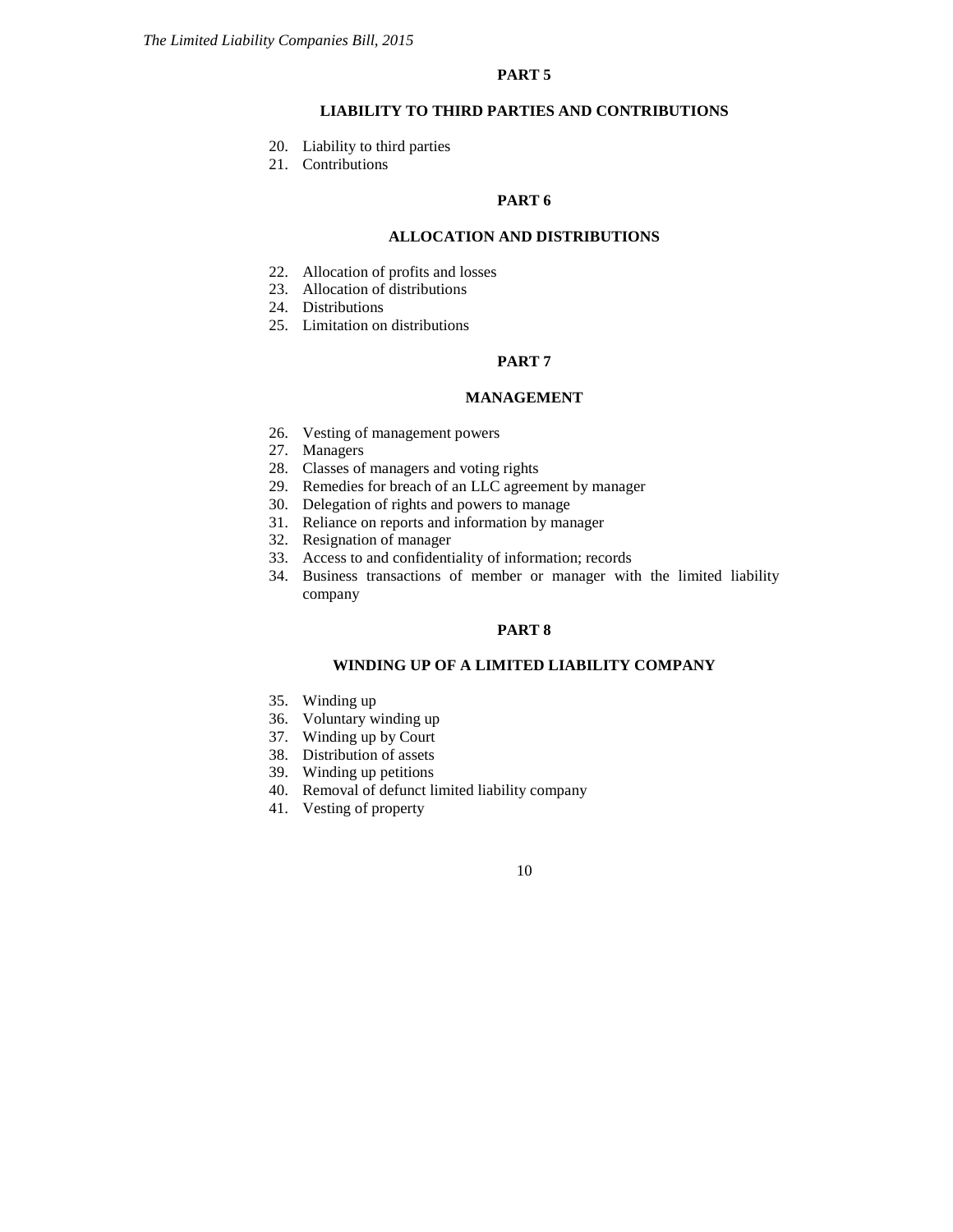## PART 5

### LIABILITY TO THIRD PARTIES AND CONTRIBUTIONS

20. Liability to third parties
21. Contributions

## PART 6

### ALLOCATION AND DISTRIBUTIONS

22. Allocation of profits and losses
23. Allocation of distributions
24. Distributions
25. Limitation on distributions

## PART 7

### MANAGEMENT

26. Vesting of management powers
27. Managers
28. Classes of managers and voting rights
29. Remedies for breach of an LLC agreement by manager
30. Delegation of rights and powers to manage
31. Reliance on reports and information by manager
32. Resignation of manager
33. Access to and confidentiality of information; records
34. Business transactions of member or manager with the limited liability company

## PART 8

### WINDING UP OF A LIMITED LIABILITY COMPANY

35. Winding up
36. Voluntary winding up
37. Winding up by Court
38. Distribution of assets
39. Winding up petitions
40. Removal of defunct limited liability company
41. Vesting of property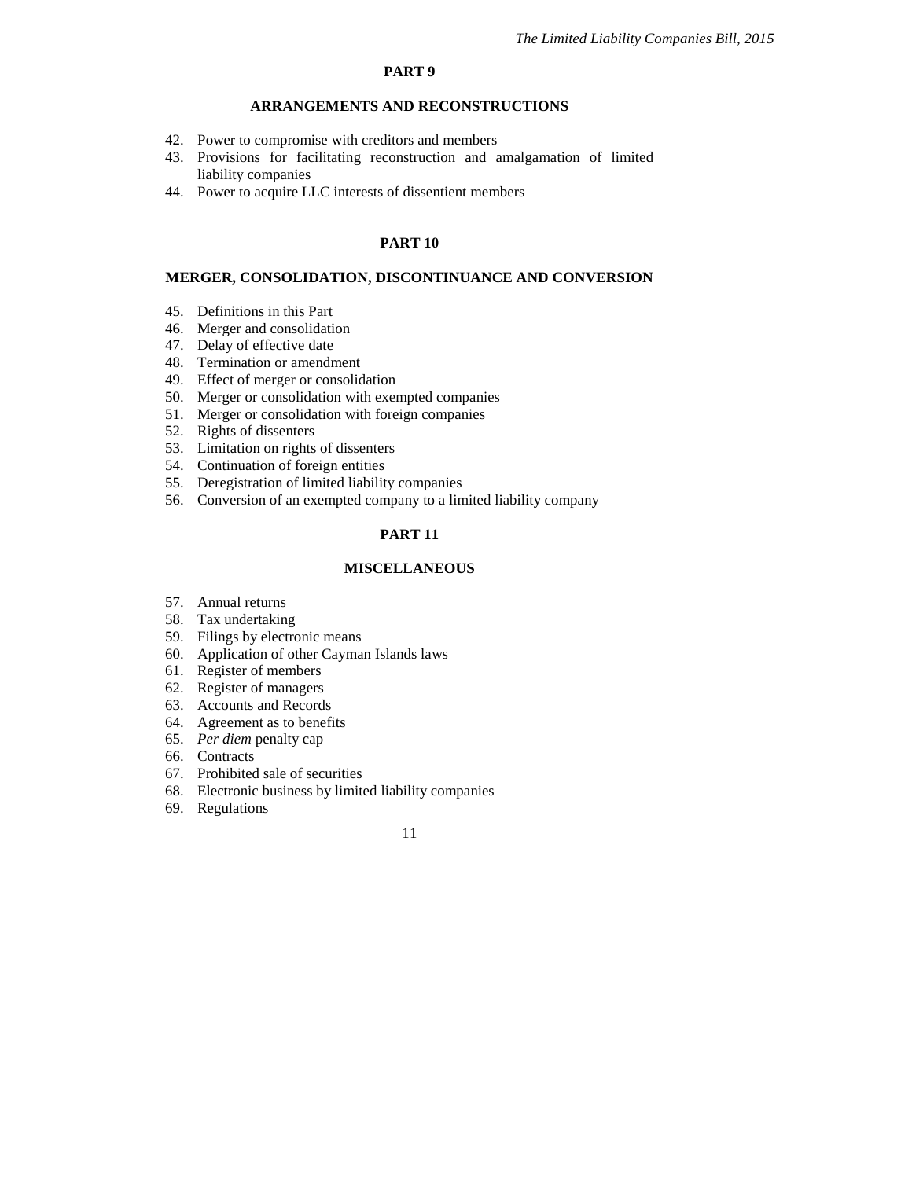## PART 9

### ARRANGEMENTS AND RECONSTRUCTIONS

42. Power to compromise with creditors and members
43. Provisions for facilitating reconstruction and amalgamation of limited liability companies
44. Power to acquire LLC interests of dissentient members

## PART 10

### MERGER, CONSOLIDATION, DISCONTINUANCE AND CONVERSION

45. Definitions in this Part
46. Merger and consolidation
47. Delay of effective date
48. Termination or amendment
49. Effect of merger or consolidation
50. Merger or consolidation with exempted companies
51. Merger or consolidation with foreign companies
52. Rights of dissenters
53. Limitation on rights of dissenters
54. Continuation of foreign entities
55. Deregistration of limited liability companies
56. Conversion of an exempted company to a limited liability company

## PART 11

### MISCELLANEOUS

57. Annual returns
58. Tax undertaking
59. Filings by electronic means
60. Application of other Cayman Islands laws
61. Register of members
62. Register of managers
63. Accounts and Records
64. Agreement as to benefits
65. *Per diem* penalty cap
66. Contracts
67. Prohibited sale of securities
68. Electronic business by limited liability companies
69. Regulations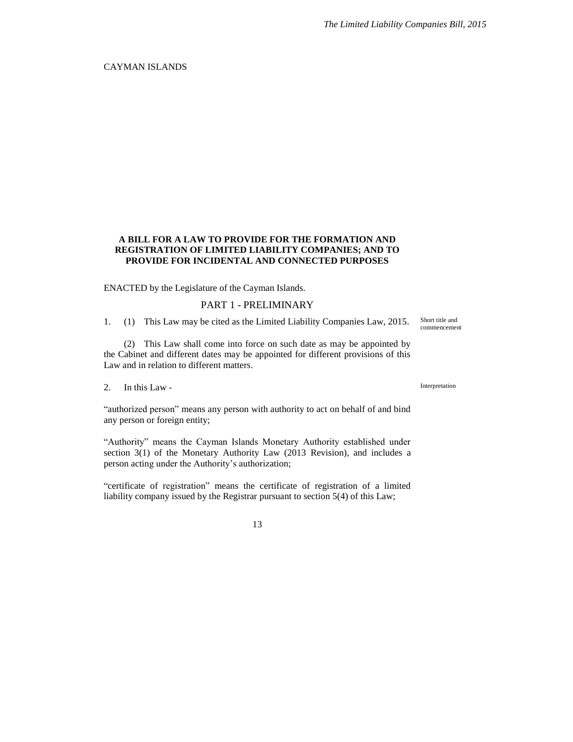CAYMAN ISLANDS

**A BILL FOR A LAW TO PROVIDE FOR THE FORMATION AND REGISTRATION OF LIMITED LIABILITY COMPANIES; AND TO PROVIDE FOR INCIDENTAL AND CONNECTED PURPOSES**

ENACTED by the Legislature of the Cayman Islands.

## PART 1 - PRELIMINARY

1. (1) This Law may be cited as the Limited Liability Companies Law, 2015. *Short title and commencement*

(2) This Law shall come into force on such date as may be appointed by the Cabinet and different dates may be appointed for different provisions of this Law and in relation to different matters.

2. In this Law - *Interpretation*

"authorized person" means any person with authority to act on behalf of and bind any person or foreign entity;

"Authority" means the Cayman Islands Monetary Authority established under section 3(1) of the Monetary Authority Law (2013 Revision), and includes a person acting under the Authority's authorization;

"certificate of registration" means the certificate of registration of a limited liability company issued by the Registrar pursuant to section 5(4) of this Law;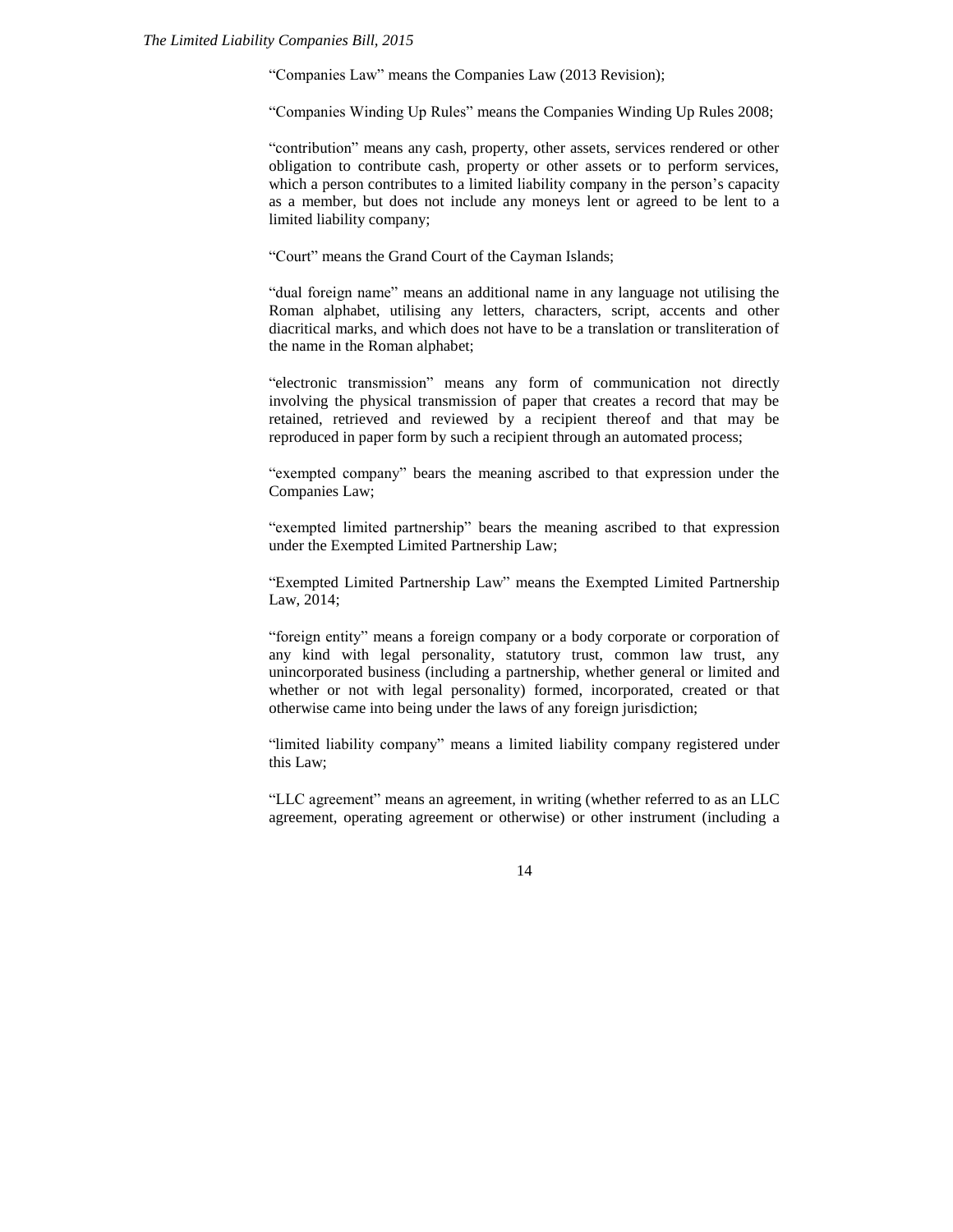"Companies Law" means the Companies Law (2013 Revision);

"Companies Winding Up Rules" means the Companies Winding Up Rules 2008;

"contribution" means any cash, property, other assets, services rendered or other obligation to contribute cash, property or other assets or to perform services, which a person contributes to a limited liability company in the person's capacity as a member, but does not include any moneys lent or agreed to be lent to a limited liability company;

"Court" means the Grand Court of the Cayman Islands;

"dual foreign name" means an additional name in any language not utilising the Roman alphabet, utilising any letters, characters, script, accents and other diacritical marks, and which does not have to be a translation or transliteration of the name in the Roman alphabet;

"electronic transmission" means any form of communication not directly involving the physical transmission of paper that creates a record that may be retained, retrieved and reviewed by a recipient thereof and that may be reproduced in paper form by such a recipient through an automated process;

"exempted company" bears the meaning ascribed to that expression under the Companies Law;

"exempted limited partnership" bears the meaning ascribed to that expression under the Exempted Limited Partnership Law;

"Exempted Limited Partnership Law" means the Exempted Limited Partnership Law, 2014;

"foreign entity" means a foreign company or a body corporate or corporation of any kind with legal personality, statutory trust, common law trust, any unincorporated business (including a partnership, whether general or limited and whether or not with legal personality) formed, incorporated, created or that otherwise came into being under the laws of any foreign jurisdiction;

"limited liability company" means a limited liability company registered under this Law;

"LLC agreement" means an agreement, in writing (whether referred to as an LLC agreement, operating agreement or otherwise) or other instrument (including a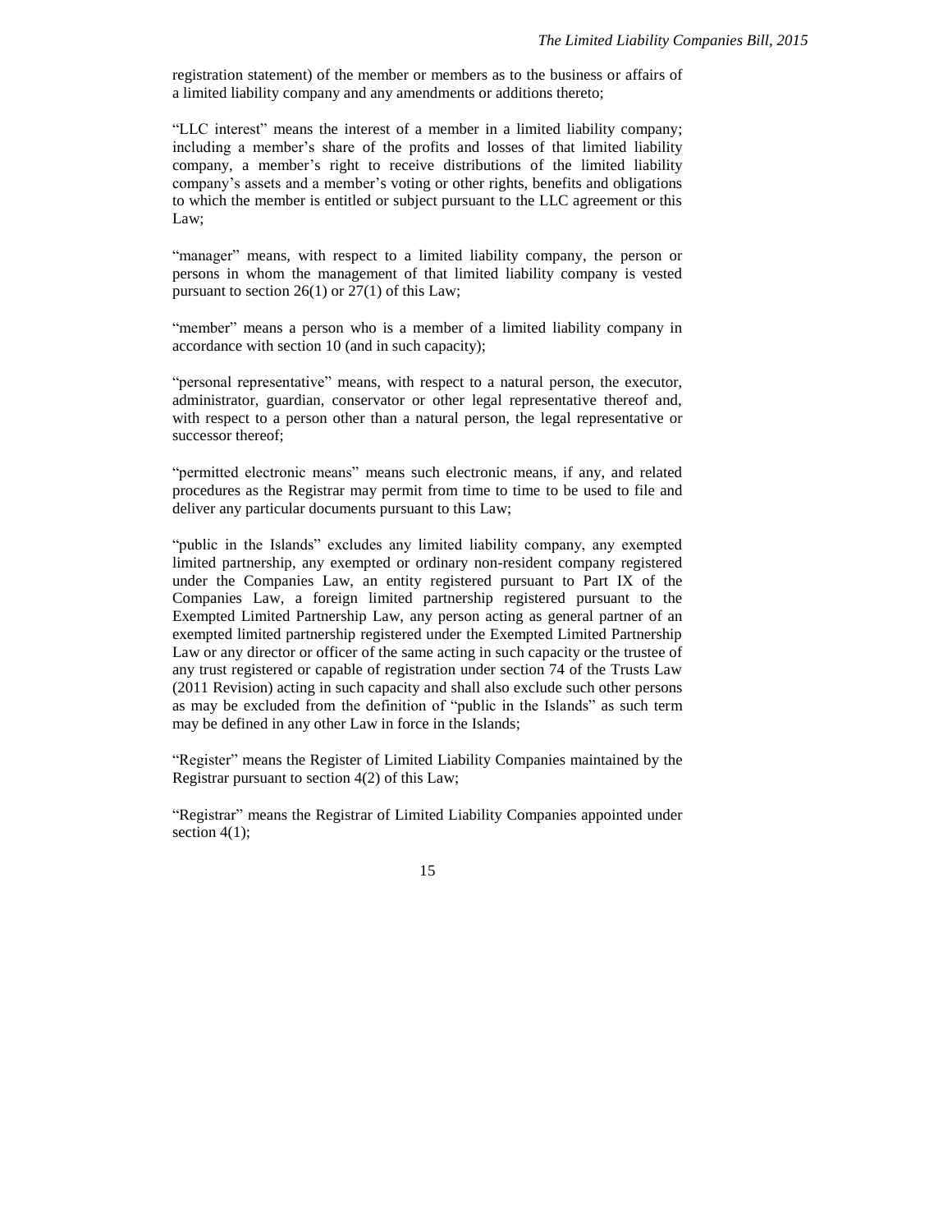registration statement) of the member or members as to the business or affairs of a limited liability company and any amendments or additions thereto;

"LLC interest" means the interest of a member in a limited liability company; including a member's share of the profits and losses of that limited liability company, a member's right to receive distributions of the limited liability company's assets and a member's voting or other rights, benefits and obligations to which the member is entitled or subject pursuant to the LLC agreement or this Law;

"manager" means, with respect to a limited liability company, the person or persons in whom the management of that limited liability company is vested pursuant to section 26(1) or 27(1) of this Law;

"member" means a person who is a member of a limited liability company in accordance with section 10 (and in such capacity);

"personal representative" means, with respect to a natural person, the executor, administrator, guardian, conservator or other legal representative thereof and, with respect to a person other than a natural person, the legal representative or successor thereof;

"permitted electronic means" means such electronic means, if any, and related procedures as the Registrar may permit from time to time to be used to file and deliver any particular documents pursuant to this Law;

"public in the Islands" excludes any limited liability company, any exempted limited partnership, any exempted or ordinary non-resident company registered under the Companies Law, an entity registered pursuant to Part IX of the Companies Law, a foreign limited partnership registered pursuant to the Exempted Limited Partnership Law, any person acting as general partner of an exempted limited partnership registered under the Exempted Limited Partnership Law or any director or officer of the same acting in such capacity or the trustee of any trust registered or capable of registration under section 74 of the Trusts Law (2011 Revision) acting in such capacity and shall also exclude such other persons as may be excluded from the definition of "public in the Islands" as such term may be defined in any other Law in force in the Islands;

"Register" means the Register of Limited Liability Companies maintained by the Registrar pursuant to section 4(2) of this Law;

"Registrar" means the Registrar of Limited Liability Companies appointed under section 4(1);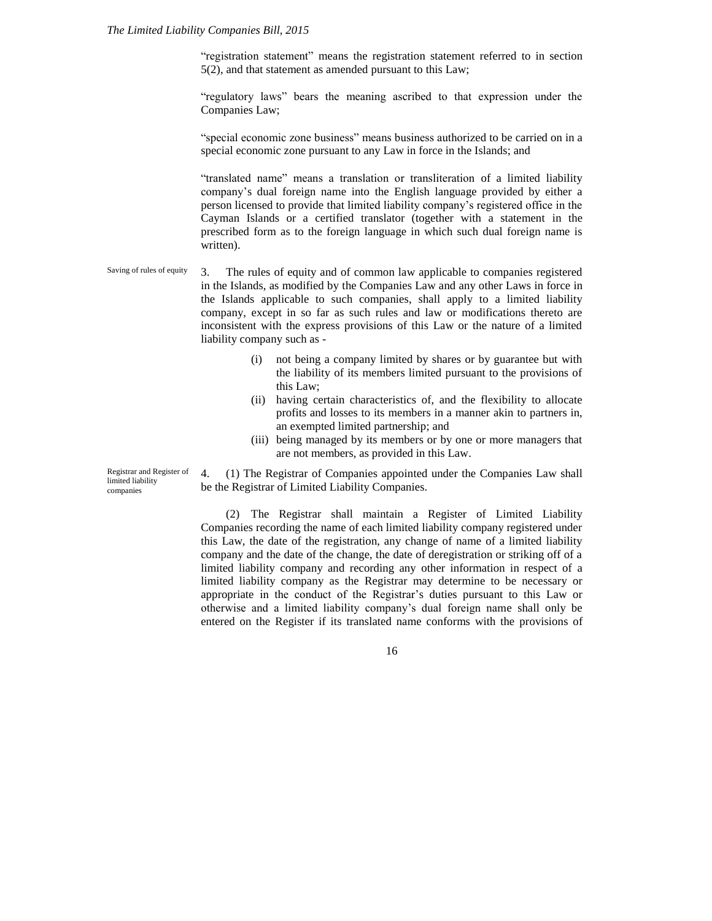"registration statement" means the registration statement referred to in section 5(2), and that statement as amended pursuant to this Law;

"regulatory laws" bears the meaning ascribed to that expression under the Companies Law;

"special economic zone business" means business authorized to be carried on in a special economic zone pursuant to any Law in force in the Islands; and

"translated name" means a translation or transliteration of a limited liability company's dual foreign name into the English language provided by either a person licensed to provide that limited liability company's registered office in the Cayman Islands or a certified translator (together with a statement in the prescribed form as to the foreign language in which such dual foreign name is written).

Saving of rules of equity

3. The rules of equity and of common law applicable to companies registered in the Islands, as modified by the Companies Law and any other Laws in force in the Islands applicable to such companies, shall apply to a limited liability company, except in so far as such rules and law or modifications thereto are inconsistent with the express provisions of this Law or the nature of a limited liability company such as -

(i) not being a company limited by shares or by guarantee but with the liability of its members limited pursuant to the provisions of this Law;
(ii) having certain characteristics of, and the flexibility to allocate profits and losses to its members in a manner akin to partners in, an exempted limited partnership; and
(iii) being managed by its members or by one or more managers that are not members, as provided in this Law.

Registrar and Register of limited liability companies

4. (1) The Registrar of Companies appointed under the Companies Law shall be the Registrar of Limited Liability Companies.

(2) The Registrar shall maintain a Register of Limited Liability Companies recording the name of each limited liability company registered under this Law, the date of the registration, any change of name of a limited liability company and the date of the change, the date of deregistration or striking off of a limited liability company and recording any other information in respect of a limited liability company as the Registrar may determine to be necessary or appropriate in the conduct of the Registrar's duties pursuant to this Law or otherwise and a limited liability company's dual foreign name shall only be entered on the Register if its translated name conforms with the provisions of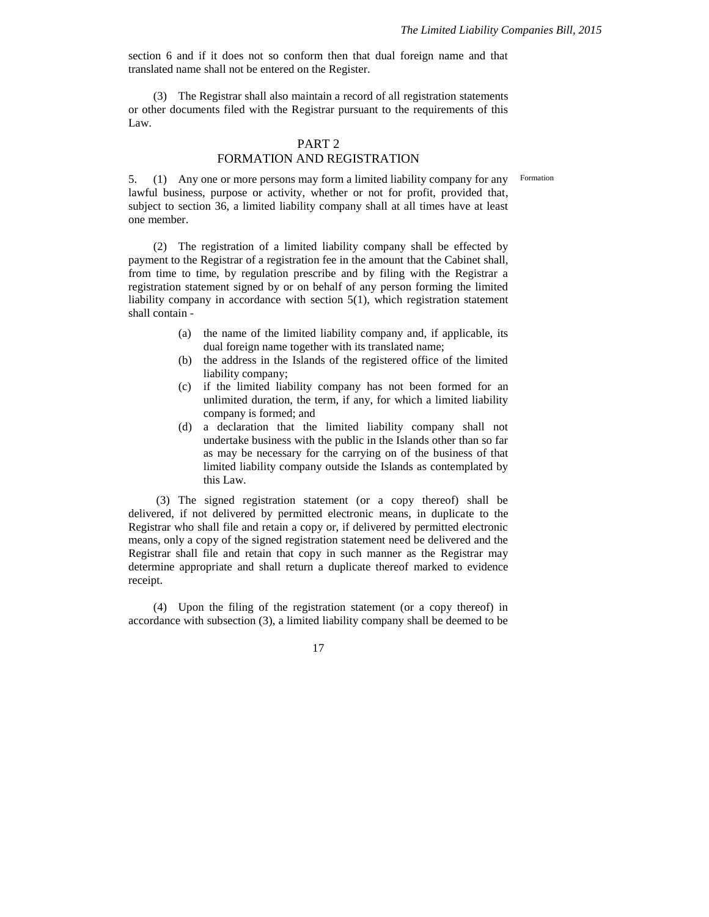section 6 and if it does not so conform then that dual foreign name and that translated name shall not be entered on the Register.

(3) The Registrar shall also maintain a record of all registration statements or other documents filed with the Registrar pursuant to the requirements of this Law.

## PART 2
## FORMATION AND REGISTRATION

Formation

5. (1) Any one or more persons may form a limited liability company for any lawful business, purpose or activity, whether or not for profit, provided that, subject to section 36, a limited liability company shall at all times have at least one member.

(2) The registration of a limited liability company shall be effected by payment to the Registrar of a registration fee in the amount that the Cabinet shall, from time to time, by regulation prescribe and by filing with the Registrar a registration statement signed by or on behalf of any person forming the limited liability company in accordance with section 5(1), which registration statement shall contain -

(a) the name of the limited liability company and, if applicable, its dual foreign name together with its translated name;

(b) the address in the Islands of the registered office of the limited liability company;

(c) if the limited liability company has not been formed for an unlimited duration, the term, if any, for which a limited liability company is formed; and

(d) a declaration that the limited liability company shall not undertake business with the public in the Islands other than so far as may be necessary for the carrying on of the business of that limited liability company outside the Islands as contemplated by this Law.

(3) The signed registration statement (or a copy thereof) shall be delivered, if not delivered by permitted electronic means, in duplicate to the Registrar who shall file and retain a copy or, if delivered by permitted electronic means, only a copy of the signed registration statement need be delivered and the Registrar shall file and retain that copy in such manner as the Registrar may determine appropriate and shall return a duplicate thereof marked to evidence receipt.

(4) Upon the filing of the registration statement (or a copy thereof) in accordance with subsection (3), a limited liability company shall be deemed to be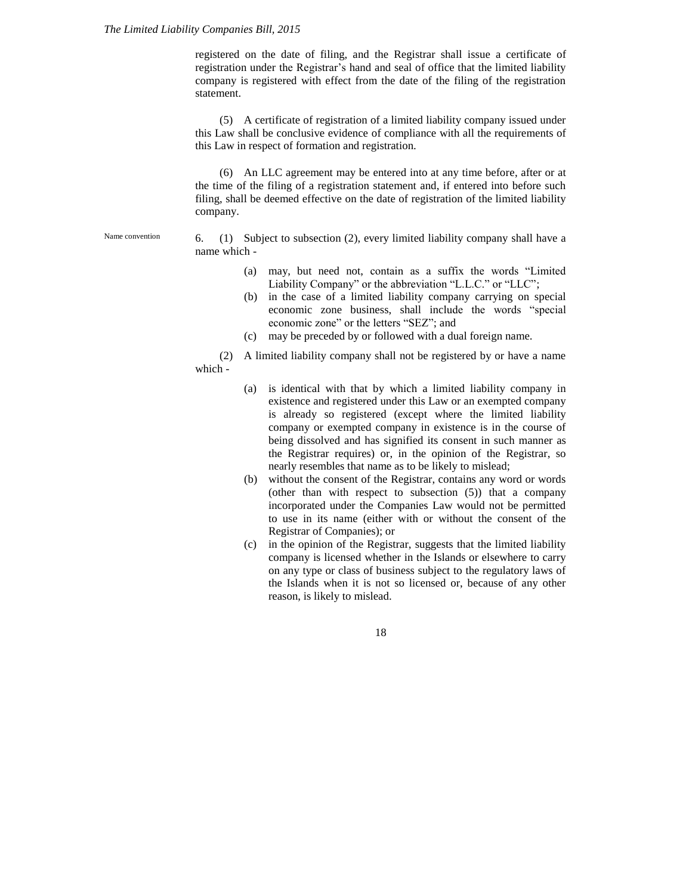registered on the date of filing, and the Registrar shall issue a certificate of registration under the Registrar's hand and seal of office that the limited liability company is registered with effect from the date of the filing of the registration statement.

(5) A certificate of registration of a limited liability company issued under this Law shall be conclusive evidence of compliance with all the requirements of this Law in respect of formation and registration.

(6) An LLC agreement may be entered into at any time before, after or at the time of the filing of a registration statement and, if entered into before such filing, shall be deemed effective on the date of registration of the limited liability company.

Name convention

6. (1) Subject to subsection (2), every limited liability company shall have a name which -

(a) may, but need not, contain as a suffix the words "Limited Liability Company" or the abbreviation "L.L.C." or "LLC";
(b) in the case of a limited liability company carrying on special economic zone business, shall include the words "special economic zone" or the letters "SEZ"; and
(c) may be preceded by or followed with a dual foreign name.

(2) A limited liability company shall not be registered by or have a name which -

(a) is identical with that by which a limited liability company in existence and registered under this Law or an exempted company is already so registered (except where the limited liability company or exempted company in existence is in the course of being dissolved and has signified its consent in such manner as the Registrar requires) or, in the opinion of the Registrar, so nearly resembles that name as to be likely to mislead;
(b) without the consent of the Registrar, contains any word or words (other than with respect to subsection (5)) that a company incorporated under the Companies Law would not be permitted to use in its name (either with or without the consent of the Registrar of Companies); or
(c) in the opinion of the Registrar, suggests that the limited liability company is licensed whether in the Islands or elsewhere to carry on any type or class of business subject to the regulatory laws of the Islands when it is not so licensed or, because of any other reason, is likely to mislead.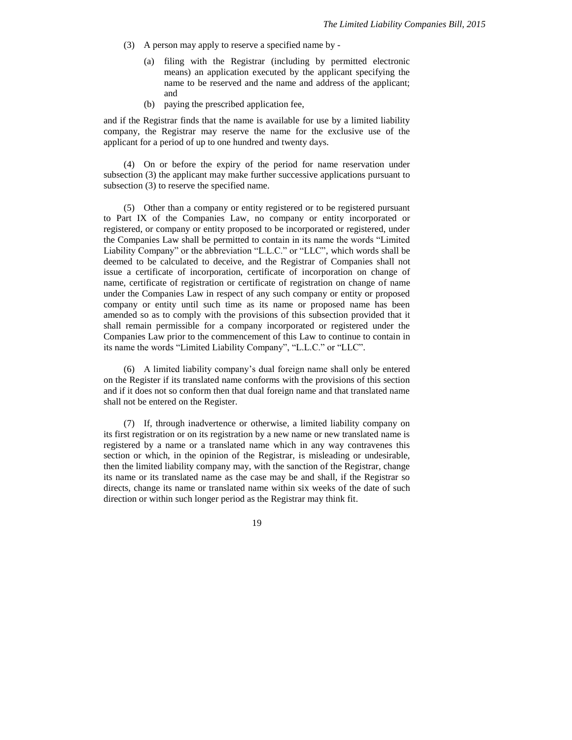(3) A person may apply to reserve a specified name by -

(a) filing with the Registrar (including by permitted electronic means) an application executed by the applicant specifying the name to be reserved and the name and address of the applicant; and

(b) paying the prescribed application fee,

and if the Registrar finds that the name is available for use by a limited liability company, the Registrar may reserve the name for the exclusive use of the applicant for a period of up to one hundred and twenty days.

(4) On or before the expiry of the period for name reservation under subsection (3) the applicant may make further successive applications pursuant to subsection (3) to reserve the specified name.

(5) Other than a company or entity registered or to be registered pursuant to Part IX of the Companies Law, no company or entity incorporated or registered, or company or entity proposed to be incorporated or registered, under the Companies Law shall be permitted to contain in its name the words "Limited Liability Company" or the abbreviation "L.L.C." or "LLC", which words shall be deemed to be calculated to deceive, and the Registrar of Companies shall not issue a certificate of incorporation, certificate of incorporation on change of name, certificate of registration or certificate of registration on change of name under the Companies Law in respect of any such company or entity or proposed company or entity until such time as its name or proposed name has been amended so as to comply with the provisions of this subsection provided that it shall remain permissible for a company incorporated or registered under the Companies Law prior to the commencement of this Law to continue to contain in its name the words "Limited Liability Company", "L.L.C." or "LLC".

(6) A limited liability company's dual foreign name shall only be entered on the Register if its translated name conforms with the provisions of this section and if it does not so conform then that dual foreign name and that translated name shall not be entered on the Register.

(7) If, through inadvertence or otherwise, a limited liability company on its first registration or on its registration by a new name or new translated name is registered by a name or a translated name which in any way contravenes this section or which, in the opinion of the Registrar, is misleading or undesirable, then the limited liability company may, with the sanction of the Registrar, change its name or its translated name as the case may be and shall, if the Registrar so directs, change its name or translated name within six weeks of the date of such direction or within such longer period as the Registrar may think fit.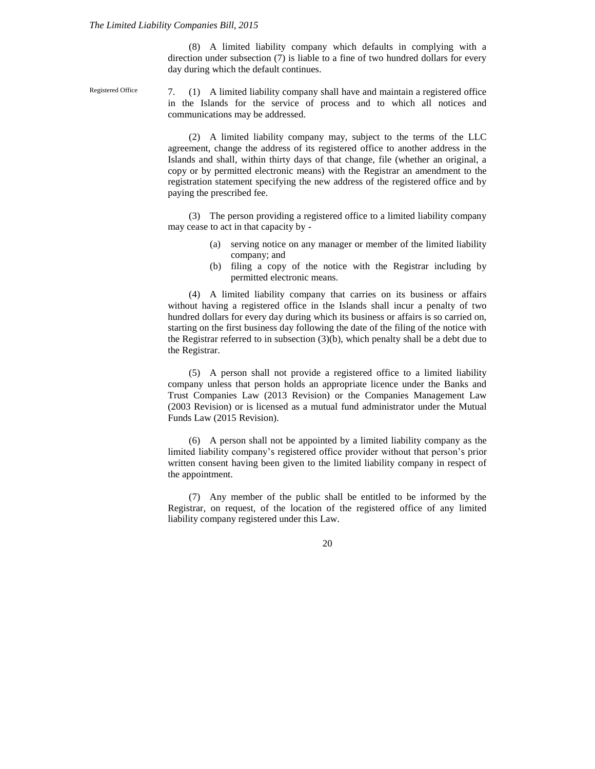(8) A limited liability company which defaults in complying with a direction under subsection (7) is liable to a fine of two hundred dollars for every day during which the default continues.

Registered Office

7. (1) A limited liability company shall have and maintain a registered office in the Islands for the service of process and to which all notices and communications may be addressed.

(2) A limited liability company may, subject to the terms of the LLC agreement, change the address of its registered office to another address in the Islands and shall, within thirty days of that change, file (whether an original, a copy or by permitted electronic means) with the Registrar an amendment to the registration statement specifying the new address of the registered office and by paying the prescribed fee.

(3) The person providing a registered office to a limited liability company may cease to act in that capacity by -

(a) serving notice on any manager or member of the limited liability company; and

(b) filing a copy of the notice with the Registrar including by permitted electronic means.

(4) A limited liability company that carries on its business or affairs without having a registered office in the Islands shall incur a penalty of two hundred dollars for every day during which its business or affairs is so carried on, starting on the first business day following the date of the filing of the notice with the Registrar referred to in subsection (3)(b), which penalty shall be a debt due to the Registrar.

(5) A person shall not provide a registered office to a limited liability company unless that person holds an appropriate licence under the Banks and Trust Companies Law (2013 Revision) or the Companies Management Law (2003 Revision) or is licensed as a mutual fund administrator under the Mutual Funds Law (2015 Revision).

(6) A person shall not be appointed by a limited liability company as the limited liability company's registered office provider without that person's prior written consent having been given to the limited liability company in respect of the appointment.

(7) Any member of the public shall be entitled to be informed by the Registrar, on request, of the location of the registered office of any limited liability company registered under this Law.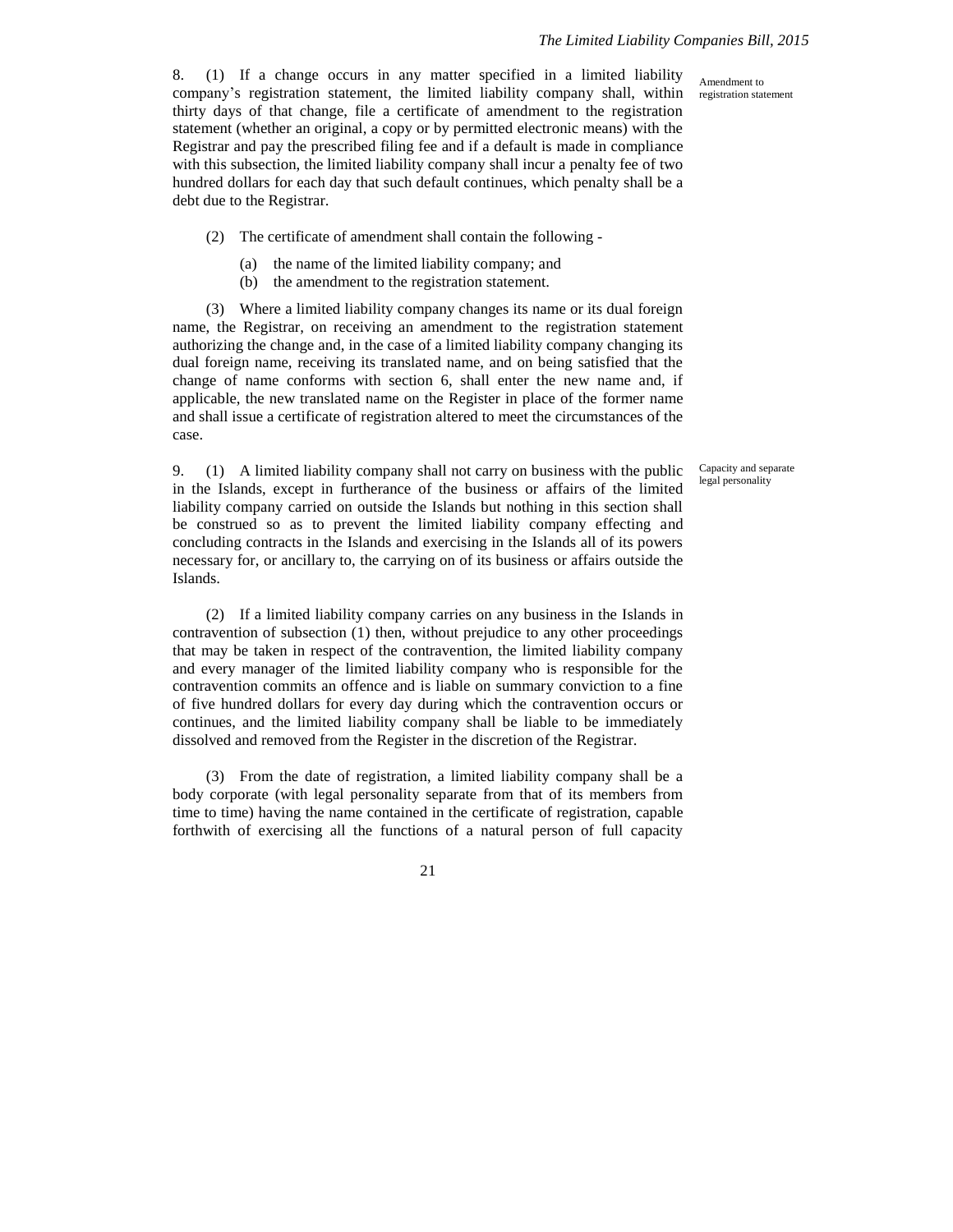8. (1) If a change occurs in any matter specified in a limited liability company's registration statement, the limited liability company shall, within thirty days of that change, file a certificate of amendment to the registration statement (whether an original, a copy or by permitted electronic means) with the Registrar and pay the prescribed filing fee and if a default is made in compliance with this subsection, the limited liability company shall incur a penalty fee of two hundred dollars for each day that such default continues, which penalty shall be a debt due to the Registrar.

Amendment to registration statement

(2) The certificate of amendment shall contain the following -

(a) the name of the limited liability company; and
(b) the amendment to the registration statement.

(3) Where a limited liability company changes its name or its dual foreign name, the Registrar, on receiving an amendment to the registration statement authorizing the change and, in the case of a limited liability company changing its dual foreign name, receiving its translated name, and on being satisfied that the change of name conforms with section 6, shall enter the new name and, if applicable, the new translated name on the Register in place of the former name and shall issue a certificate of registration altered to meet the circumstances of the case.

9. (1) A limited liability company shall not carry on business with the public in the Islands, except in furtherance of the business or affairs of the limited liability company carried on outside the Islands but nothing in this section shall be construed so as to prevent the limited liability company effecting and concluding contracts in the Islands and exercising in the Islands all of its powers necessary for, or ancillary to, the carrying on of its business or affairs outside the Islands.

Capacity and separate legal personality

(2) If a limited liability company carries on any business in the Islands in contravention of subsection (1) then, without prejudice to any other proceedings that may be taken in respect of the contravention, the limited liability company and every manager of the limited liability company who is responsible for the contravention commits an offence and is liable on summary conviction to a fine of five hundred dollars for every day during which the contravention occurs or continues, and the limited liability company shall be liable to be immediately dissolved and removed from the Register in the discretion of the Registrar.

(3) From the date of registration, a limited liability company shall be a body corporate (with legal personality separate from that of its members from time to time) having the name contained in the certificate of registration, capable forthwith of exercising all the functions of a natural person of full capacity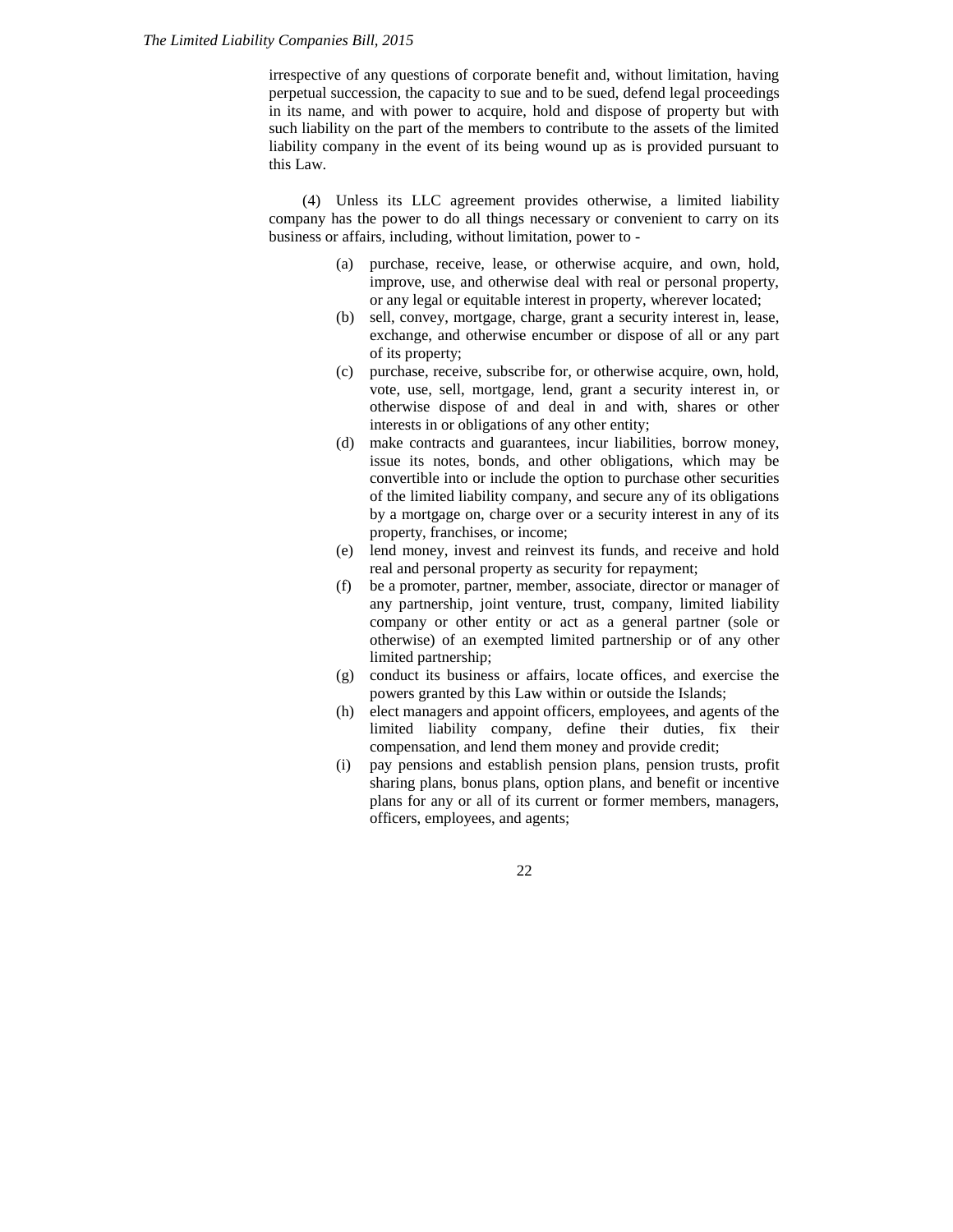irrespective of any questions of corporate benefit and, without limitation, having perpetual succession, the capacity to sue and to be sued, defend legal proceedings in its name, and with power to acquire, hold and dispose of property but with such liability on the part of the members to contribute to the assets of the limited liability company in the event of its being wound up as is provided pursuant to this Law.

(4) Unless its LLC agreement provides otherwise, a limited liability company has the power to do all things necessary or convenient to carry on its business or affairs, including, without limitation, power to -

- (a) purchase, receive, lease, or otherwise acquire, and own, hold, improve, use, and otherwise deal with real or personal property, or any legal or equitable interest in property, wherever located;
- (b) sell, convey, mortgage, charge, grant a security interest in, lease, exchange, and otherwise encumber or dispose of all or any part of its property;
- (c) purchase, receive, subscribe for, or otherwise acquire, own, hold, vote, use, sell, mortgage, lend, grant a security interest in, or otherwise dispose of and deal in and with, shares or other interests in or obligations of any other entity;
- (d) make contracts and guarantees, incur liabilities, borrow money, issue its notes, bonds, and other obligations, which may be convertible into or include the option to purchase other securities of the limited liability company, and secure any of its obligations by a mortgage on, charge over or a security interest in any of its property, franchises, or income;
- (e) lend money, invest and reinvest its funds, and receive and hold real and personal property as security for repayment;
- (f) be a promoter, partner, member, associate, director or manager of any partnership, joint venture, trust, company, limited liability company or other entity or act as a general partner (sole or otherwise) of an exempted limited partnership or of any other limited partnership;
- (g) conduct its business or affairs, locate offices, and exercise the powers granted by this Law within or outside the Islands;
- (h) elect managers and appoint officers, employees, and agents of the limited liability company, define their duties, fix their compensation, and lend them money and provide credit;
- (i) pay pensions and establish pension plans, pension trusts, profit sharing plans, bonus plans, option plans, and benefit or incentive plans for any or all of its current or former members, managers, officers, employees, and agents;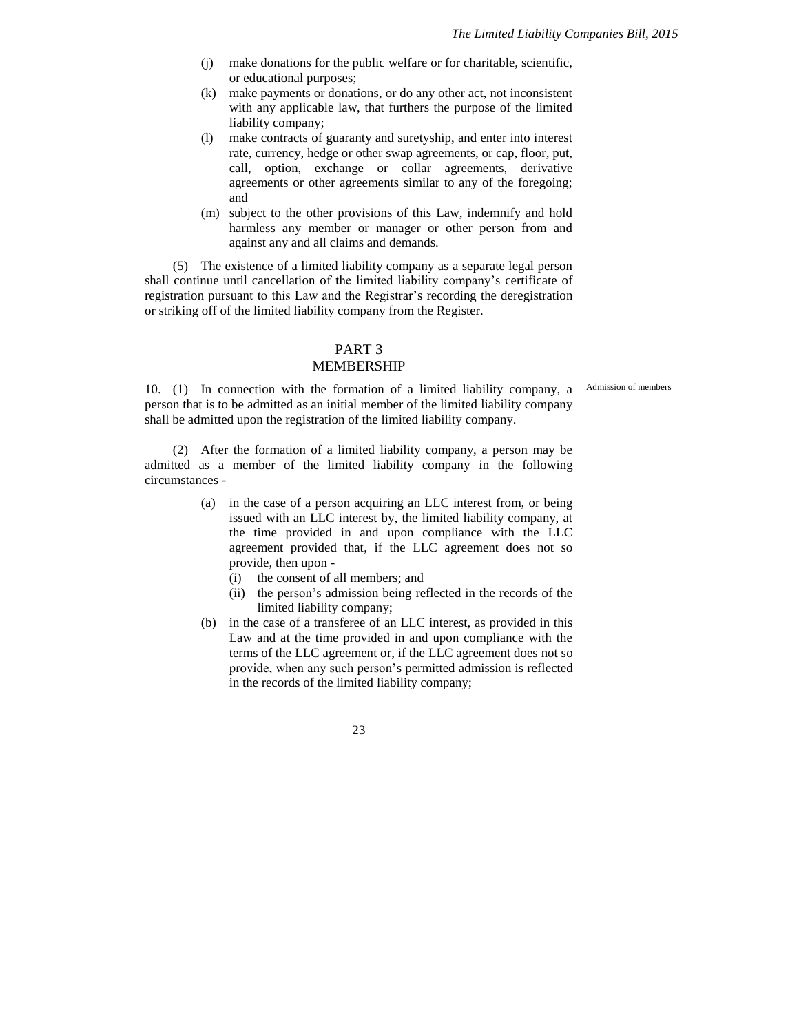(j) make donations for the public welfare or for charitable, scientific, or educational purposes;

(k) make payments or donations, or do any other act, not inconsistent with any applicable law, that furthers the purpose of the limited liability company;

(l) make contracts of guaranty and suretyship, and enter into interest rate, currency, hedge or other swap agreements, or cap, floor, put, call, option, exchange or collar agreements, derivative agreements or other agreements similar to any of the foregoing; and

(m) subject to the other provisions of this Law, indemnify and hold harmless any member or manager or other person from and against any and all claims and demands.

(5) The existence of a limited liability company as a separate legal person shall continue until cancellation of the limited liability company's certificate of registration pursuant to this Law and the Registrar's recording the deregistration or striking off of the limited liability company from the Register.

## PART 3
## MEMBERSHIP

*Admission of members*

10. (1) In connection with the formation of a limited liability company, a person that is to be admitted as an initial member of the limited liability company shall be admitted upon the registration of the limited liability company.

(2) After the formation of a limited liability company, a person may be admitted as a member of the limited liability company in the following circumstances -

(a) in the case of a person acquiring an LLC interest from, or being issued with an LLC interest by, the limited liability company, at the time provided in and upon compliance with the LLC agreement provided that, if the LLC agreement does not so provide, then upon -

  (i) the consent of all members; and

  (ii) the person's admission being reflected in the records of the limited liability company;

(b) in the case of a transferee of an LLC interest, as provided in this Law and at the time provided in and upon compliance with the terms of the LLC agreement or, if the LLC agreement does not so provide, when any such person's permitted admission is reflected in the records of the limited liability company;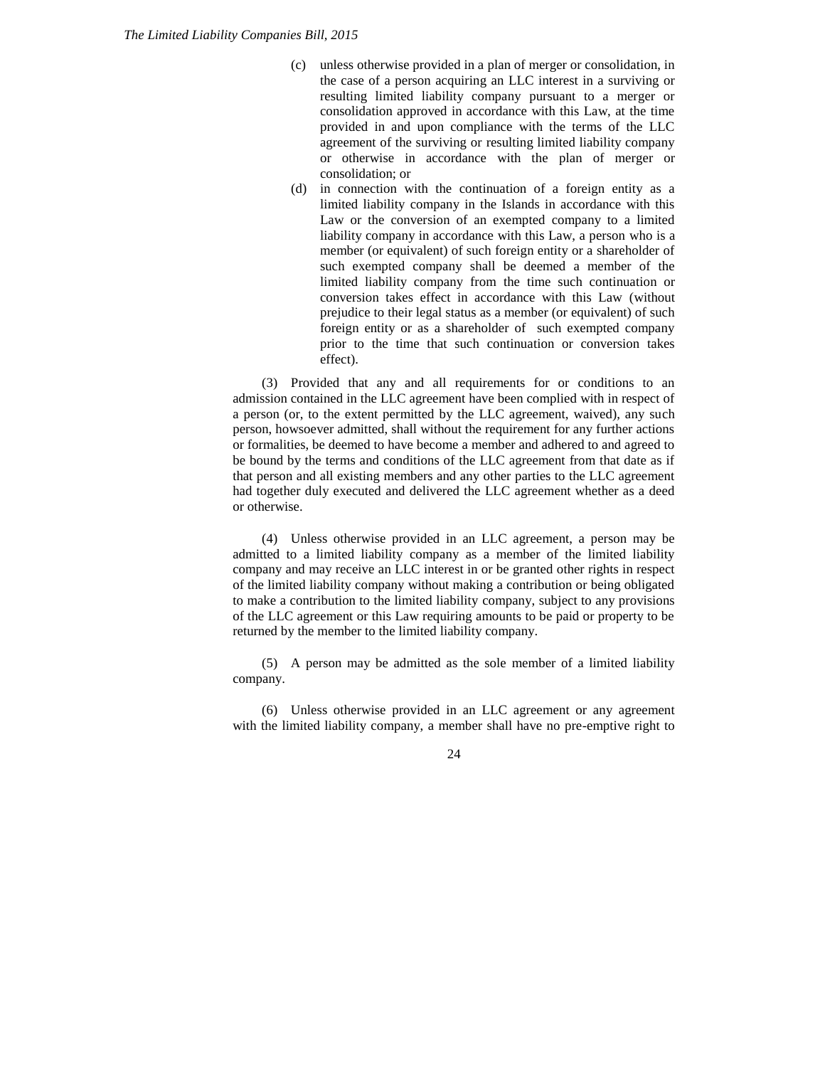(c) unless otherwise provided in a plan of merger or consolidation, in the case of a person acquiring an LLC interest in a surviving or resulting limited liability company pursuant to a merger or consolidation approved in accordance with this Law, at the time provided in and upon compliance with the terms of the LLC agreement of the surviving or resulting limited liability company or otherwise in accordance with the plan of merger or consolidation; or

(d) in connection with the continuation of a foreign entity as a limited liability company in the Islands in accordance with this Law or the conversion of an exempted company to a limited liability company in accordance with this Law, a person who is a member (or equivalent) of such foreign entity or a shareholder of such exempted company shall be deemed a member of the limited liability company from the time such continuation or conversion takes effect in accordance with this Law (without prejudice to their legal status as a member (or equivalent) of such foreign entity or as a shareholder of such exempted company prior to the time that such continuation or conversion takes effect).

(3) Provided that any and all requirements for or conditions to an admission contained in the LLC agreement have been complied with in respect of a person (or, to the extent permitted by the LLC agreement, waived), any such person, howsoever admitted, shall without the requirement for any further actions or formalities, be deemed to have become a member and adhered to and agreed to be bound by the terms and conditions of the LLC agreement from that date as if that person and all existing members and any other parties to the LLC agreement had together duly executed and delivered the LLC agreement whether as a deed or otherwise.

(4) Unless otherwise provided in an LLC agreement, a person may be admitted to a limited liability company as a member of the limited liability company and may receive an LLC interest in or be granted other rights in respect of the limited liability company without making a contribution or being obligated to make a contribution to the limited liability company, subject to any provisions of the LLC agreement or this Law requiring amounts to be paid or property to be returned by the member to the limited liability company.

(5) A person may be admitted as the sole member of a limited liability company.

(6) Unless otherwise provided in an LLC agreement or any agreement with the limited liability company, a member shall have no pre-emptive right to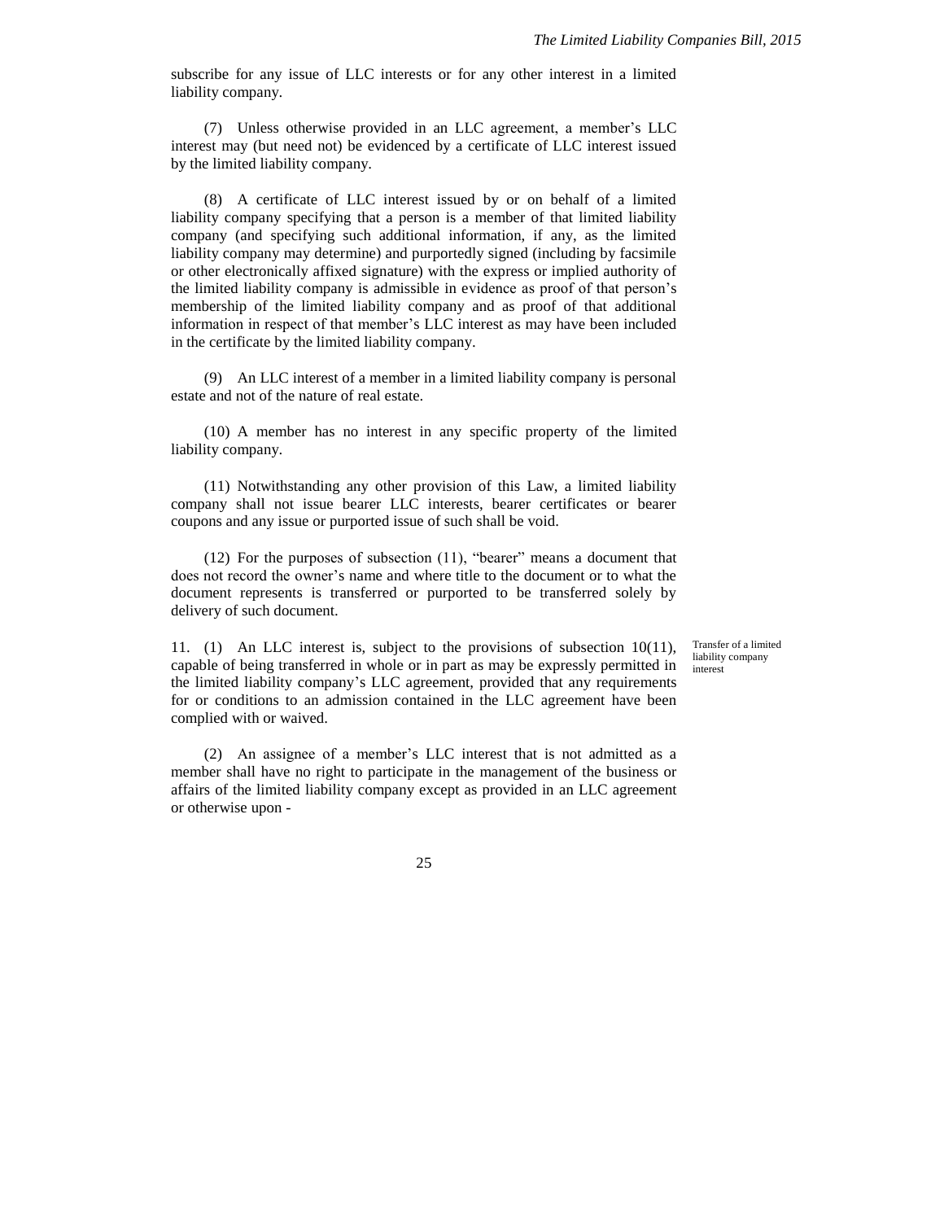subscribe for any issue of LLC interests or for any other interest in a limited liability company.

(7) Unless otherwise provided in an LLC agreement, a member's LLC interest may (but need not) be evidenced by a certificate of LLC interest issued by the limited liability company.

(8) A certificate of LLC interest issued by or on behalf of a limited liability company specifying that a person is a member of that limited liability company (and specifying such additional information, if any, as the limited liability company may determine) and purportedly signed (including by facsimile or other electronically affixed signature) with the express or implied authority of the limited liability company is admissible in evidence as proof of that person's membership of the limited liability company and as proof of that additional information in respect of that member's LLC interest as may have been included in the certificate by the limited liability company.

(9) An LLC interest of a member in a limited liability company is personal estate and not of the nature of real estate.

(10) A member has no interest in any specific property of the limited liability company.

(11) Notwithstanding any other provision of this Law, a limited liability company shall not issue bearer LLC interests, bearer certificates or bearer coupons and any issue or purported issue of such shall be void.

(12) For the purposes of subsection (11), "bearer" means a document that does not record the owner's name and where title to the document or to what the document represents is transferred or purported to be transferred solely by delivery of such document.

*Transfer of a limited liability company interest*

11. (1) An LLC interest is, subject to the provisions of subsection 10(11), capable of being transferred in whole or in part as may be expressly permitted in the limited liability company's LLC agreement, provided that any requirements for or conditions to an admission contained in the LLC agreement have been complied with or waived.

(2) An assignee of a member's LLC interest that is not admitted as a member shall have no right to participate in the management of the business or affairs of the limited liability company except as provided in an LLC agreement or otherwise upon -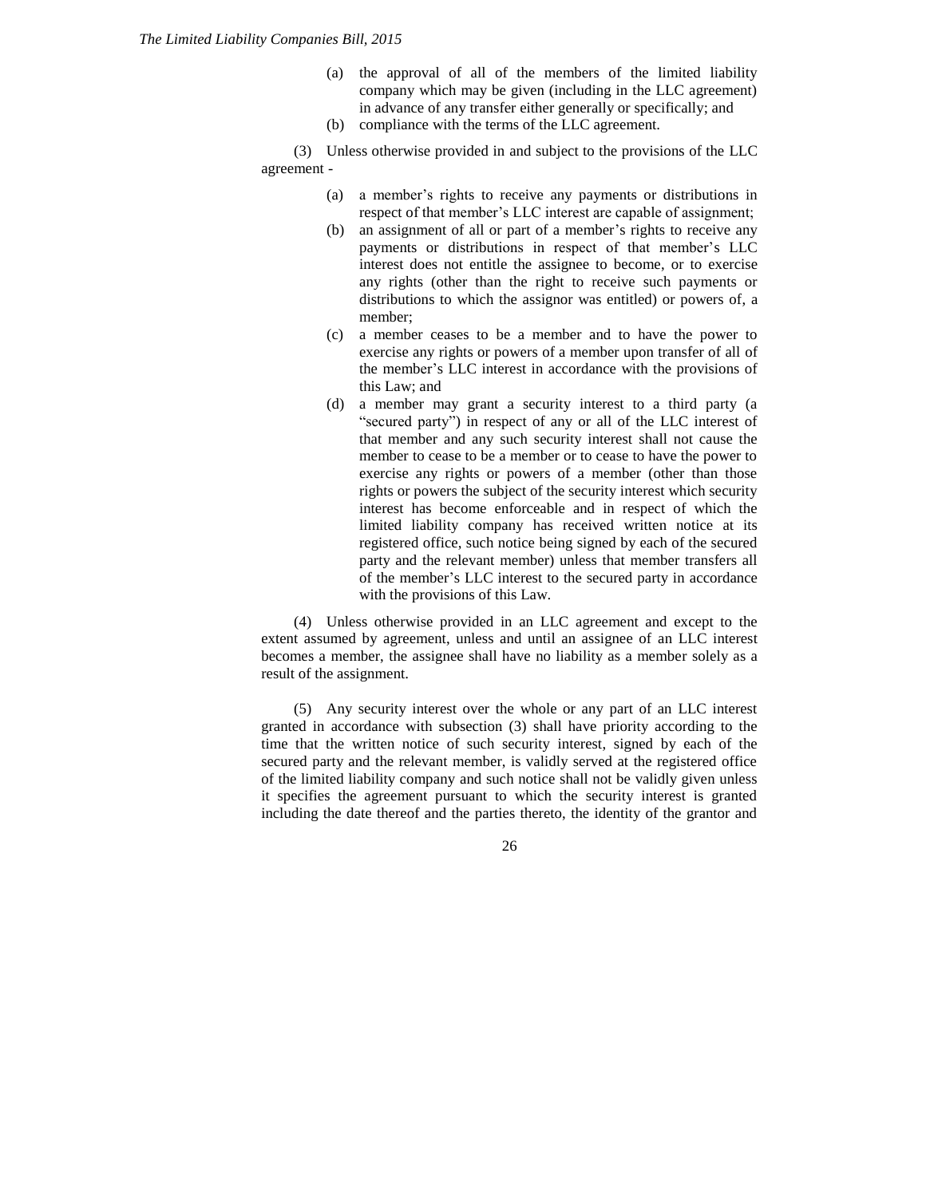(a) the approval of all of the members of the limited liability company which may be given (including in the LLC agreement) in advance of any transfer either generally or specifically; and
(b) compliance with the terms of the LLC agreement.

(3) Unless otherwise provided in and subject to the provisions of the LLC agreement -

(a) a member's rights to receive any payments or distributions in respect of that member's LLC interest are capable of assignment;
(b) an assignment of all or part of a member's rights to receive any payments or distributions in respect of that member's LLC interest does not entitle the assignee to become, or to exercise any rights (other than the right to receive such payments or distributions to which the assignor was entitled) or powers of, a member;
(c) a member ceases to be a member and to have the power to exercise any rights or powers of a member upon transfer of all of the member's LLC interest in accordance with the provisions of this Law; and
(d) a member may grant a security interest to a third party (a "secured party") in respect of any or all of the LLC interest of that member and any such security interest shall not cause the member to cease to be a member or to cease to have the power to exercise any rights or powers of a member (other than those rights or powers the subject of the security interest which security interest has become enforceable and in respect of which the limited liability company has received written notice at its registered office, such notice being signed by each of the secured party and the relevant member) unless that member transfers all of the member's LLC interest to the secured party in accordance with the provisions of this Law.

(4) Unless otherwise provided in an LLC agreement and except to the extent assumed by agreement, unless and until an assignee of an LLC interest becomes a member, the assignee shall have no liability as a member solely as a result of the assignment.

(5) Any security interest over the whole or any part of an LLC interest granted in accordance with subsection (3) shall have priority according to the time that the written notice of such security interest, signed by each of the secured party and the relevant member, is validly served at the registered office of the limited liability company and such notice shall not be validly given unless it specifies the agreement pursuant to which the security interest is granted including the date thereof and the parties thereto, the identity of the grantor and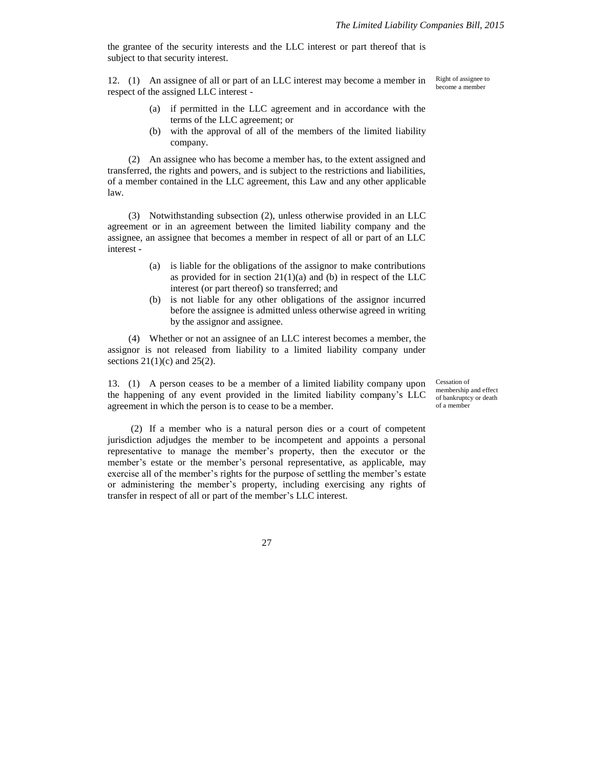the grantee of the security interests and the LLC interest or part thereof that is subject to that security interest.

Right of assignee to become a member

12. (1) An assignee of all or part of an LLC interest may become a member in respect of the assigned LLC interest -

(a) if permitted in the LLC agreement and in accordance with the terms of the LLC agreement; or

(b) with the approval of all of the members of the limited liability company.

(2) An assignee who has become a member has, to the extent assigned and transferred, the rights and powers, and is subject to the restrictions and liabilities, of a member contained in the LLC agreement, this Law and any other applicable law.

(3) Notwithstanding subsection (2), unless otherwise provided in an LLC agreement or in an agreement between the limited liability company and the assignee, an assignee that becomes a member in respect of all or part of an LLC interest -

(a) is liable for the obligations of the assignor to make contributions as provided for in section 21(1)(a) and (b) in respect of the LLC interest (or part thereof) so transferred; and

(b) is not liable for any other obligations of the assignor incurred before the assignee is admitted unless otherwise agreed in writing by the assignor and assignee.

(4) Whether or not an assignee of an LLC interest becomes a member, the assignor is not released from liability to a limited liability company under sections 21(1)(c) and 25(2).

Cessation of membership and effect of bankruptcy or death of a member

13. (1) A person ceases to be a member of a limited liability company upon the happening of any event provided in the limited liability company's LLC agreement in which the person is to cease to be a member.

(2) If a member who is a natural person dies or a court of competent jurisdiction adjudges the member to be incompetent and appoints a personal representative to manage the member's property, then the executor or the member's estate or the member's personal representative, as applicable, may exercise all of the member's rights for the purpose of settling the member's estate or administering the member's property, including exercising any rights of transfer in respect of all or part of the member's LLC interest.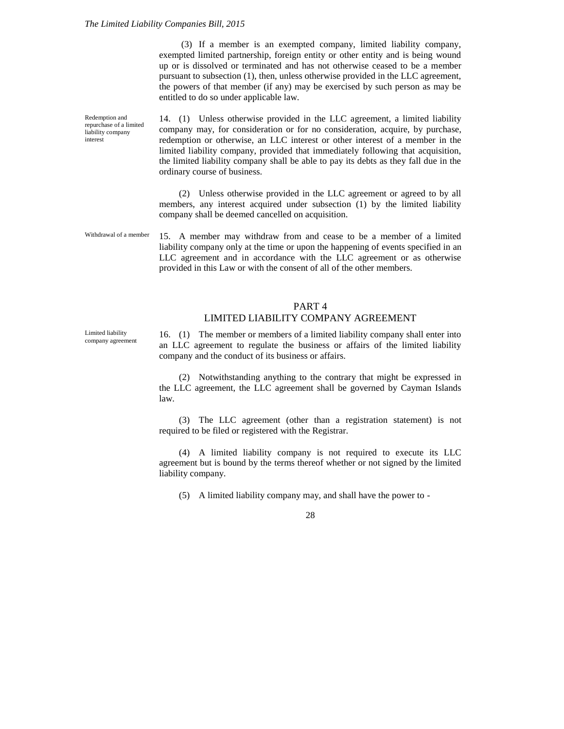(3) If a member is an exempted company, limited liability company, exempted limited partnership, foreign entity or other entity and is being wound up or is dissolved or terminated and has not otherwise ceased to be a member pursuant to subsection (1), then, unless otherwise provided in the LLC agreement, the powers of that member (if any) may be exercised by such person as may be entitled to do so under applicable law.

*Redemption and repurchase of a limited liability company interest*

14. (1) Unless otherwise provided in the LLC agreement, a limited liability company may, for consideration or for no consideration, acquire, by purchase, redemption or otherwise, an LLC interest or other interest of a member in the limited liability company, provided that immediately following that acquisition, the limited liability company shall be able to pay its debts as they fall due in the ordinary course of business.

(2) Unless otherwise provided in the LLC agreement or agreed to by all members, any interest acquired under subsection (1) by the limited liability company shall be deemed cancelled on acquisition.

*Withdrawal of a member*

15. A member may withdraw from and cease to be a member of a limited liability company only at the time or upon the happening of events specified in an LLC agreement and in accordance with the LLC agreement or as otherwise provided in this Law or with the consent of all of the other members.

## PART 4
## LIMITED LIABILITY COMPANY AGREEMENT

*Limited liability company agreement*

16. (1) The member or members of a limited liability company shall enter into an LLC agreement to regulate the business or affairs of the limited liability company and the conduct of its business or affairs.

(2) Notwithstanding anything to the contrary that might be expressed in the LLC agreement, the LLC agreement shall be governed by Cayman Islands law.

(3) The LLC agreement (other than a registration statement) is not required to be filed or registered with the Registrar.

(4) A limited liability company is not required to execute its LLC agreement but is bound by the terms thereof whether or not signed by the limited liability company.

(5) A limited liability company may, and shall have the power to -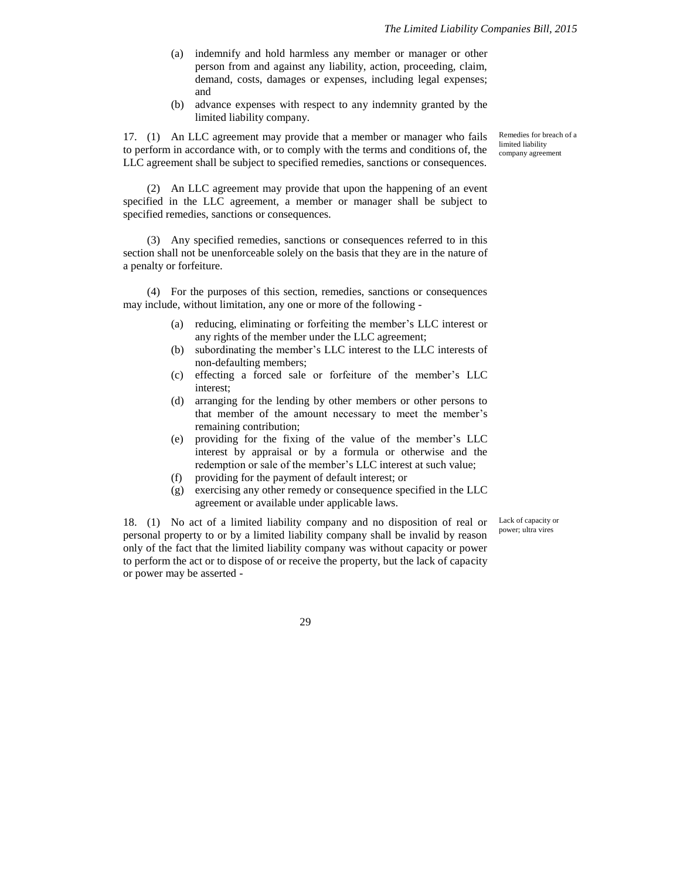(a) indemnify and hold harmless any member or manager or other person from and against any liability, action, proceeding, claim, demand, costs, damages or expenses, including legal expenses; and

(b) advance expenses with respect to any indemnity granted by the limited liability company.

Remedies for breach of a limited liability company agreement

17. (1) An LLC agreement may provide that a member or manager who fails to perform in accordance with, or to comply with the terms and conditions of, the LLC agreement shall be subject to specified remedies, sanctions or consequences.

(2) An LLC agreement may provide that upon the happening of an event specified in the LLC agreement, a member or manager shall be subject to specified remedies, sanctions or consequences.

(3) Any specified remedies, sanctions or consequences referred to in this section shall not be unenforceable solely on the basis that they are in the nature of a penalty or forfeiture.

(4) For the purposes of this section, remedies, sanctions or consequences may include, without limitation, any one or more of the following -

(a) reducing, eliminating or forfeiting the member's LLC interest or any rights of the member under the LLC agreement;

(b) subordinating the member's LLC interest to the LLC interests of non-defaulting members;

(c) effecting a forced sale or forfeiture of the member's LLC interest;

(d) arranging for the lending by other members or other persons to that member of the amount necessary to meet the member's remaining contribution;

(e) providing for the fixing of the value of the member's LLC interest by appraisal or by a formula or otherwise and the redemption or sale of the member's LLC interest at such value;

(f) providing for the payment of default interest; or

(g) exercising any other remedy or consequence specified in the LLC agreement or available under applicable laws.

Lack of capacity or power; ultra vires

18. (1) No act of a limited liability company and no disposition of real or personal property to or by a limited liability company shall be invalid by reason only of the fact that the limited liability company was without capacity or power to perform the act or to dispose of or receive the property, but the lack of capacity or power may be asserted -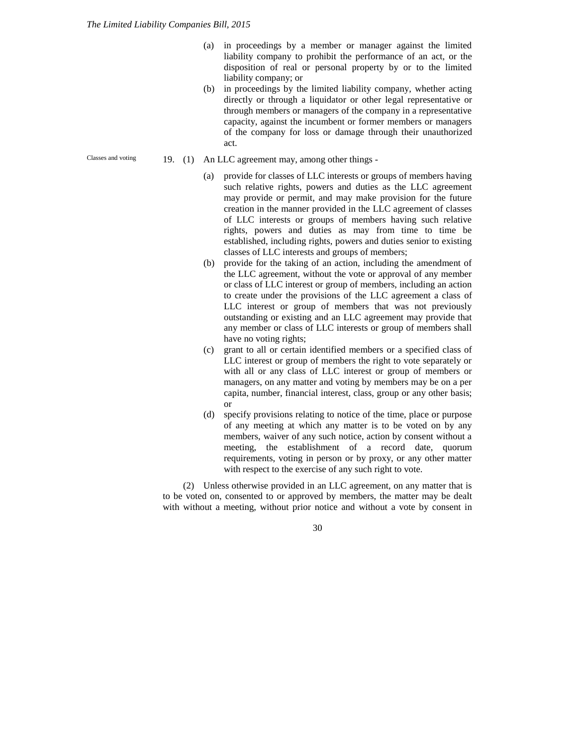(a) in proceedings by a member or manager against the limited liability company to prohibit the performance of an act, or the disposition of real or personal property by or to the limited liability company; or

(b) in proceedings by the limited liability company, whether acting directly or through a liquidator or other legal representative or through members or managers of the company in a representative capacity, against the incumbent or former members or managers of the company for loss or damage through their unauthorized act.

Classes and voting

19. (1) An LLC agreement may, among other things -

(a) provide for classes of LLC interests or groups of members having such relative rights, powers and duties as the LLC agreement may provide or permit, and may make provision for the future creation in the manner provided in the LLC agreement of classes of LLC interests or groups of members having such relative rights, powers and duties as may from time to time be established, including rights, powers and duties senior to existing classes of LLC interests and groups of members;

(b) provide for the taking of an action, including the amendment of the LLC agreement, without the vote or approval of any member or class of LLC interest or group of members, including an action to create under the provisions of the LLC agreement a class of LLC interest or group of members that was not previously outstanding or existing and an LLC agreement may provide that any member or class of LLC interests or group of members shall have no voting rights;

(c) grant to all or certain identified members or a specified class of LLC interest or group of members the right to vote separately or with all or any class of LLC interest or group of members or managers, on any matter and voting by members may be on a per capita, number, financial interest, class, group or any other basis; or

(d) specify provisions relating to notice of the time, place or purpose of any meeting at which any matter is to be voted on by any members, waiver of any such notice, action by consent without a meeting, the establishment of a record date, quorum requirements, voting in person or by proxy, or any other matter with respect to the exercise of any such right to vote.

(2) Unless otherwise provided in an LLC agreement, on any matter that is to be voted on, consented to or approved by members, the matter may be dealt with without a meeting, without prior notice and without a vote by consent in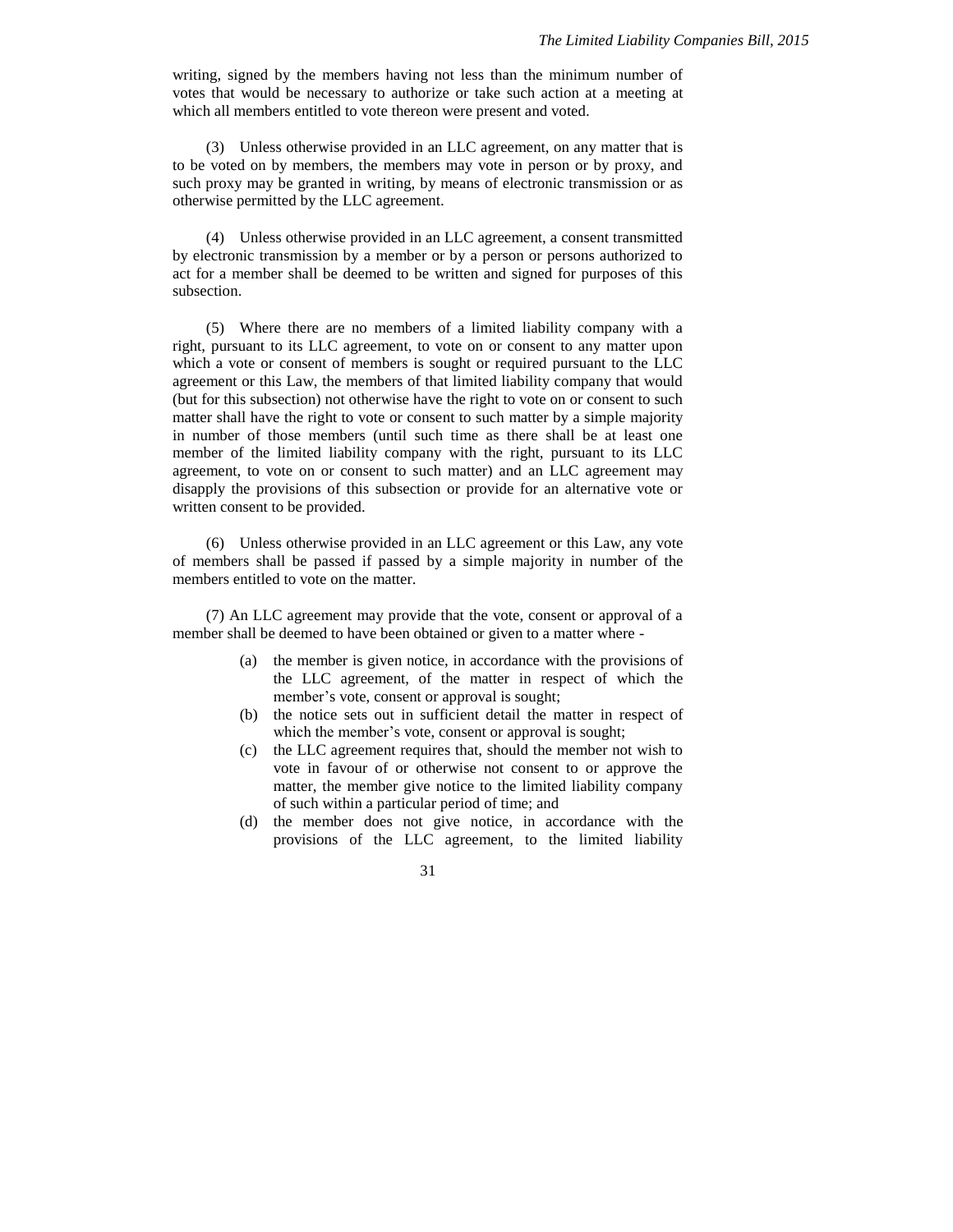writing, signed by the members having not less than the minimum number of votes that would be necessary to authorize or take such action at a meeting at which all members entitled to vote thereon were present and voted.

(3) Unless otherwise provided in an LLC agreement, on any matter that is to be voted on by members, the members may vote in person or by proxy, and such proxy may be granted in writing, by means of electronic transmission or as otherwise permitted by the LLC agreement.

(4) Unless otherwise provided in an LLC agreement, a consent transmitted by electronic transmission by a member or by a person or persons authorized to act for a member shall be deemed to be written and signed for purposes of this subsection.

(5) Where there are no members of a limited liability company with a right, pursuant to its LLC agreement, to vote on or consent to any matter upon which a vote or consent of members is sought or required pursuant to the LLC agreement or this Law, the members of that limited liability company that would (but for this subsection) not otherwise have the right to vote on or consent to such matter shall have the right to vote or consent to such matter by a simple majority in number of those members (until such time as there shall be at least one member of the limited liability company with the right, pursuant to its LLC agreement, to vote on or consent to such matter) and an LLC agreement may disapply the provisions of this subsection or provide for an alternative vote or written consent to be provided.

(6) Unless otherwise provided in an LLC agreement or this Law, any vote of members shall be passed if passed by a simple majority in number of the members entitled to vote on the matter.

(7) An LLC agreement may provide that the vote, consent or approval of a member shall be deemed to have been obtained or given to a matter where -

(a) the member is given notice, in accordance with the provisions of the LLC agreement, of the matter in respect of which the member's vote, consent or approval is sought;

(b) the notice sets out in sufficient detail the matter in respect of which the member's vote, consent or approval is sought;

(c) the LLC agreement requires that, should the member not wish to vote in favour of or otherwise not consent to or approve the matter, the member give notice to the limited liability company of such within a particular period of time; and

(d) the member does not give notice, in accordance with the provisions of the LLC agreement, to the limited liability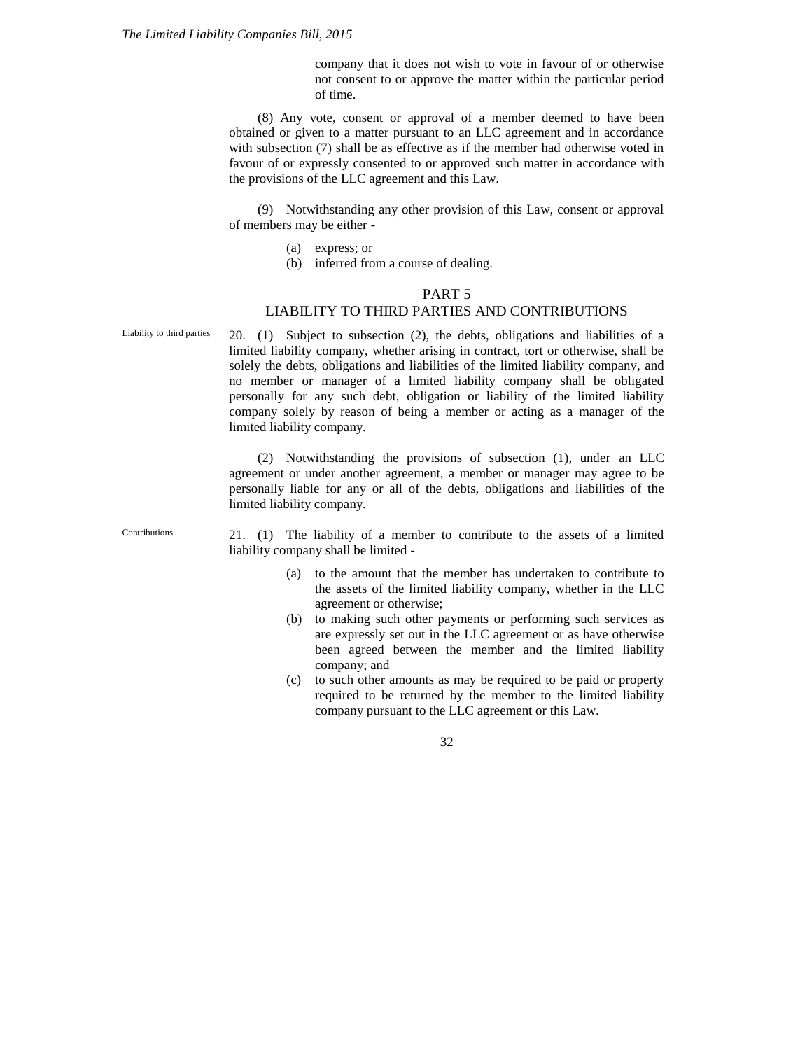company that it does not wish to vote in favour of or otherwise not consent to or approve the matter within the particular period of time.

(8) Any vote, consent or approval of a member deemed to have been obtained or given to a matter pursuant to an LLC agreement and in accordance with subsection (7) shall be as effective as if the member had otherwise voted in favour of or expressly consented to or approved such matter in accordance with the provisions of the LLC agreement and this Law.

(9) Notwithstanding any other provision of this Law, consent or approval of members may be either -

(a) express; or
(b) inferred from a course of dealing.

## PART 5
## LIABILITY TO THIRD PARTIES AND CONTRIBUTIONS

*Liability to third parties*

20. (1) Subject to subsection (2), the debts, obligations and liabilities of a limited liability company, whether arising in contract, tort or otherwise, shall be solely the debts, obligations and liabilities of the limited liability company, and no member or manager of a limited liability company shall be obligated personally for any such debt, obligation or liability of the limited liability company solely by reason of being a member or acting as a manager of the limited liability company.

(2) Notwithstanding the provisions of subsection (1), under an LLC agreement or under another agreement, a member or manager may agree to be personally liable for any or all of the debts, obligations and liabilities of the limited liability company.

*Contributions*

21. (1) The liability of a member to contribute to the assets of a limited liability company shall be limited -

(a) to the amount that the member has undertaken to contribute to the assets of the limited liability company, whether in the LLC agreement or otherwise;
(b) to making such other payments or performing such services as are expressly set out in the LLC agreement or as have otherwise been agreed between the member and the limited liability company; and
(c) to such other amounts as may be required to be paid or property required to be returned by the member to the limited liability company pursuant to the LLC agreement or this Law.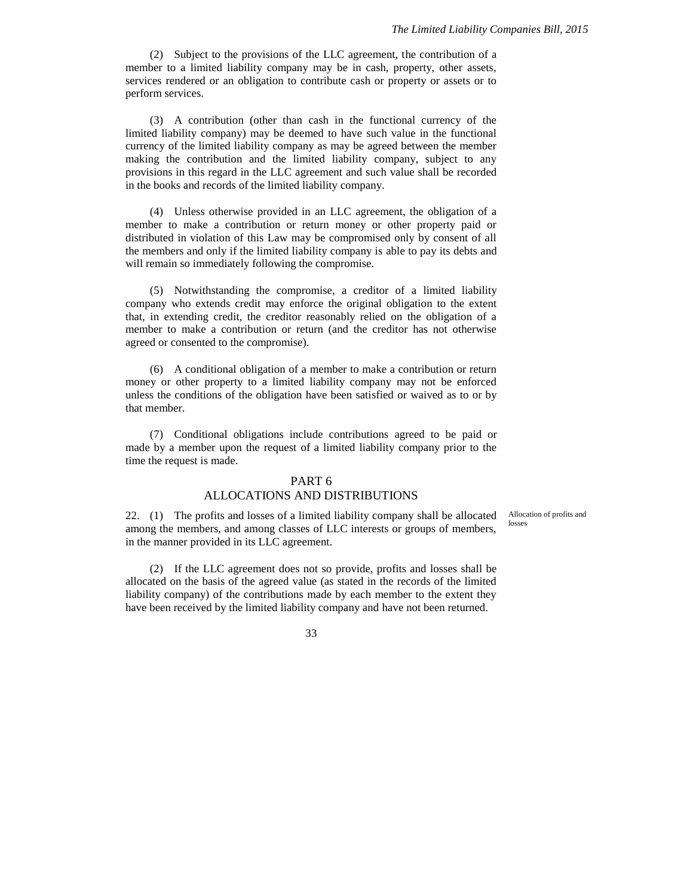(2) Subject to the provisions of the LLC agreement, the contribution of a member to a limited liability company may be in cash, property, other assets, services rendered or an obligation to contribute cash or property or assets or to perform services.

(3) A contribution (other than cash in the functional currency of the limited liability company) may be deemed to have such value in the functional currency of the limited liability company as may be agreed between the member making the contribution and the limited liability company, subject to any provisions in this regard in the LLC agreement and such value shall be recorded in the books and records of the limited liability company.

(4) Unless otherwise provided in an LLC agreement, the obligation of a member to make a contribution or return money or other property paid or distributed in violation of this Law may be compromised only by consent of all the members and only if the limited liability company is able to pay its debts and will remain so immediately following the compromise.

(5) Notwithstanding the compromise, a creditor of a limited liability company who extends credit may enforce the original obligation to the extent that, in extending credit, the creditor reasonably relied on the obligation of a member to make a contribution or return (and the creditor has not otherwise agreed or consented to the compromise).

(6) A conditional obligation of a member to make a contribution or return money or other property to a limited liability company may not be enforced unless the conditions of the obligation have been satisfied or waived as to or by that member.

(7) Conditional obligations include contributions agreed to be paid or made by a member upon the request of a limited liability company prior to the time the request is made.

## PART 6
## ALLOCATIONS AND DISTRIBUTIONS

Allocation of profits and losses

22. (1) The profits and losses of a limited liability company shall be allocated among the members, and among classes of LLC interests or groups of members, in the manner provided in its LLC agreement.

(2) If the LLC agreement does not so provide, profits and losses shall be allocated on the basis of the agreed value (as stated in the records of the limited liability company) of the contributions made by each member to the extent they have been received by the limited liability company and have not been returned.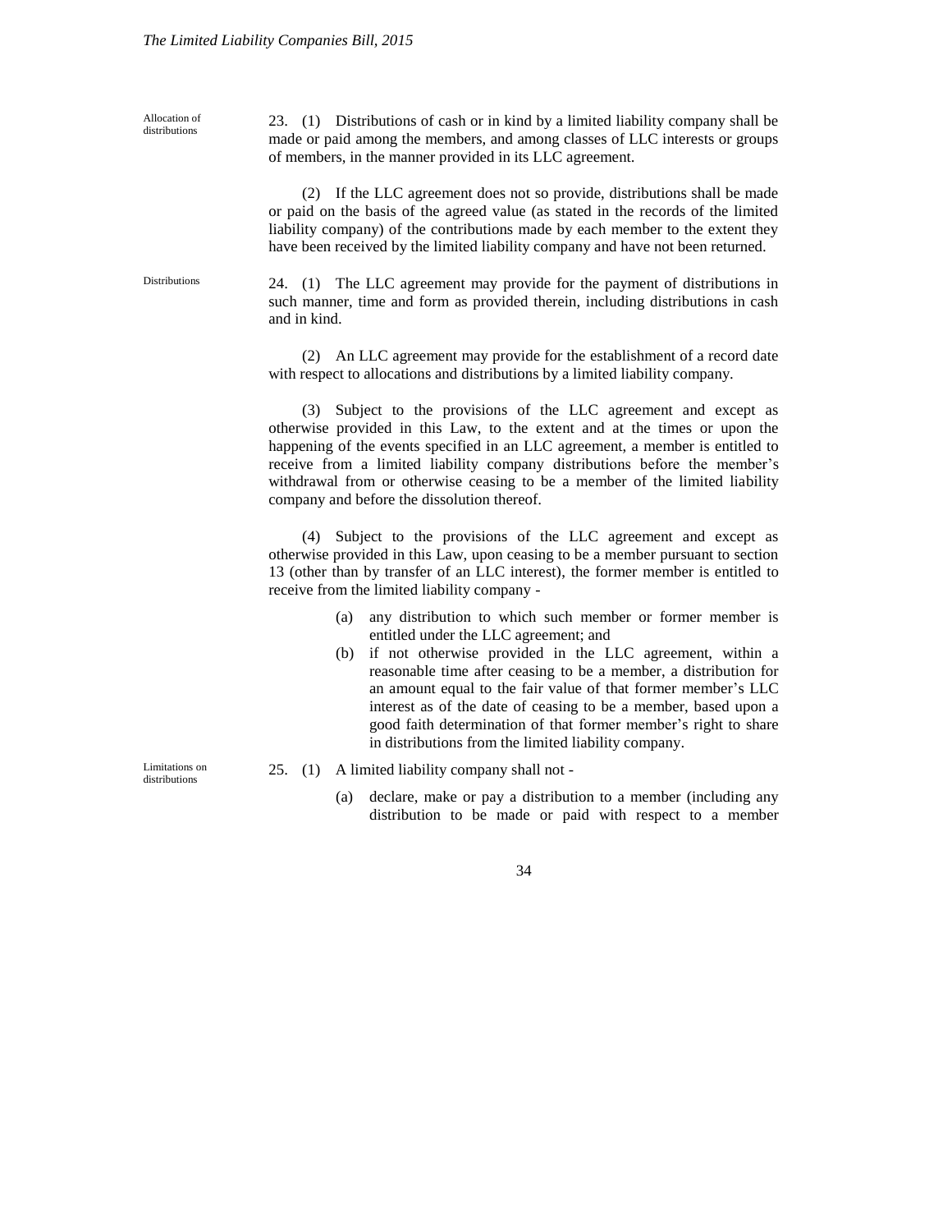**Allocation of distributions**

23. (1) Distributions of cash or in kind by a limited liability company shall be made or paid among the members, and among classes of LLC interests or groups of members, in the manner provided in its LLC agreement.

(2) If the LLC agreement does not so provide, distributions shall be made or paid on the basis of the agreed value (as stated in the records of the limited liability company) of the contributions made by each member to the extent they have been received by the limited liability company and have not been returned.

**Distributions**

24. (1) The LLC agreement may provide for the payment of distributions in such manner, time and form as provided therein, including distributions in cash and in kind.

(2) An LLC agreement may provide for the establishment of a record date with respect to allocations and distributions by a limited liability company.

(3) Subject to the provisions of the LLC agreement and except as otherwise provided in this Law, to the extent and at the times or upon the happening of the events specified in an LLC agreement, a member is entitled to receive from a limited liability company distributions before the member's withdrawal from or otherwise ceasing to be a member of the limited liability company and before the dissolution thereof.

(4) Subject to the provisions of the LLC agreement and except as otherwise provided in this Law, upon ceasing to be a member pursuant to section 13 (other than by transfer of an LLC interest), the former member is entitled to receive from the limited liability company -

(a) any distribution to which such member or former member is entitled under the LLC agreement; and

(b) if not otherwise provided in the LLC agreement, within a reasonable time after ceasing to be a member, a distribution for an amount equal to the fair value of that former member's LLC interest as of the date of ceasing to be a member, based upon a good faith determination of that former member's right to share in distributions from the limited liability company.

**Limitations on distributions**

25. (1) A limited liability company shall not -

(a) declare, make or pay a distribution to a member (including any distribution to be made or paid with respect to a member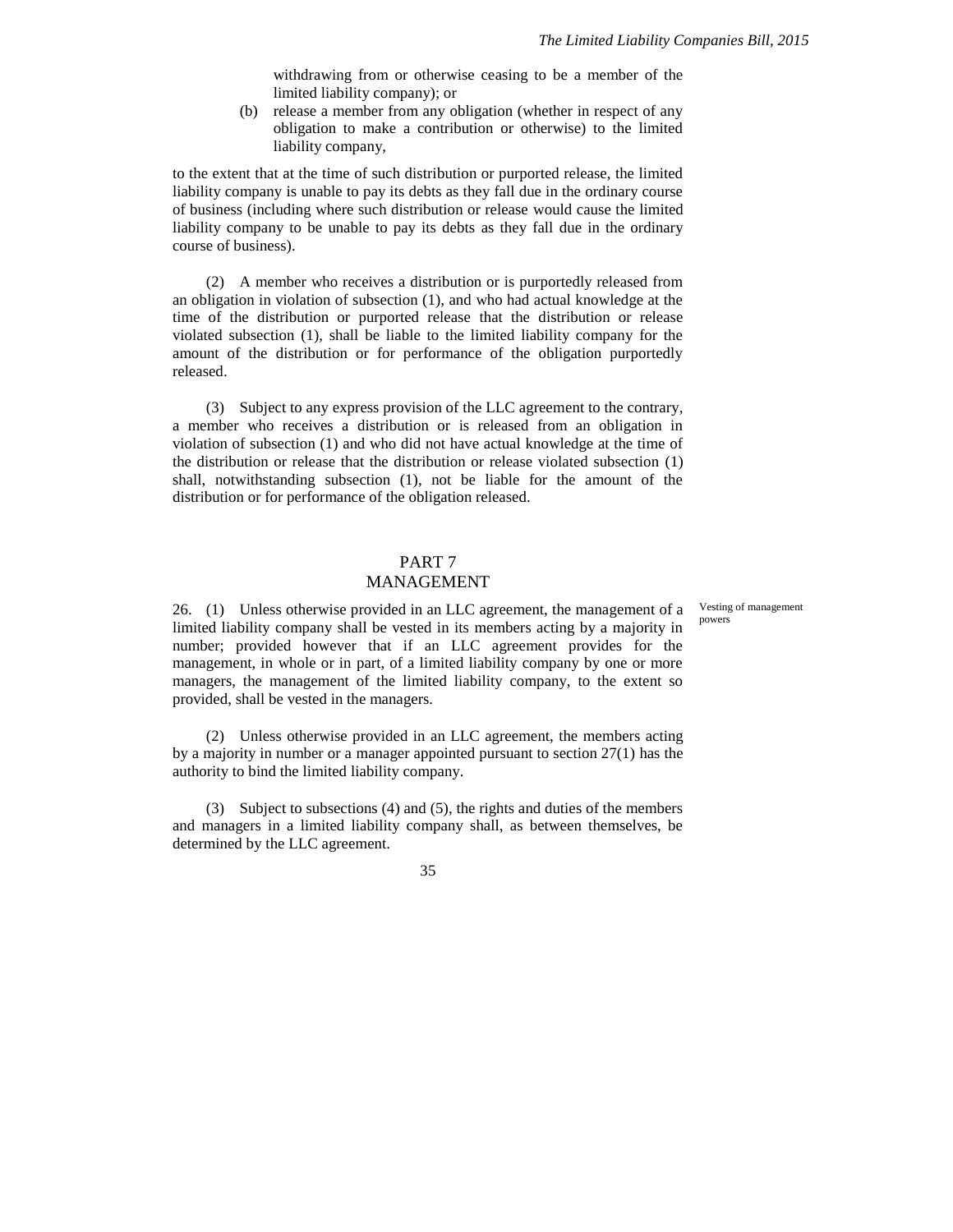withdrawing from or otherwise ceasing to be a member of the limited liability company); or

(b) release a member from any obligation (whether in respect of any obligation to make a contribution or otherwise) to the limited liability company,

to the extent that at the time of such distribution or purported release, the limited liability company is unable to pay its debts as they fall due in the ordinary course of business (including where such distribution or release would cause the limited liability company to be unable to pay its debts as they fall due in the ordinary course of business).

(2) A member who receives a distribution or is purportedly released from an obligation in violation of subsection (1), and who had actual knowledge at the time of the distribution or purported release that the distribution or release violated subsection (1), shall be liable to the limited liability company for the amount of the distribution or for performance of the obligation purportedly released.

(3) Subject to any express provision of the LLC agreement to the contrary, a member who receives a distribution or is released from an obligation in violation of subsection (1) and who did not have actual knowledge at the time of the distribution or release that the distribution or release violated subsection (1) shall, notwithstanding subsection (1), not be liable for the amount of the distribution or for performance of the obligation released.

## PART 7
## MANAGEMENT

Vesting of management powers

26. (1) Unless otherwise provided in an LLC agreement, the management of a limited liability company shall be vested in its members acting by a majority in number; provided however that if an LLC agreement provides for the management, in whole or in part, of a limited liability company by one or more managers, the management of the limited liability company, to the extent so provided, shall be vested in the managers.

(2) Unless otherwise provided in an LLC agreement, the members acting by a majority in number or a manager appointed pursuant to section 27(1) has the authority to bind the limited liability company.

(3) Subject to subsections (4) and (5), the rights and duties of the members and managers in a limited liability company shall, as between themselves, be determined by the LLC agreement.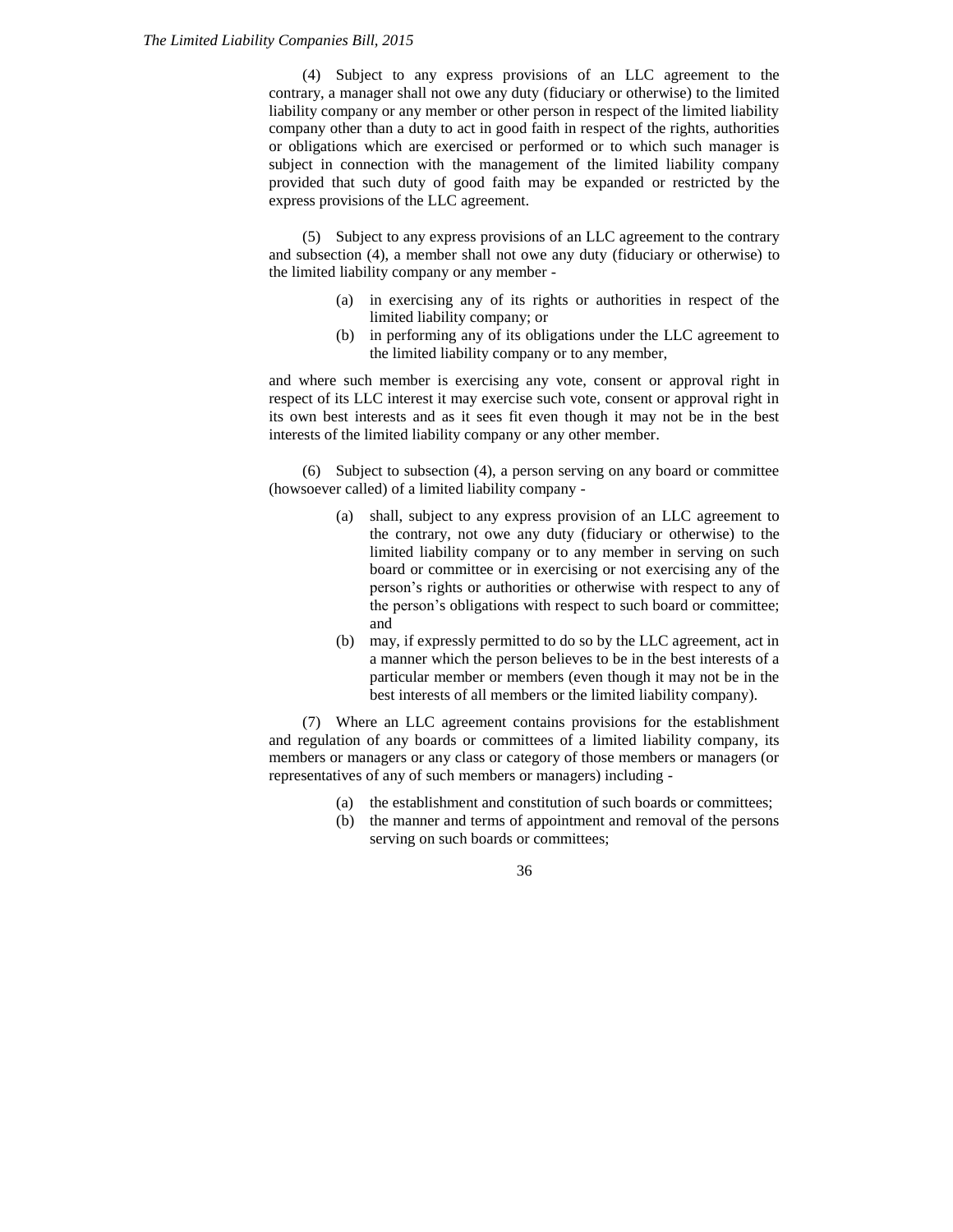(4) Subject to any express provisions of an LLC agreement to the contrary, a manager shall not owe any duty (fiduciary or otherwise) to the limited liability company or any member or other person in respect of the limited liability company other than a duty to act in good faith in respect of the rights, authorities or obligations which are exercised or performed or to which such manager is subject in connection with the management of the limited liability company provided that such duty of good faith may be expanded or restricted by the express provisions of the LLC agreement.

(5) Subject to any express provisions of an LLC agreement to the contrary and subsection (4), a member shall not owe any duty (fiduciary or otherwise) to the limited liability company or any member -

(a) in exercising any of its rights or authorities in respect of the limited liability company; or

(b) in performing any of its obligations under the LLC agreement to the limited liability company or to any member,

and where such member is exercising any vote, consent or approval right in respect of its LLC interest it may exercise such vote, consent or approval right in its own best interests and as it sees fit even though it may not be in the best interests of the limited liability company or any other member.

(6) Subject to subsection (4), a person serving on any board or committee (howsoever called) of a limited liability company -

(a) shall, subject to any express provision of an LLC agreement to the contrary, not owe any duty (fiduciary or otherwise) to the limited liability company or to any member in serving on such board or committee or in exercising or not exercising any of the person's rights or authorities or otherwise with respect to any of the person's obligations with respect to such board or committee; and

(b) may, if expressly permitted to do so by the LLC agreement, act in a manner which the person believes to be in the best interests of a particular member or members (even though it may not be in the best interests of all members or the limited liability company).

(7) Where an LLC agreement contains provisions for the establishment and regulation of any boards or committees of a limited liability company, its members or managers or any class or category of those members or managers (or representatives of any of such members or managers) including -

(a) the establishment and constitution of such boards or committees;

(b) the manner and terms of appointment and removal of the persons serving on such boards or committees;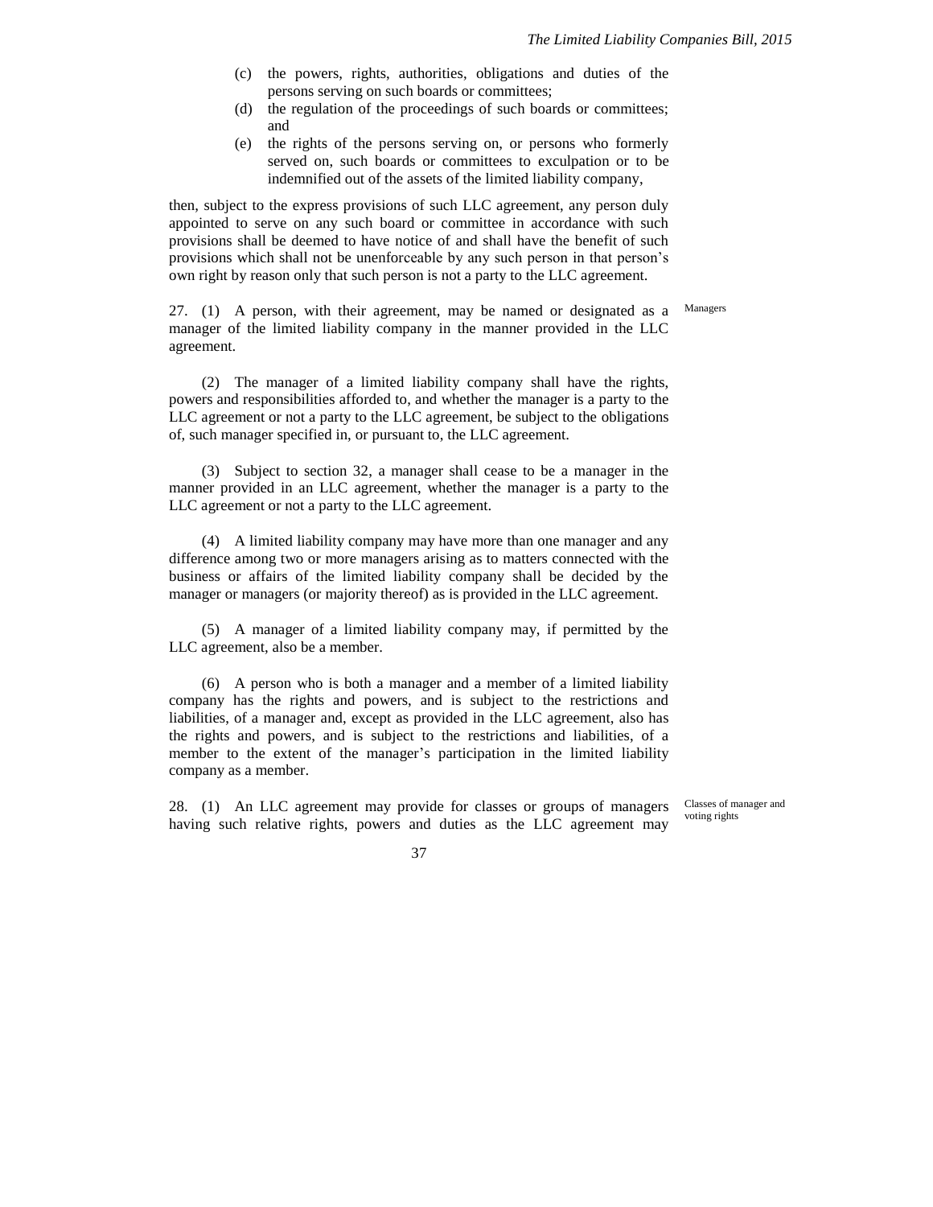(c) the powers, rights, authorities, obligations and duties of the persons serving on such boards or committees;
(d) the regulation of the proceedings of such boards or committees; and
(e) the rights of the persons serving on, or persons who formerly served on, such boards or committees to exculpation or to be indemnified out of the assets of the limited liability company,

then, subject to the express provisions of such LLC agreement, any person duly appointed to serve on any such board or committee in accordance with such provisions shall be deemed to have notice of and shall have the benefit of such provisions which shall not be unenforceable by any such person in that person's own right by reason only that such person is not a party to the LLC agreement.

**Managers**

27. (1) A person, with their agreement, may be named or designated as a manager of the limited liability company in the manner provided in the LLC agreement.

(2) The manager of a limited liability company shall have the rights, powers and responsibilities afforded to, and whether the manager is a party to the LLC agreement or not a party to the LLC agreement, be subject to the obligations of, such manager specified in, or pursuant to, the LLC agreement.

(3) Subject to section 32, a manager shall cease to be a manager in the manner provided in an LLC agreement, whether the manager is a party to the LLC agreement or not a party to the LLC agreement.

(4) A limited liability company may have more than one manager and any difference among two or more managers arising as to matters connected with the business or affairs of the limited liability company shall be decided by the manager or managers (or majority thereof) as is provided in the LLC agreement.

(5) A manager of a limited liability company may, if permitted by the LLC agreement, also be a member.

(6) A person who is both a manager and a member of a limited liability company has the rights and powers, and is subject to the restrictions and liabilities, of a manager and, except as provided in the LLC agreement, also has the rights and powers, and is subject to the restrictions and liabilities, of a member to the extent of the manager's participation in the limited liability company as a member.

**Classes of manager and voting rights**

28. (1) An LLC agreement may provide for classes or groups of managers having such relative rights, powers and duties as the LLC agreement may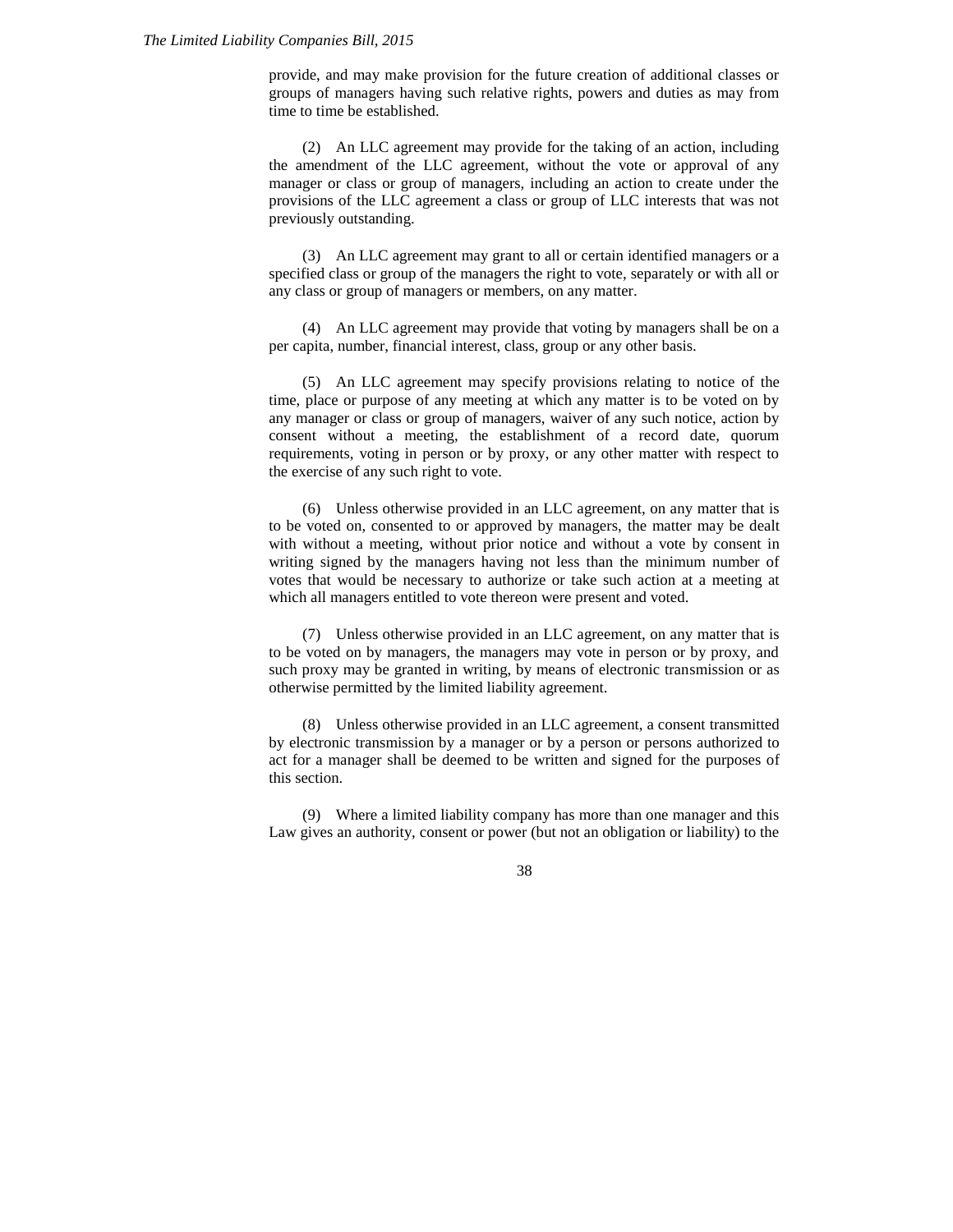provide, and may make provision for the future creation of additional classes or groups of managers having such relative rights, powers and duties as may from time to time be established.

(2) An LLC agreement may provide for the taking of an action, including the amendment of the LLC agreement, without the vote or approval of any manager or class or group of managers, including an action to create under the provisions of the LLC agreement a class or group of LLC interests that was not previously outstanding.

(3) An LLC agreement may grant to all or certain identified managers or a specified class or group of the managers the right to vote, separately or with all or any class or group of managers or members, on any matter.

(4) An LLC agreement may provide that voting by managers shall be on a per capita, number, financial interest, class, group or any other basis.

(5) An LLC agreement may specify provisions relating to notice of the time, place or purpose of any meeting at which any matter is to be voted on by any manager or class or group of managers, waiver of any such notice, action by consent without a meeting, the establishment of a record date, quorum requirements, voting in person or by proxy, or any other matter with respect to the exercise of any such right to vote.

(6) Unless otherwise provided in an LLC agreement, on any matter that is to be voted on, consented to or approved by managers, the matter may be dealt with without a meeting, without prior notice and without a vote by consent in writing signed by the managers having not less than the minimum number of votes that would be necessary to authorize or take such action at a meeting at which all managers entitled to vote thereon were present and voted.

(7) Unless otherwise provided in an LLC agreement, on any matter that is to be voted on by managers, the managers may vote in person or by proxy, and such proxy may be granted in writing, by means of electronic transmission or as otherwise permitted by the limited liability agreement.

(8) Unless otherwise provided in an LLC agreement, a consent transmitted by electronic transmission by a manager or by a person or persons authorized to act for a manager shall be deemed to be written and signed for the purposes of this section.

(9) Where a limited liability company has more than one manager and this Law gives an authority, consent or power (but not an obligation or liability) to the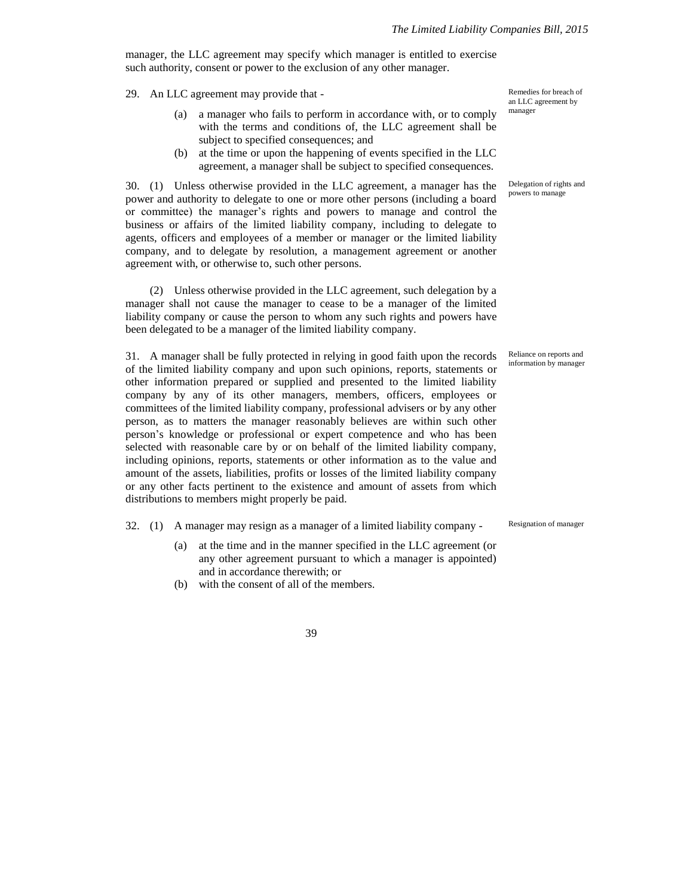manager, the LLC agreement may specify which manager is entitled to exercise such authority, consent or power to the exclusion of any other manager.

Remedies for breach of an LLC agreement by manager

29. An LLC agreement may provide that -

(a) a manager who fails to perform in accordance with, or to comply with the terms and conditions of, the LLC agreement shall be subject to specified consequences; and

(b) at the time or upon the happening of events specified in the LLC agreement, a manager shall be subject to specified consequences.

Delegation of rights and powers to manage

30. (1) Unless otherwise provided in the LLC agreement, a manager has the power and authority to delegate to one or more other persons (including a board or committee) the manager's rights and powers to manage and control the business or affairs of the limited liability company, including to delegate to agents, officers and employees of a member or manager or the limited liability company, and to delegate by resolution, a management agreement or another agreement with, or otherwise to, such other persons.

(2) Unless otherwise provided in the LLC agreement, such delegation by a manager shall not cause the manager to cease to be a manager of the limited liability company or cause the person to whom any such rights and powers have been delegated to be a manager of the limited liability company.

Reliance on reports and information by manager

31. A manager shall be fully protected in relying in good faith upon the records of the limited liability company and upon such opinions, reports, statements or other information prepared or supplied and presented to the limited liability company by any of its other managers, members, officers, employees or committees of the limited liability company, professional advisers or by any other person, as to matters the manager reasonably believes are within such other person's knowledge or professional or expert competence and who has been selected with reasonable care by or on behalf of the limited liability company, including opinions, reports, statements or other information as to the value and amount of the assets, liabilities, profits or losses of the limited liability company or any other facts pertinent to the existence and amount of assets from which distributions to members might properly be paid.

Resignation of manager

32. (1) A manager may resign as a manager of a limited liability company -

(a) at the time and in the manner specified in the LLC agreement (or any other agreement pursuant to which a manager is appointed) and in accordance therewith; or

(b) with the consent of all of the members.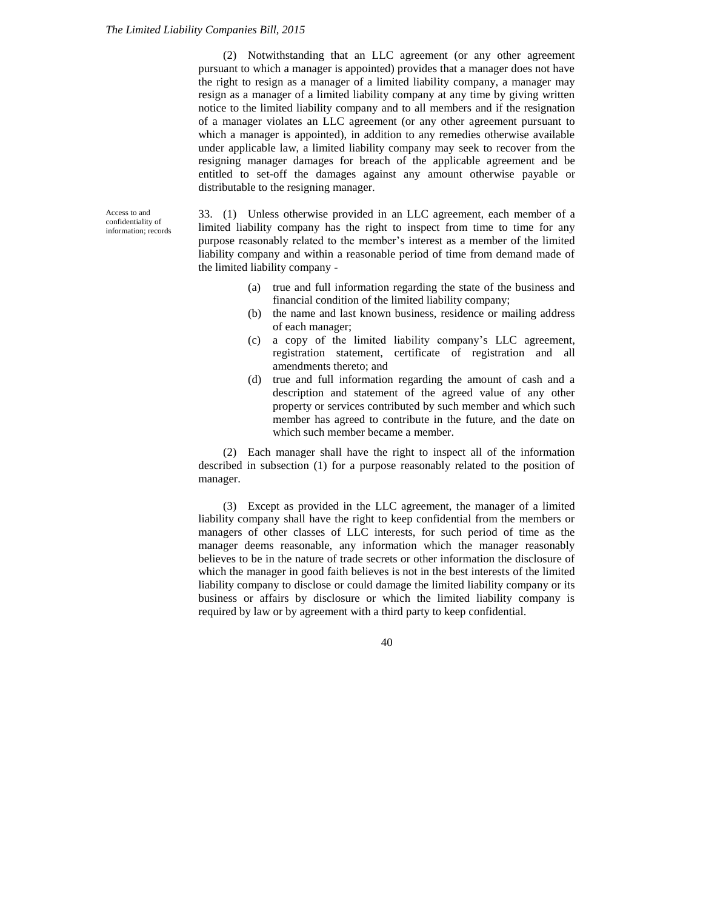(2) Notwithstanding that an LLC agreement (or any other agreement pursuant to which a manager is appointed) provides that a manager does not have the right to resign as a manager of a limited liability company, a manager may resign as a manager of a limited liability company at any time by giving written notice to the limited liability company and to all members and if the resignation of a manager violates an LLC agreement (or any other agreement pursuant to which a manager is appointed), in addition to any remedies otherwise available under applicable law, a limited liability company may seek to recover from the resigning manager damages for breach of the applicable agreement and be entitled to set-off the damages against any amount otherwise payable or distributable to the resigning manager.

Access to and confidentiality of information; records

33. (1) Unless otherwise provided in an LLC agreement, each member of a limited liability company has the right to inspect from time to time for any purpose reasonably related to the member's interest as a member of the limited liability company and within a reasonable period of time from demand made of the limited liability company -

(a) true and full information regarding the state of the business and financial condition of the limited liability company;

(b) the name and last known business, residence or mailing address of each manager;

(c) a copy of the limited liability company's LLC agreement, registration statement, certificate of registration and all amendments thereto; and

(d) true and full information regarding the amount of cash and a description and statement of the agreed value of any other property or services contributed by such member and which such member has agreed to contribute in the future, and the date on which such member became a member.

(2) Each manager shall have the right to inspect all of the information described in subsection (1) for a purpose reasonably related to the position of manager.

(3) Except as provided in the LLC agreement, the manager of a limited liability company shall have the right to keep confidential from the members or managers of other classes of LLC interests, for such period of time as the manager deems reasonable, any information which the manager reasonably believes to be in the nature of trade secrets or other information the disclosure of which the manager in good faith believes is not in the best interests of the limited liability company to disclose or could damage the limited liability company or its business or affairs by disclosure or which the limited liability company is required by law or by agreement with a third party to keep confidential.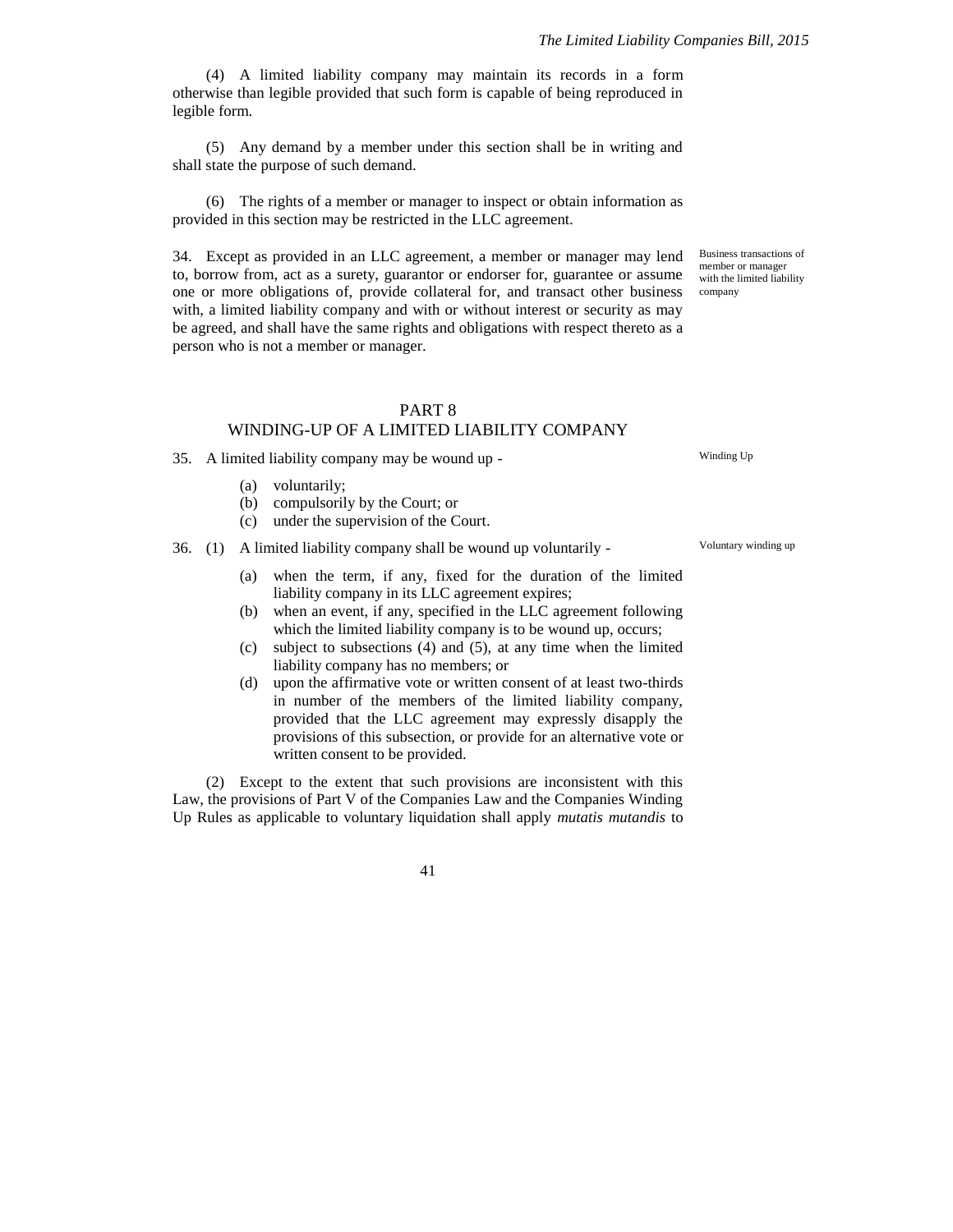(4) A limited liability company may maintain its records in a form otherwise than legible provided that such form is capable of being reproduced in legible form.

(5) Any demand by a member under this section shall be in writing and shall state the purpose of such demand.

(6) The rights of a member or manager to inspect or obtain information as provided in this section may be restricted in the LLC agreement.

Business transactions of member or manager with the limited liability company

34. Except as provided in an LLC agreement, a member or manager may lend to, borrow from, act as a surety, guarantor or endorser for, guarantee or assume one or more obligations of, provide collateral for, and transact other business with, a limited liability company and with or without interest or security as may be agreed, and shall have the same rights and obligations with respect thereto as a person who is not a member or manager.

## PART 8
## WINDING-UP OF A LIMITED LIABILITY COMPANY

Winding Up

35. A limited liability company may be wound up -

(a) voluntarily;
(b) compulsorily by the Court; or
(c) under the supervision of the Court.

Voluntary winding up

36. (1) A limited liability company shall be wound up voluntarily -

(a) when the term, if any, fixed for the duration of the limited liability company in its LLC agreement expires;
(b) when an event, if any, specified in the LLC agreement following which the limited liability company is to be wound up, occurs;
(c) subject to subsections (4) and (5), at any time when the limited liability company has no members; or
(d) upon the affirmative vote or written consent of at least two-thirds in number of the members of the limited liability company, provided that the LLC agreement may expressly disapply the provisions of this subsection, or provide for an alternative vote or written consent to be provided.

(2) Except to the extent that such provisions are inconsistent with this Law, the provisions of Part V of the Companies Law and the Companies Winding Up Rules as applicable to voluntary liquidation shall apply *mutatis mutandis* to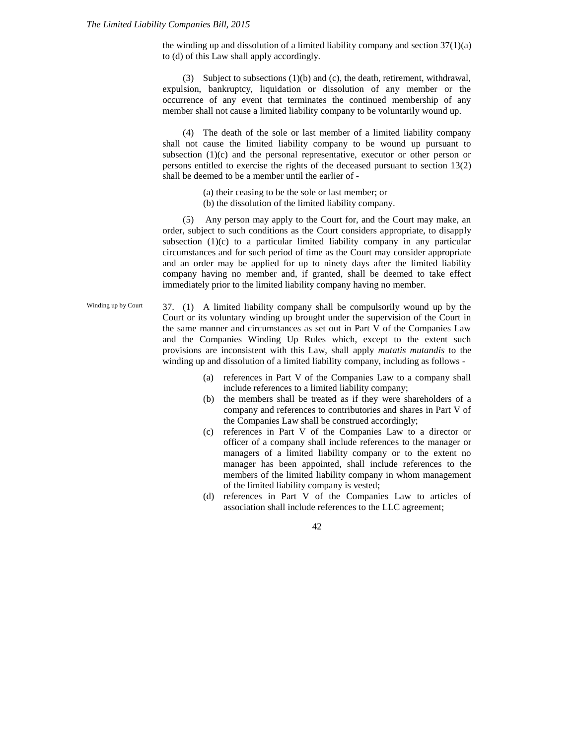the winding up and dissolution of a limited liability company and section 37(1)(a) to (d) of this Law shall apply accordingly.

(3) Subject to subsections (1)(b) and (c), the death, retirement, withdrawal, expulsion, bankruptcy, liquidation or dissolution of any member or the occurrence of any event that terminates the continued membership of any member shall not cause a limited liability company to be voluntarily wound up.

(4) The death of the sole or last member of a limited liability company shall not cause the limited liability company to be wound up pursuant to subsection (1)(c) and the personal representative, executor or other person or persons entitled to exercise the rights of the deceased pursuant to section 13(2) shall be deemed to be a member until the earlier of -

(a) their ceasing to be the sole or last member; or
(b) the dissolution of the limited liability company.

(5) Any person may apply to the Court for, and the Court may make, an order, subject to such conditions as the Court considers appropriate, to disapply subsection (1)(c) to a particular limited liability company in any particular circumstances and for such period of time as the Court may consider appropriate and an order may be applied for up to ninety days after the limited liability company having no member and, if granted, shall be deemed to take effect immediately prior to the limited liability company having no member.

Winding up by Court

37. (1) A limited liability company shall be compulsorily wound up by the Court or its voluntary winding up brought under the supervision of the Court in the same manner and circumstances as set out in Part V of the Companies Law and the Companies Winding Up Rules which, except to the extent such provisions are inconsistent with this Law, shall apply *mutatis mutandis* to the winding up and dissolution of a limited liability company, including as follows -

(a) references in Part V of the Companies Law to a company shall include references to a limited liability company;
(b) the members shall be treated as if they were shareholders of a company and references to contributories and shares in Part V of the Companies Law shall be construed accordingly;
(c) references in Part V of the Companies Law to a director or officer of a company shall include references to the manager or managers of a limited liability company or to the extent no manager has been appointed, shall include references to the members of the limited liability company in whom management of the limited liability company is vested;
(d) references in Part V of the Companies Law to articles of association shall include references to the LLC agreement;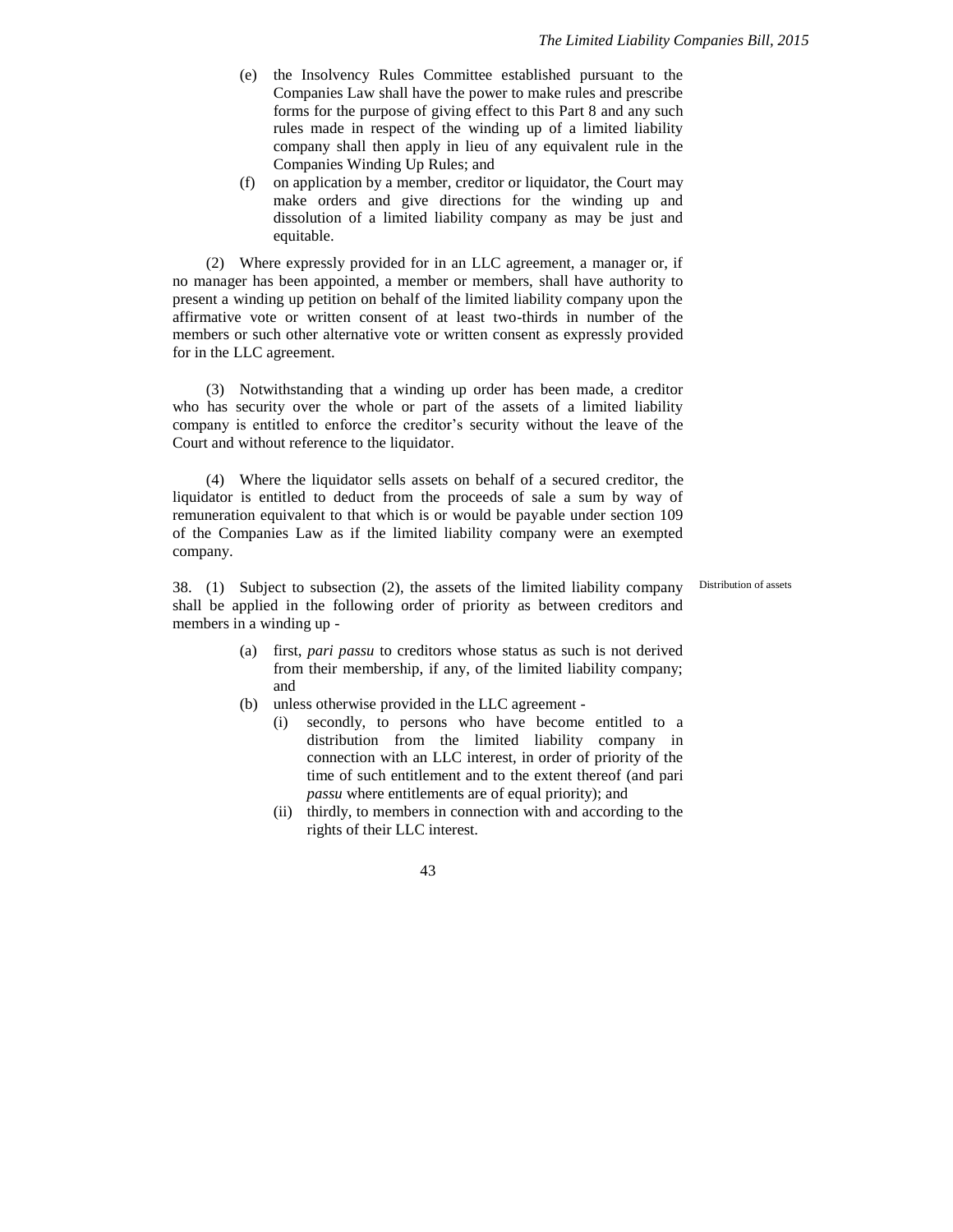(e) the Insolvency Rules Committee established pursuant to the Companies Law shall have the power to make rules and prescribe forms for the purpose of giving effect to this Part 8 and any such rules made in respect of the winding up of a limited liability company shall then apply in lieu of any equivalent rule in the Companies Winding Up Rules; and

(f) on application by a member, creditor or liquidator, the Court may make orders and give directions for the winding up and dissolution of a limited liability company as may be just and equitable.

(2) Where expressly provided for in an LLC agreement, a manager or, if no manager has been appointed, a member or members, shall have authority to present a winding up petition on behalf of the limited liability company upon the affirmative vote or written consent of at least two-thirds in number of the members or such other alternative vote or written consent as expressly provided for in the LLC agreement.

(3) Notwithstanding that a winding up order has been made, a creditor who has security over the whole or part of the assets of a limited liability company is entitled to enforce the creditor's security without the leave of the Court and without reference to the liquidator.

(4) Where the liquidator sells assets on behalf of a secured creditor, the liquidator is entitled to deduct from the proceeds of sale a sum by way of remuneration equivalent to that which is or would be payable under section 109 of the Companies Law as if the limited liability company were an exempted company.

Distribution of assets

38. (1) Subject to subsection (2), the assets of the limited liability company shall be applied in the following order of priority as between creditors and members in a winding up -

(a) first, *pari passu* to creditors whose status as such is not derived from their membership, if any, of the limited liability company; and

(b) unless otherwise provided in the LLC agreement -

(i) secondly, to persons who have become entitled to a distribution from the limited liability company in connection with an LLC interest, in order of priority of the time of such entitlement and to the extent thereof (and pari *passu* where entitlements are of equal priority); and

(ii) thirdly, to members in connection with and according to the rights of their LLC interest.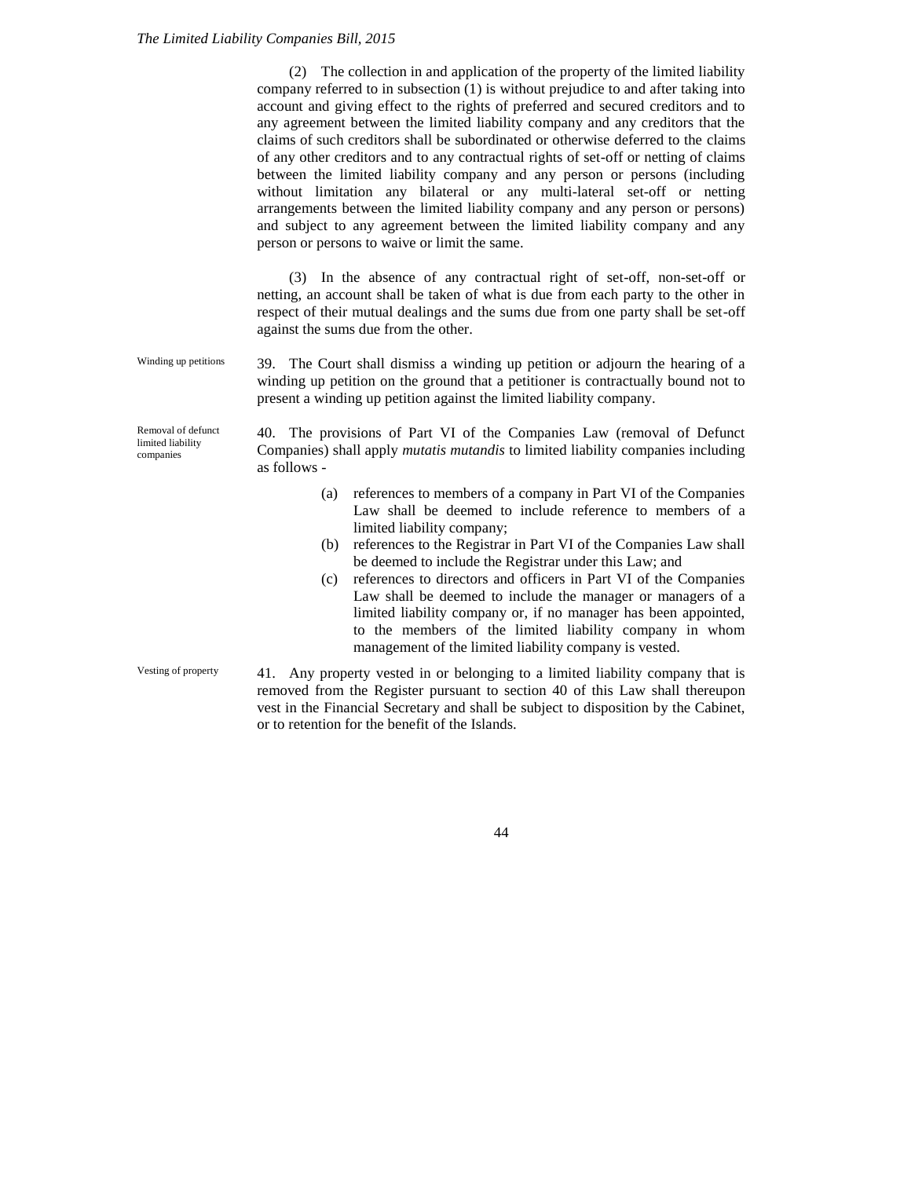(2) The collection in and application of the property of the limited liability company referred to in subsection (1) is without prejudice to and after taking into account and giving effect to the rights of preferred and secured creditors and to any agreement between the limited liability company and any creditors that the claims of such creditors shall be subordinated or otherwise deferred to the claims of any other creditors and to any contractual rights of set-off or netting of claims between the limited liability company and any person or persons (including without limitation any bilateral or any multi-lateral set-off or netting arrangements between the limited liability company and any person or persons) and subject to any agreement between the limited liability company and any person or persons to waive or limit the same.

(3) In the absence of any contractual right of set-off, non-set-off or netting, an account shall be taken of what is due from each party to the other in respect of their mutual dealings and the sums due from one party shall be set-off against the sums due from the other.

Winding up petitions

39. The Court shall dismiss a winding up petition or adjourn the hearing of a winding up petition on the ground that a petitioner is contractually bound not to present a winding up petition against the limited liability company.

Removal of defunct limited liability companies

40. The provisions of Part VI of the Companies Law (removal of Defunct Companies) shall apply *mutatis mutandis* to limited liability companies including as follows -

(a) references to members of a company in Part VI of the Companies Law shall be deemed to include reference to members of a limited liability company;
(b) references to the Registrar in Part VI of the Companies Law shall be deemed to include the Registrar under this Law; and
(c) references to directors and officers in Part VI of the Companies Law shall be deemed to include the manager or managers of a limited liability company or, if no manager has been appointed, to the members of the limited liability company in whom management of the limited liability company is vested.

Vesting of property

41. Any property vested in or belonging to a limited liability company that is removed from the Register pursuant to section 40 of this Law shall thereupon vest in the Financial Secretary and shall be subject to disposition by the Cabinet, or to retention for the benefit of the Islands.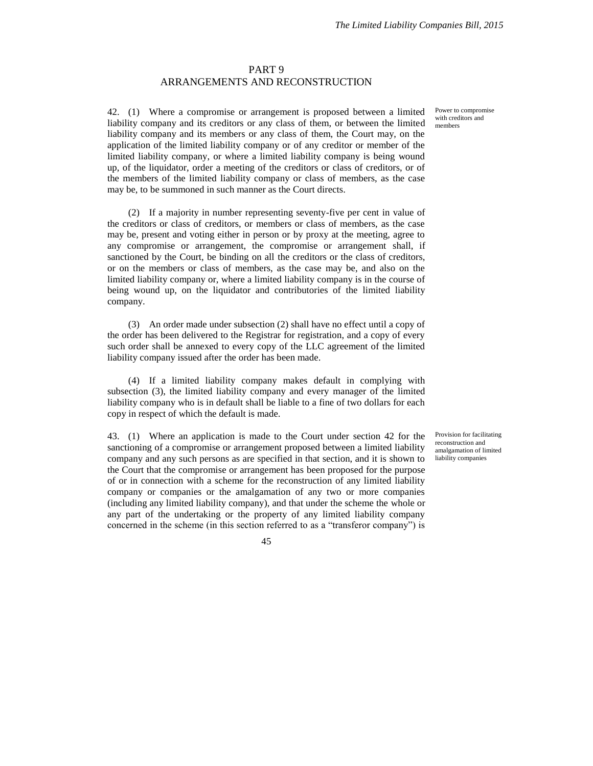## PART 9
## ARRANGEMENTS AND RECONSTRUCTION

*Power to compromise with creditors and members*

42. (1) Where a compromise or arrangement is proposed between a limited liability company and its creditors or any class of them, or between the limited liability company and its members or any class of them, the Court may, on the application of the limited liability company or of any creditor or member of the limited liability company, or where a limited liability company is being wound up, of the liquidator, order a meeting of the creditors or class of creditors, or of the members of the limited liability company or class of members, as the case may be, to be summoned in such manner as the Court directs.

(2) If a majority in number representing seventy-five per cent in value of the creditors or class of creditors, or members or class of members, as the case may be, present and voting either in person or by proxy at the meeting, agree to any compromise or arrangement, the compromise or arrangement shall, if sanctioned by the Court, be binding on all the creditors or the class of creditors, or on the members or class of members, as the case may be, and also on the limited liability company or, where a limited liability company is in the course of being wound up, on the liquidator and contributories of the limited liability company.

(3) An order made under subsection (2) shall have no effect until a copy of the order has been delivered to the Registrar for registration, and a copy of every such order shall be annexed to every copy of the LLC agreement of the limited liability company issued after the order has been made.

(4) If a limited liability company makes default in complying with subsection (3), the limited liability company and every manager of the limited liability company who is in default shall be liable to a fine of two dollars for each copy in respect of which the default is made.

*Provision for facilitating reconstruction and amalgamation of limited liability companies*

43. (1) Where an application is made to the Court under section 42 for the sanctioning of a compromise or arrangement proposed between a limited liability company and any such persons as are specified in that section, and it is shown to the Court that the compromise or arrangement has been proposed for the purpose of or in connection with a scheme for the reconstruction of any limited liability company or companies or the amalgamation of any two or more companies (including any limited liability company), and that under the scheme the whole or any part of the undertaking or the property of any limited liability company concerned in the scheme (in this section referred to as a "transferor company") is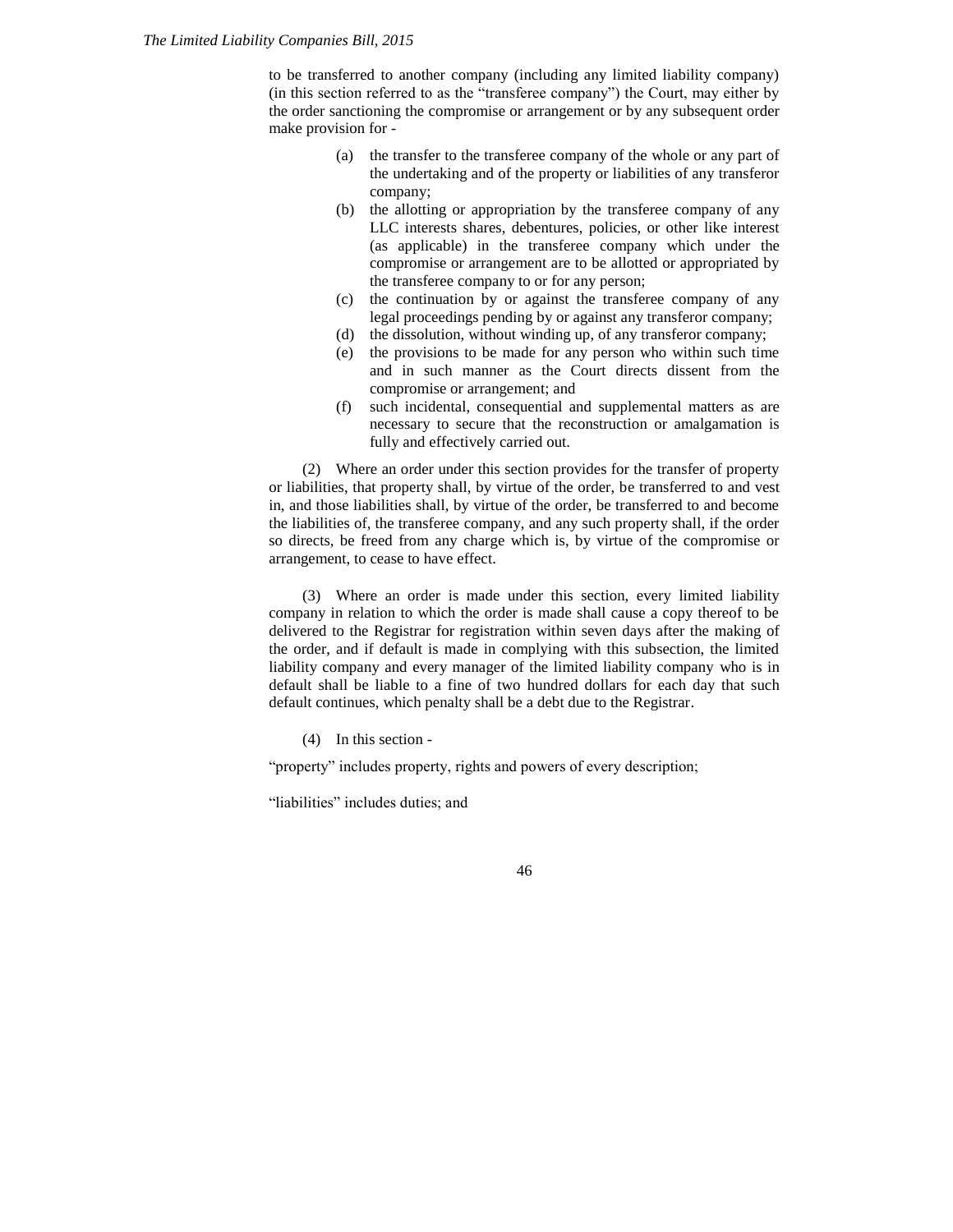to be transferred to another company (including any limited liability company) (in this section referred to as the "transferee company") the Court, may either by the order sanctioning the compromise or arrangement or by any subsequent order make provision for -

(a) the transfer to the transferee company of the whole or any part of the undertaking and of the property or liabilities of any transferor company;

(b) the allotting or appropriation by the transferee company of any LLC interests shares, debentures, policies, or other like interest (as applicable) in the transferee company which under the compromise or arrangement are to be allotted or appropriated by the transferee company to or for any person;

(c) the continuation by or against the transferee company of any legal proceedings pending by or against any transferor company;

(d) the dissolution, without winding up, of any transferor company;

(e) the provisions to be made for any person who within such time and in such manner as the Court directs dissent from the compromise or arrangement; and

(f) such incidental, consequential and supplemental matters as are necessary to secure that the reconstruction or amalgamation is fully and effectively carried out.

(2) Where an order under this section provides for the transfer of property or liabilities, that property shall, by virtue of the order, be transferred to and vest in, and those liabilities shall, by virtue of the order, be transferred to and become the liabilities of, the transferee company, and any such property shall, if the order so directs, be freed from any charge which is, by virtue of the compromise or arrangement, to cease to have effect.

(3) Where an order is made under this section, every limited liability company in relation to which the order is made shall cause a copy thereof to be delivered to the Registrar for registration within seven days after the making of the order, and if default is made in complying with this subsection, the limited liability company and every manager of the limited liability company who is in default shall be liable to a fine of two hundred dollars for each day that such default continues, which penalty shall be a debt due to the Registrar.

(4) In this section -

"property" includes property, rights and powers of every description;

"liabilities" includes duties; and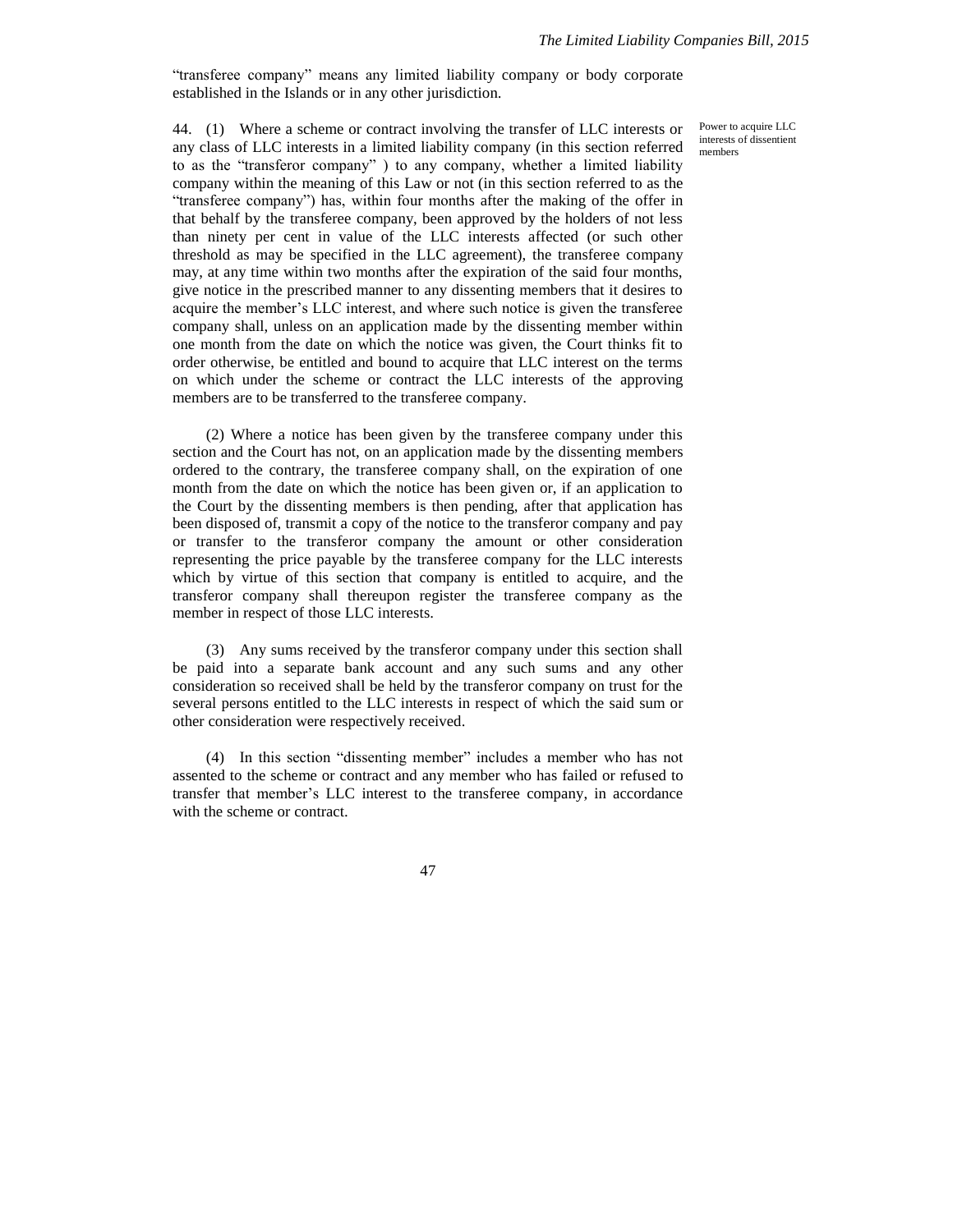"transferee company" means any limited liability company or body corporate established in the Islands or in any other jurisdiction.

Power to acquire LLC interests of dissentient members

44. (1) Where a scheme or contract involving the transfer of LLC interests or any class of LLC interests in a limited liability company (in this section referred to as the "transferor company" ) to any company, whether a limited liability company within the meaning of this Law or not (in this section referred to as the "transferee company") has, within four months after the making of the offer in that behalf by the transferee company, been approved by the holders of not less than ninety per cent in value of the LLC interests affected (or such other threshold as may be specified in the LLC agreement), the transferee company may, at any time within two months after the expiration of the said four months, give notice in the prescribed manner to any dissenting members that it desires to acquire the member's LLC interest, and where such notice is given the transferee company shall, unless on an application made by the dissenting member within one month from the date on which the notice was given, the Court thinks fit to order otherwise, be entitled and bound to acquire that LLC interest on the terms on which under the scheme or contract the LLC interests of the approving members are to be transferred to the transferee company.

(2) Where a notice has been given by the transferee company under this section and the Court has not, on an application made by the dissenting members ordered to the contrary, the transferee company shall, on the expiration of one month from the date on which the notice has been given or, if an application to the Court by the dissenting members is then pending, after that application has been disposed of, transmit a copy of the notice to the transferor company and pay or transfer to the transferor company the amount or other consideration representing the price payable by the transferee company for the LLC interests which by virtue of this section that company is entitled to acquire, and the transferor company shall thereupon register the transferee company as the member in respect of those LLC interests.

(3) Any sums received by the transferor company under this section shall be paid into a separate bank account and any such sums and any other consideration so received shall be held by the transferor company on trust for the several persons entitled to the LLC interests in respect of which the said sum or other consideration were respectively received.

(4) In this section "dissenting member" includes a member who has not assented to the scheme or contract and any member who has failed or refused to transfer that member's LLC interest to the transferee company, in accordance with the scheme or contract.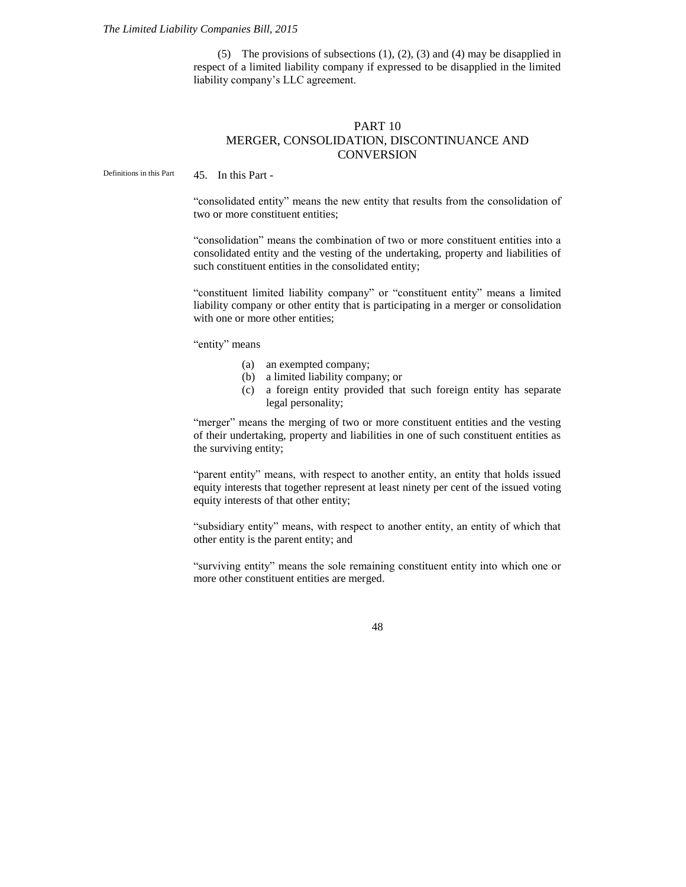(5) The provisions of subsections (1), (2), (3) and (4) may be disapplied in respect of a limited liability company if expressed to be disapplied in the limited liability company's LLC agreement.

## PART 10
## MERGER, CONSOLIDATION, DISCONTINUANCE AND CONVERSION

Definitions in this Part

45. In this Part -

"consolidated entity" means the new entity that results from the consolidation of two or more constituent entities;

"consolidation" means the combination of two or more constituent entities into a consolidated entity and the vesting of the undertaking, property and liabilities of such constituent entities in the consolidated entity;

"constituent limited liability company" or "constituent entity" means a limited liability company or other entity that is participating in a merger or consolidation with one or more other entities;

"entity" means

(a) an exempted company;
(b) a limited liability company; or
(c) a foreign entity provided that such foreign entity has separate legal personality;

"merger" means the merging of two or more constituent entities and the vesting of their undertaking, property and liabilities in one of such constituent entities as the surviving entity;

"parent entity" means, with respect to another entity, an entity that holds issued equity interests that together represent at least ninety per cent of the issued voting equity interests of that other entity;

"subsidiary entity" means, with respect to another entity, an entity of which that other entity is the parent entity; and

"surviving entity" means the sole remaining constituent entity into which one or more other constituent entities are merged.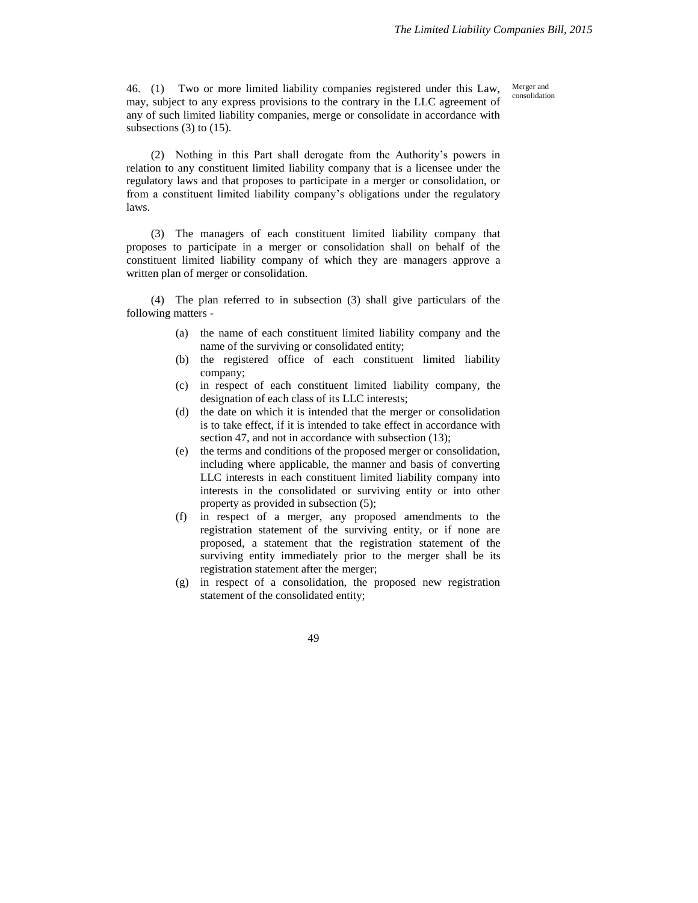Merger and consolidation

46. (1) Two or more limited liability companies registered under this Law, may, subject to any express provisions to the contrary in the LLC agreement of any of such limited liability companies, merge or consolidate in accordance with subsections (3) to (15).

(2) Nothing in this Part shall derogate from the Authority's powers in relation to any constituent limited liability company that is a licensee under the regulatory laws and that proposes to participate in a merger or consolidation, or from a constituent limited liability company's obligations under the regulatory laws.

(3) The managers of each constituent limited liability company that proposes to participate in a merger or consolidation shall on behalf of the constituent limited liability company of which they are managers approve a written plan of merger or consolidation.

(4) The plan referred to in subsection (3) shall give particulars of the following matters -

(a) the name of each constituent limited liability company and the name of the surviving or consolidated entity;

(b) the registered office of each constituent limited liability company;

(c) in respect of each constituent limited liability company, the designation of each class of its LLC interests;

(d) the date on which it is intended that the merger or consolidation is to take effect, if it is intended to take effect in accordance with section 47, and not in accordance with subsection (13);

(e) the terms and conditions of the proposed merger or consolidation, including where applicable, the manner and basis of converting LLC interests in each constituent limited liability company into interests in the consolidated or surviving entity or into other property as provided in subsection (5);

(f) in respect of a merger, any proposed amendments to the registration statement of the surviving entity, or if none are proposed, a statement that the registration statement of the surviving entity immediately prior to the merger shall be its registration statement after the merger;

(g) in respect of a consolidation, the proposed new registration statement of the consolidated entity;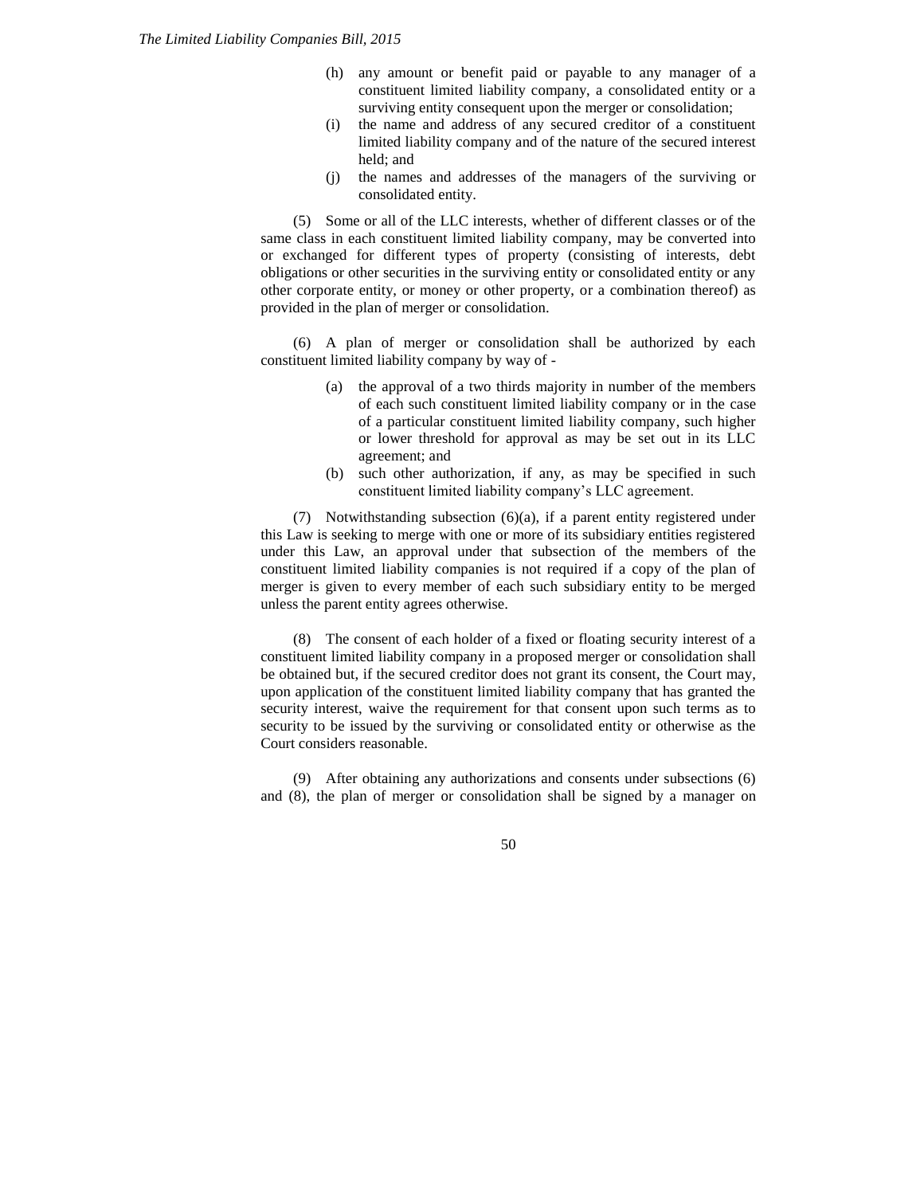(h) any amount or benefit paid or payable to any manager of a constituent limited liability company, a consolidated entity or a surviving entity consequent upon the merger or consolidation;

(i) the name and address of any secured creditor of a constituent limited liability company and of the nature of the secured interest held; and

(j) the names and addresses of the managers of the surviving or consolidated entity.

(5) Some or all of the LLC interests, whether of different classes or of the same class in each constituent limited liability company, may be converted into or exchanged for different types of property (consisting of interests, debt obligations or other securities in the surviving entity or consolidated entity or any other corporate entity, or money or other property, or a combination thereof) as provided in the plan of merger or consolidation.

(6) A plan of merger or consolidation shall be authorized by each constituent limited liability company by way of -

(a) the approval of a two thirds majority in number of the members of each such constituent limited liability company or in the case of a particular constituent limited liability company, such higher or lower threshold for approval as may be set out in its LLC agreement; and

(b) such other authorization, if any, as may be specified in such constituent limited liability company's LLC agreement.

(7) Notwithstanding subsection (6)(a), if a parent entity registered under this Law is seeking to merge with one or more of its subsidiary entities registered under this Law, an approval under that subsection of the members of the constituent limited liability companies is not required if a copy of the plan of merger is given to every member of each such subsidiary entity to be merged unless the parent entity agrees otherwise.

(8) The consent of each holder of a fixed or floating security interest of a constituent limited liability company in a proposed merger or consolidation shall be obtained but, if the secured creditor does not grant its consent, the Court may, upon application of the constituent limited liability company that has granted the security interest, waive the requirement for that consent upon such terms as to security to be issued by the surviving or consolidated entity or otherwise as the Court considers reasonable.

(9) After obtaining any authorizations and consents under subsections (6) and (8), the plan of merger or consolidation shall be signed by a manager on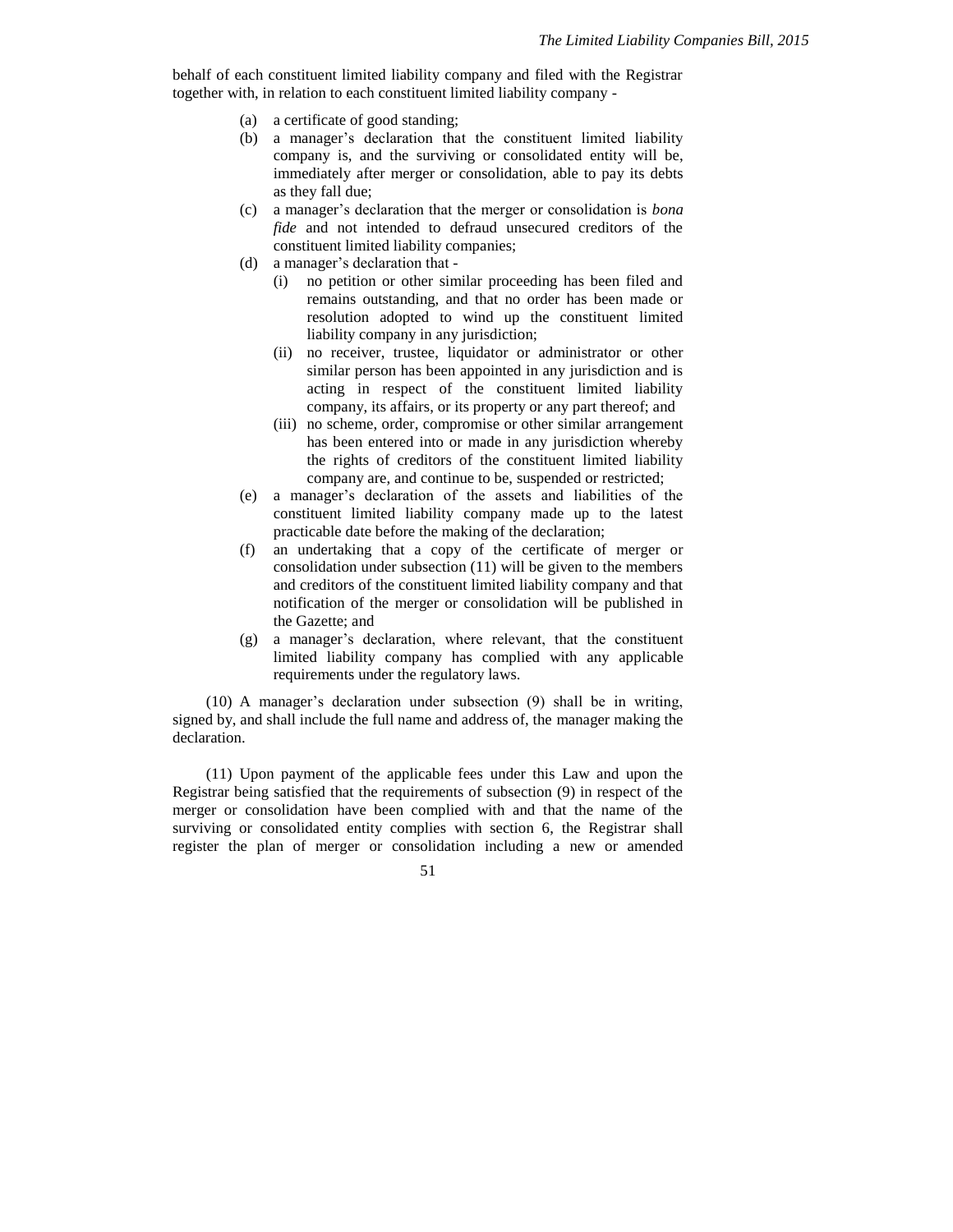behalf of each constituent limited liability company and filed with the Registrar together with, in relation to each constituent limited liability company -

(a) a certificate of good standing;

(b) a manager's declaration that the constituent limited liability company is, and the surviving or consolidated entity will be, immediately after merger or consolidation, able to pay its debts as they fall due;

(c) a manager's declaration that the merger or consolidation is *bona fide* and not intended to defraud unsecured creditors of the constituent limited liability companies;

(d) a manager's declaration that -

  (i) no petition or other similar proceeding has been filed and remains outstanding, and that no order has been made or resolution adopted to wind up the constituent limited liability company in any jurisdiction;

  (ii) no receiver, trustee, liquidator or administrator or other similar person has been appointed in any jurisdiction and is acting in respect of the constituent limited liability company, its affairs, or its property or any part thereof; and

  (iii) no scheme, order, compromise or other similar arrangement has been entered into or made in any jurisdiction whereby the rights of creditors of the constituent limited liability company are, and continue to be, suspended or restricted;

(e) a manager's declaration of the assets and liabilities of the constituent limited liability company made up to the latest practicable date before the making of the declaration;

(f) an undertaking that a copy of the certificate of merger or consolidation under subsection (11) will be given to the members and creditors of the constituent limited liability company and that notification of the merger or consolidation will be published in the Gazette; and

(g) a manager's declaration, where relevant, that the constituent limited liability company has complied with any applicable requirements under the regulatory laws.

(10) A manager's declaration under subsection (9) shall be in writing, signed by, and shall include the full name and address of, the manager making the declaration.

(11) Upon payment of the applicable fees under this Law and upon the Registrar being satisfied that the requirements of subsection (9) in respect of the merger or consolidation have been complied with and that the name of the surviving or consolidated entity complies with section 6, the Registrar shall register the plan of merger or consolidation including a new or amended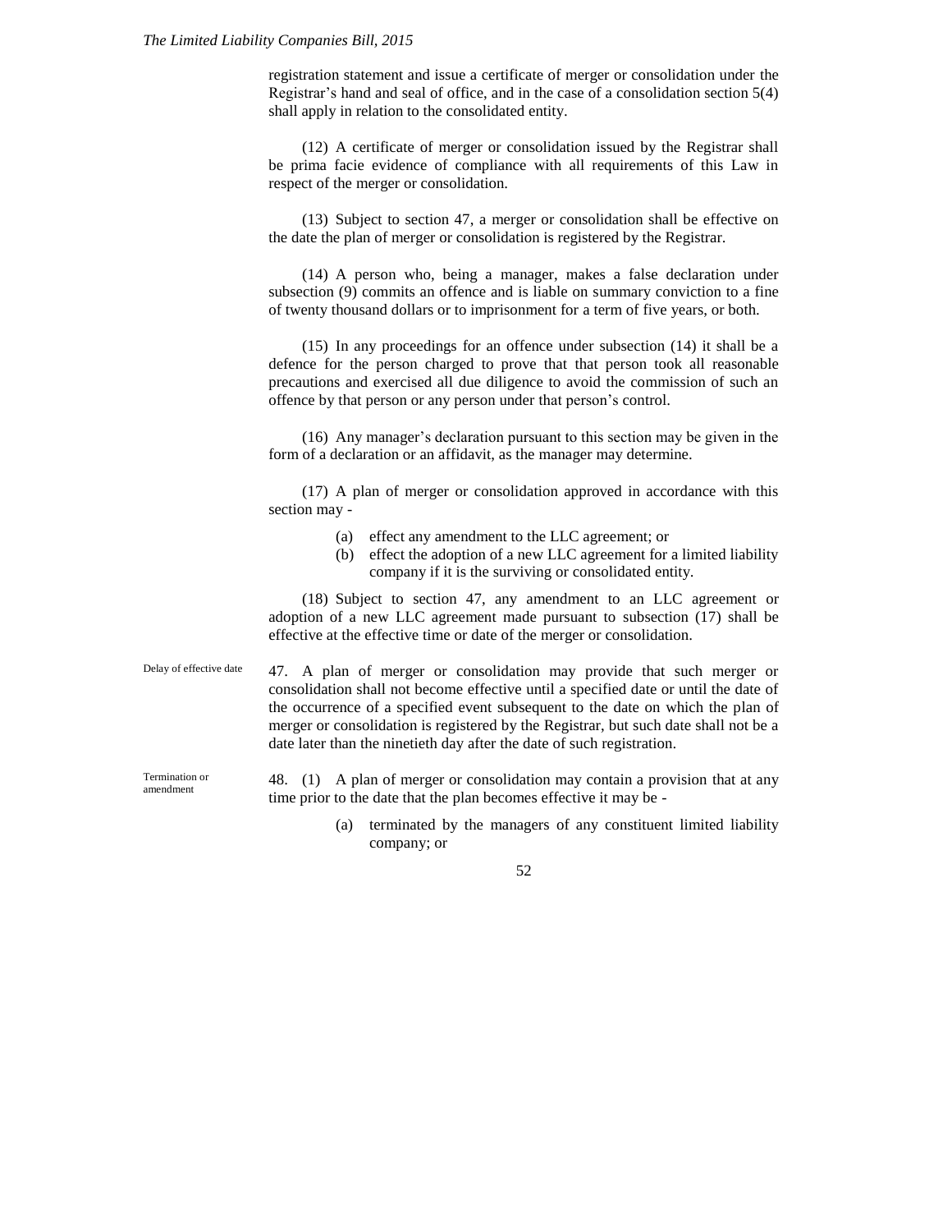registration statement and issue a certificate of merger or consolidation under the Registrar's hand and seal of office, and in the case of a consolidation section 5(4) shall apply in relation to the consolidated entity.

(12) A certificate of merger or consolidation issued by the Registrar shall be prima facie evidence of compliance with all requirements of this Law in respect of the merger or consolidation.

(13) Subject to section 47, a merger or consolidation shall be effective on the date the plan of merger or consolidation is registered by the Registrar.

(14) A person who, being a manager, makes a false declaration under subsection (9) commits an offence and is liable on summary conviction to a fine of twenty thousand dollars or to imprisonment for a term of five years, or both.

(15) In any proceedings for an offence under subsection (14) it shall be a defence for the person charged to prove that that person took all reasonable precautions and exercised all due diligence to avoid the commission of such an offence by that person or any person under that person's control.

(16) Any manager's declaration pursuant to this section may be given in the form of a declaration or an affidavit, as the manager may determine.

(17) A plan of merger or consolidation approved in accordance with this section may -

(a) effect any amendment to the LLC agreement; or
(b) effect the adoption of a new LLC agreement for a limited liability company if it is the surviving or consolidated entity.

(18) Subject to section 47, any amendment to an LLC agreement or adoption of a new LLC agreement made pursuant to subsection (17) shall be effective at the effective time or date of the merger or consolidation.

**Delay of effective date**

47. A plan of merger or consolidation may provide that such merger or consolidation shall not become effective until a specified date or until the date of the occurrence of a specified event subsequent to the date on which the plan of merger or consolidation is registered by the Registrar, but such date shall not be a date later than the ninetieth day after the date of such registration.

**Termination or amendment**

48. (1) A plan of merger or consolidation may contain a provision that at any time prior to the date that the plan becomes effective it may be -

(a) terminated by the managers of any constituent limited liability company; or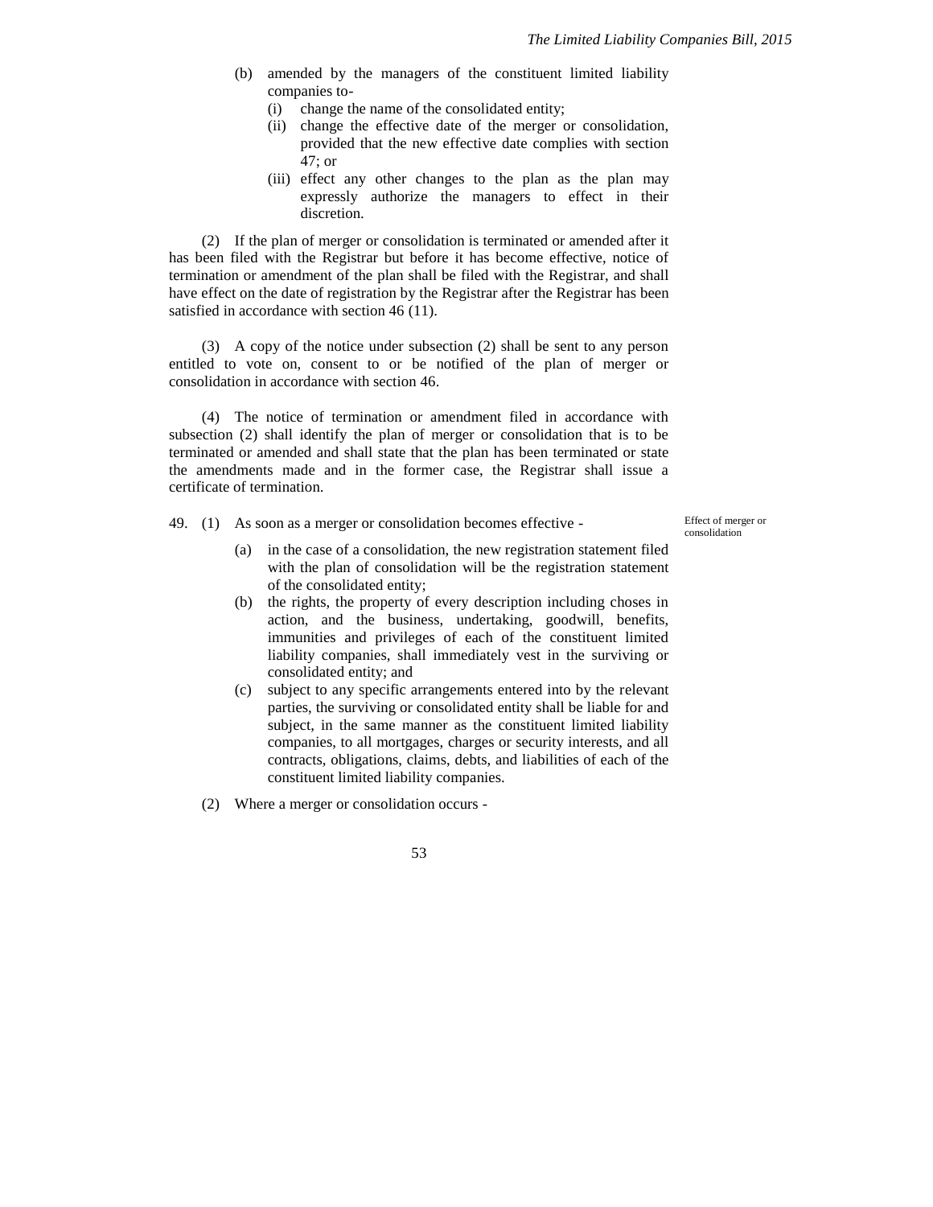(b) amended by the managers of the constituent limited liability companies to-
   (i) change the name of the consolidated entity;
   (ii) change the effective date of the merger or consolidation, provided that the new effective date complies with section 47; or
   (iii) effect any other changes to the plan as the plan may expressly authorize the managers to effect in their discretion.

(2) If the plan of merger or consolidation is terminated or amended after it has been filed with the Registrar but before it has become effective, notice of termination or amendment of the plan shall be filed with the Registrar, and shall have effect on the date of registration by the Registrar after the Registrar has been satisfied in accordance with section 46 (11).

(3) A copy of the notice under subsection (2) shall be sent to any person entitled to vote on, consent to or be notified of the plan of merger or consolidation in accordance with section 46.

(4) The notice of termination or amendment filed in accordance with subsection (2) shall identify the plan of merger or consolidation that is to be terminated or amended and shall state that the plan has been terminated or state the amendments made and in the former case, the Registrar shall issue a certificate of termination.

*Effect of merger or consolidation*

49. (1) As soon as a merger or consolidation becomes effective -

(a) in the case of a consolidation, the new registration statement filed with the plan of consolidation will be the registration statement of the consolidated entity;

(b) the rights, the property of every description including choses in action, and the business, undertaking, goodwill, benefits, immunities and privileges of each of the constituent limited liability companies, shall immediately vest in the surviving or consolidated entity; and

(c) subject to any specific arrangements entered into by the relevant parties, the surviving or consolidated entity shall be liable for and subject, in the same manner as the constituent limited liability companies, to all mortgages, charges or security interests, and all contracts, obligations, claims, debts, and liabilities of each of the constituent limited liability companies.

(2) Where a merger or consolidation occurs -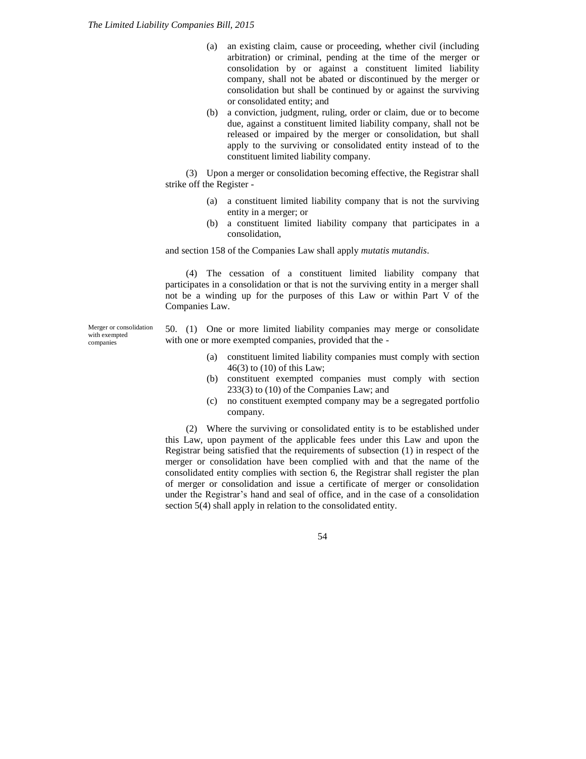(a) an existing claim, cause or proceeding, whether civil (including arbitration) or criminal, pending at the time of the merger or consolidation by or against a constituent limited liability company, shall not be abated or discontinued by the merger or consolidation but shall be continued by or against the surviving or consolidated entity; and

(b) a conviction, judgment, ruling, order or claim, due or to become due, against a constituent limited liability company, shall not be released or impaired by the merger or consolidation, but shall apply to the surviving or consolidated entity instead of to the constituent limited liability company.

(3) Upon a merger or consolidation becoming effective, the Registrar shall strike off the Register -

(a) a constituent limited liability company that is not the surviving entity in a merger; or

(b) a constituent limited liability company that participates in a consolidation,

and section 158 of the Companies Law shall apply *mutatis mutandis*.

(4) The cessation of a constituent limited liability company that participates in a consolidation or that is not the surviving entity in a merger shall not be a winding up for the purposes of this Law or within Part V of the Companies Law.

Merger or consolidation with exempted companies

50. (1) One or more limited liability companies may merge or consolidate with one or more exempted companies, provided that the -

(a) constituent limited liability companies must comply with section 46(3) to (10) of this Law;

(b) constituent exempted companies must comply with section 233(3) to (10) of the Companies Law; and

(c) no constituent exempted company may be a segregated portfolio company.

(2) Where the surviving or consolidated entity is to be established under this Law, upon payment of the applicable fees under this Law and upon the Registrar being satisfied that the requirements of subsection (1) in respect of the merger or consolidation have been complied with and that the name of the consolidated entity complies with section 6, the Registrar shall register the plan of merger or consolidation and issue a certificate of merger or consolidation under the Registrar's hand and seal of office, and in the case of a consolidation section 5(4) shall apply in relation to the consolidated entity.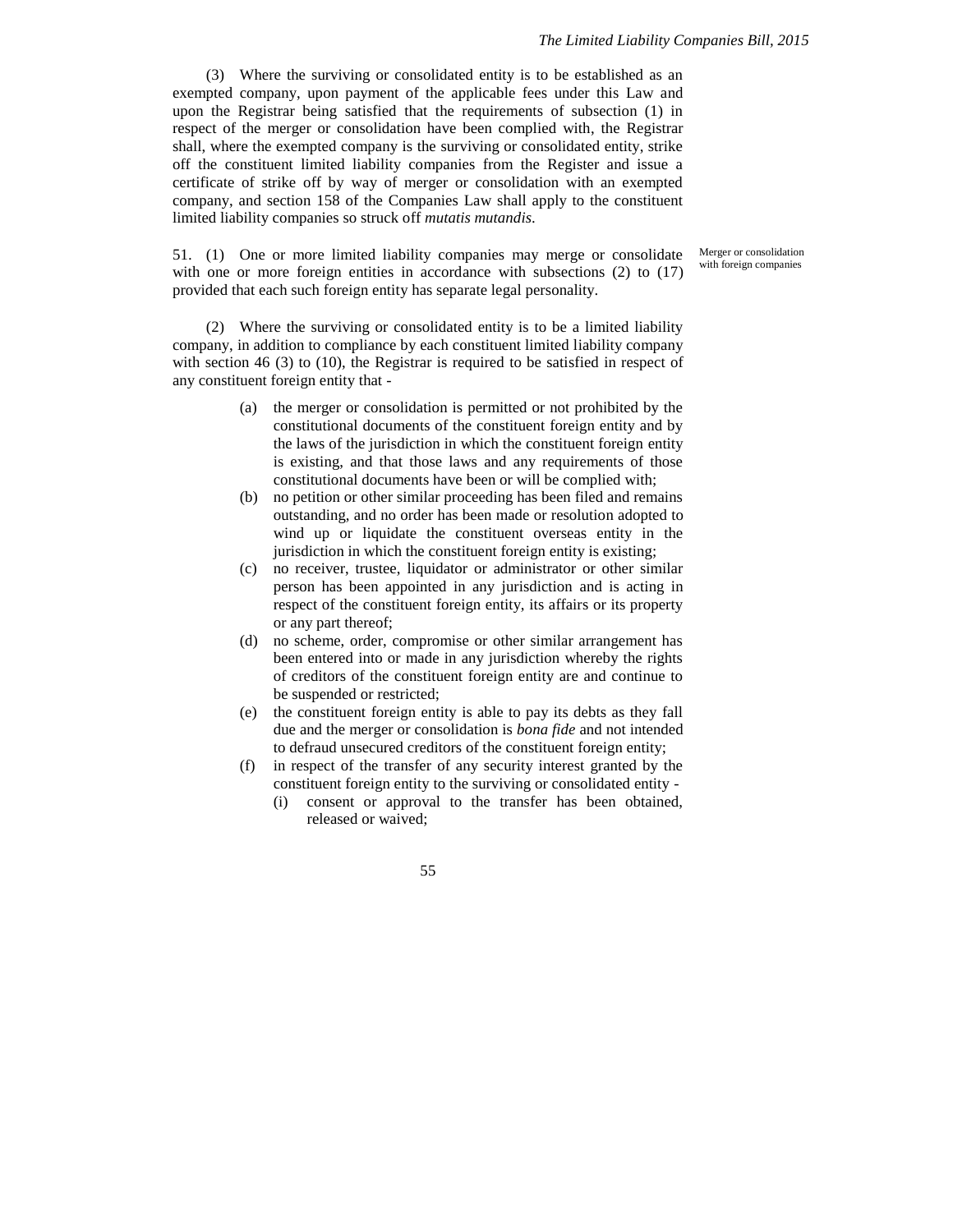(3) Where the surviving or consolidated entity is to be established as an exempted company, upon payment of the applicable fees under this Law and upon the Registrar being satisfied that the requirements of subsection (1) in respect of the merger or consolidation have been complied with, the Registrar shall, where the exempted company is the surviving or consolidated entity, strike off the constituent limited liability companies from the Register and issue a certificate of strike off by way of merger or consolidation with an exempted company, and section 158 of the Companies Law shall apply to the constituent limited liability companies so struck off *mutatis mutandis*.

Merger or consolidation with foreign companies

51. (1) One or more limited liability companies may merge or consolidate with one or more foreign entities in accordance with subsections (2) to (17) provided that each such foreign entity has separate legal personality.

(2) Where the surviving or consolidated entity is to be a limited liability company, in addition to compliance by each constituent limited liability company with section 46 (3) to (10), the Registrar is required to be satisfied in respect of any constituent foreign entity that -

(a) the merger or consolidation is permitted or not prohibited by the constitutional documents of the constituent foreign entity and by the laws of the jurisdiction in which the constituent foreign entity is existing, and that those laws and any requirements of those constitutional documents have been or will be complied with;

(b) no petition or other similar proceeding has been filed and remains outstanding, and no order has been made or resolution adopted to wind up or liquidate the constituent overseas entity in the jurisdiction in which the constituent foreign entity is existing;

(c) no receiver, trustee, liquidator or administrator or other similar person has been appointed in any jurisdiction and is acting in respect of the constituent foreign entity, its affairs or its property or any part thereof;

(d) no scheme, order, compromise or other similar arrangement has been entered into or made in any jurisdiction whereby the rights of creditors of the constituent foreign entity are and continue to be suspended or restricted;

(e) the constituent foreign entity is able to pay its debts as they fall due and the merger or consolidation is *bona fide* and not intended to defraud unsecured creditors of the constituent foreign entity;

(f) in respect of the transfer of any security interest granted by the constituent foreign entity to the surviving or consolidated entity -

(i) consent or approval to the transfer has been obtained, released or waived;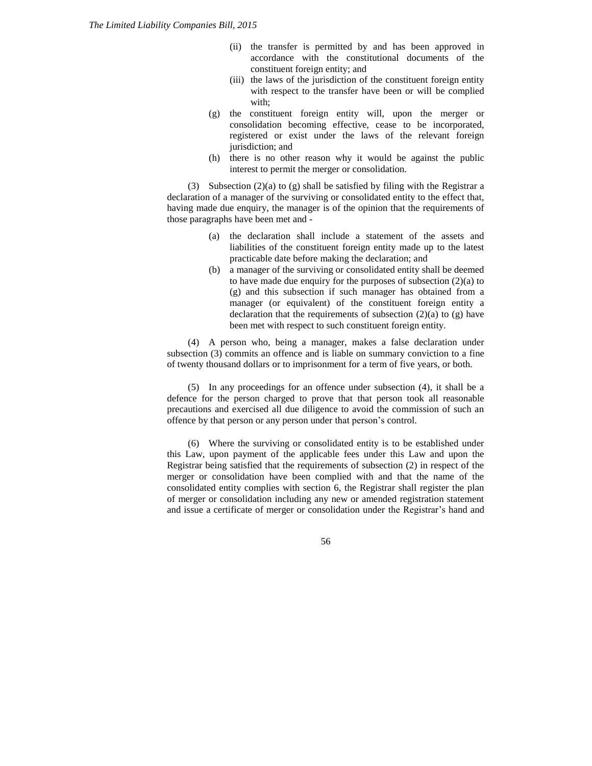(ii) the transfer is permitted by and has been approved in accordance with the constitutional documents of the constituent foreign entity; and

(iii) the laws of the jurisdiction of the constituent foreign entity with respect to the transfer have been or will be complied with;

(g) the constituent foreign entity will, upon the merger or consolidation becoming effective, cease to be incorporated, registered or exist under the laws of the relevant foreign jurisdiction; and

(h) there is no other reason why it would be against the public interest to permit the merger or consolidation.

(3) Subsection (2)(a) to (g) shall be satisfied by filing with the Registrar a declaration of a manager of the surviving or consolidated entity to the effect that, having made due enquiry, the manager is of the opinion that the requirements of those paragraphs have been met and -

(a) the declaration shall include a statement of the assets and liabilities of the constituent foreign entity made up to the latest practicable date before making the declaration; and

(b) a manager of the surviving or consolidated entity shall be deemed to have made due enquiry for the purposes of subsection (2)(a) to (g) and this subsection if such manager has obtained from a manager (or equivalent) of the constituent foreign entity a declaration that the requirements of subsection (2)(a) to (g) have been met with respect to such constituent foreign entity.

(4) A person who, being a manager, makes a false declaration under subsection (3) commits an offence and is liable on summary conviction to a fine of twenty thousand dollars or to imprisonment for a term of five years, or both.

(5) In any proceedings for an offence under subsection (4), it shall be a defence for the person charged to prove that that person took all reasonable precautions and exercised all due diligence to avoid the commission of such an offence by that person or any person under that person's control.

(6) Where the surviving or consolidated entity is to be established under this Law, upon payment of the applicable fees under this Law and upon the Registrar being satisfied that the requirements of subsection (2) in respect of the merger or consolidation have been complied with and that the name of the consolidated entity complies with section 6, the Registrar shall register the plan of merger or consolidation including any new or amended registration statement and issue a certificate of merger or consolidation under the Registrar's hand and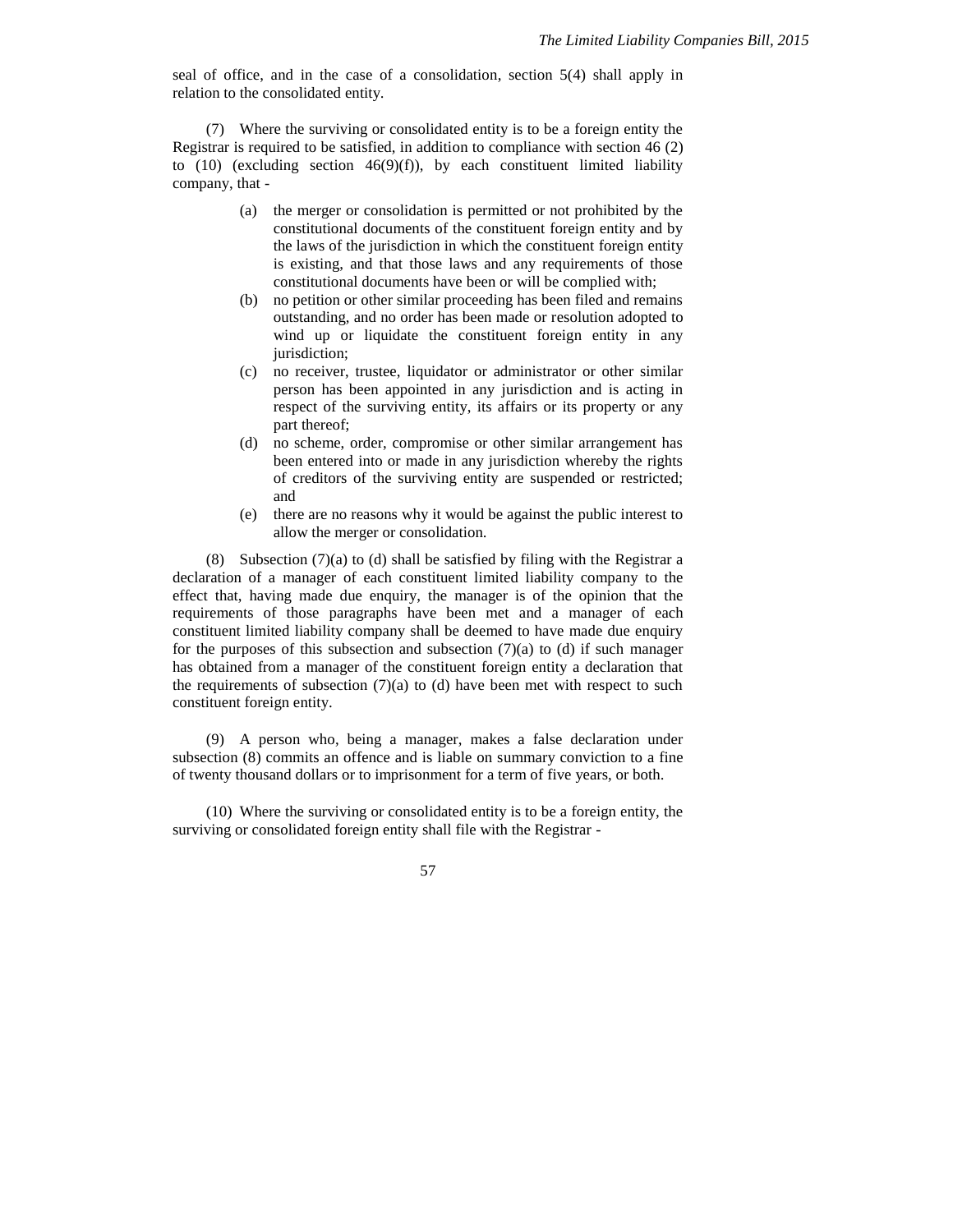seal of office, and in the case of a consolidation, section 5(4) shall apply in relation to the consolidated entity.

(7) Where the surviving or consolidated entity is to be a foreign entity the Registrar is required to be satisfied, in addition to compliance with section 46 (2) to (10) (excluding section 46(9)(f)), by each constituent limited liability company, that -

(a) the merger or consolidation is permitted or not prohibited by the constitutional documents of the constituent foreign entity and by the laws of the jurisdiction in which the constituent foreign entity is existing, and that those laws and any requirements of those constitutional documents have been or will be complied with;

(b) no petition or other similar proceeding has been filed and remains outstanding, and no order has been made or resolution adopted to wind up or liquidate the constituent foreign entity in any jurisdiction;

(c) no receiver, trustee, liquidator or administrator or other similar person has been appointed in any jurisdiction and is acting in respect of the surviving entity, its affairs or its property or any part thereof;

(d) no scheme, order, compromise or other similar arrangement has been entered into or made in any jurisdiction whereby the rights of creditors of the surviving entity are suspended or restricted; and

(e) there are no reasons why it would be against the public interest to allow the merger or consolidation.

(8) Subsection (7)(a) to (d) shall be satisfied by filing with the Registrar a declaration of a manager of each constituent limited liability company to the effect that, having made due enquiry, the manager is of the opinion that the requirements of those paragraphs have been met and a manager of each constituent limited liability company shall be deemed to have made due enquiry for the purposes of this subsection and subsection (7)(a) to (d) if such manager has obtained from a manager of the constituent foreign entity a declaration that the requirements of subsection (7)(a) to (d) have been met with respect to such constituent foreign entity.

(9) A person who, being a manager, makes a false declaration under subsection (8) commits an offence and is liable on summary conviction to a fine of twenty thousand dollars or to imprisonment for a term of five years, or both.

(10) Where the surviving or consolidated entity is to be a foreign entity, the surviving or consolidated foreign entity shall file with the Registrar -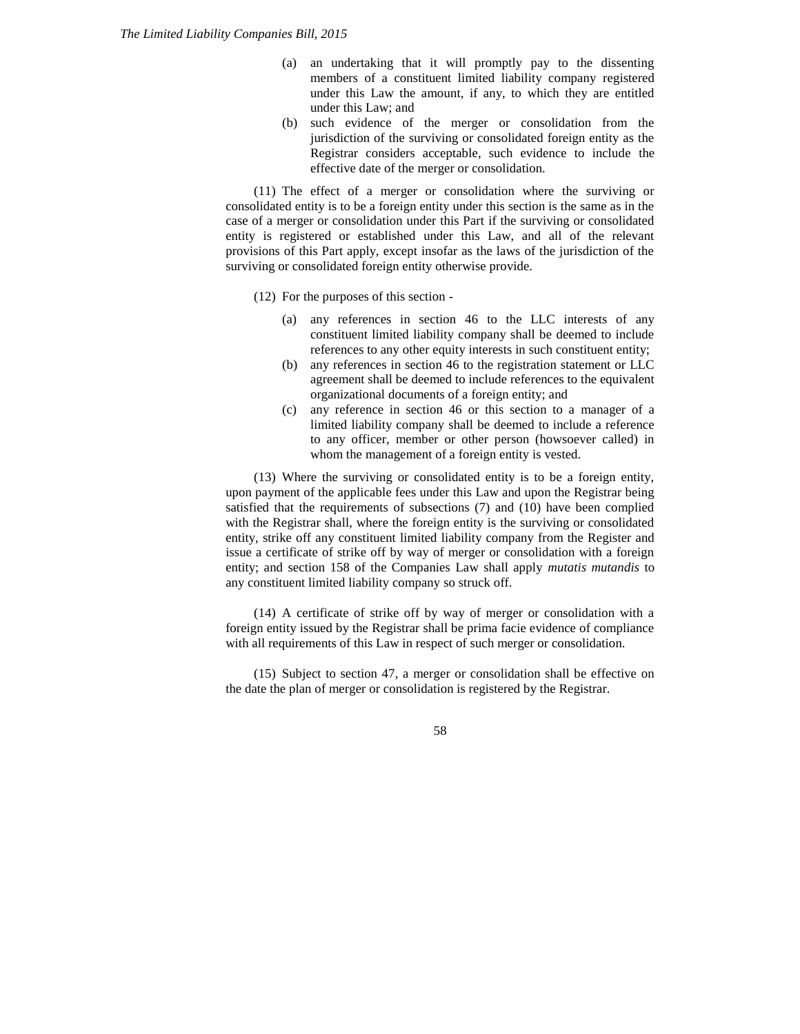(a) an undertaking that it will promptly pay to the dissenting members of a constituent limited liability company registered under this Law the amount, if any, to which they are entitled under this Law; and

(b) such evidence of the merger or consolidation from the jurisdiction of the surviving or consolidated foreign entity as the Registrar considers acceptable, such evidence to include the effective date of the merger or consolidation.

(11) The effect of a merger or consolidation where the surviving or consolidated entity is to be a foreign entity under this section is the same as in the case of a merger or consolidation under this Part if the surviving or consolidated entity is registered or established under this Law, and all of the relevant provisions of this Part apply, except insofar as the laws of the jurisdiction of the surviving or consolidated foreign entity otherwise provide.

(12) For the purposes of this section -

(a) any references in section 46 to the LLC interests of any constituent limited liability company shall be deemed to include references to any other equity interests in such constituent entity;

(b) any references in section 46 to the registration statement or LLC agreement shall be deemed to include references to the equivalent organizational documents of a foreign entity; and

(c) any reference in section 46 or this section to a manager of a limited liability company shall be deemed to include a reference to any officer, member or other person (howsoever called) in whom the management of a foreign entity is vested.

(13) Where the surviving or consolidated entity is to be a foreign entity, upon payment of the applicable fees under this Law and upon the Registrar being satisfied that the requirements of subsections (7) and (10) have been complied with the Registrar shall, where the foreign entity is the surviving or consolidated entity, strike off any constituent limited liability company from the Register and issue a certificate of strike off by way of merger or consolidation with a foreign entity; and section 158 of the Companies Law shall apply *mutatis mutandis* to any constituent limited liability company so struck off.

(14) A certificate of strike off by way of merger or consolidation with a foreign entity issued by the Registrar shall be prima facie evidence of compliance with all requirements of this Law in respect of such merger or consolidation.

(15) Subject to section 47, a merger or consolidation shall be effective on the date the plan of merger or consolidation is registered by the Registrar.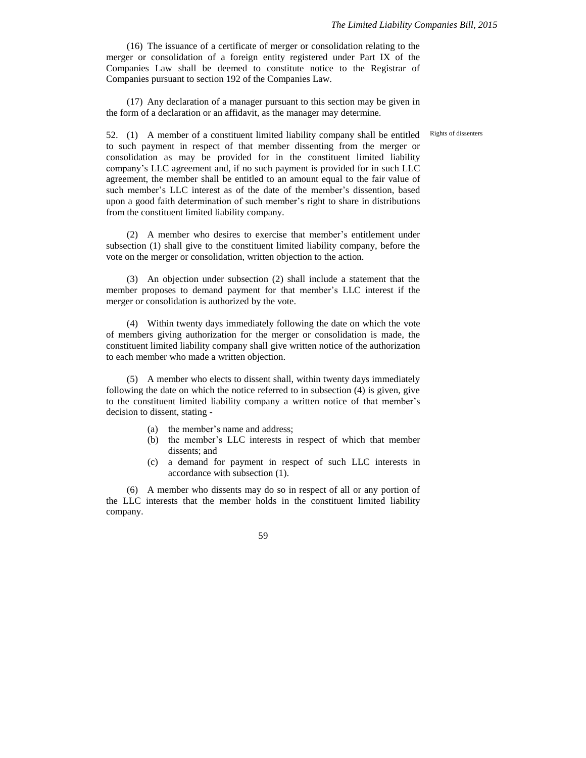(16) The issuance of a certificate of merger or consolidation relating to the merger or consolidation of a foreign entity registered under Part IX of the Companies Law shall be deemed to constitute notice to the Registrar of Companies pursuant to section 192 of the Companies Law.

(17) Any declaration of a manager pursuant to this section may be given in the form of a declaration or an affidavit, as the manager may determine.

Rights of dissenters

52. (1) A member of a constituent limited liability company shall be entitled to such payment in respect of that member dissenting from the merger or consolidation as may be provided for in the constituent limited liability company's LLC agreement and, if no such payment is provided for in such LLC agreement, the member shall be entitled to an amount equal to the fair value of such member's LLC interest as of the date of the member's dissention, based upon a good faith determination of such member's right to share in distributions from the constituent limited liability company.

(2) A member who desires to exercise that member's entitlement under subsection (1) shall give to the constituent limited liability company, before the vote on the merger or consolidation, written objection to the action.

(3) An objection under subsection (2) shall include a statement that the member proposes to demand payment for that member's LLC interest if the merger or consolidation is authorized by the vote.

(4) Within twenty days immediately following the date on which the vote of members giving authorization for the merger or consolidation is made, the constituent limited liability company shall give written notice of the authorization to each member who made a written objection.

(5) A member who elects to dissent shall, within twenty days immediately following the date on which the notice referred to in subsection (4) is given, give to the constituent limited liability company a written notice of that member's decision to dissent, stating -

(a) the member's name and address;
(b) the member's LLC interests in respect of which that member dissents; and
(c) a demand for payment in respect of such LLC interests in accordance with subsection (1).

(6) A member who dissents may do so in respect of all or any portion of the LLC interests that the member holds in the constituent limited liability company.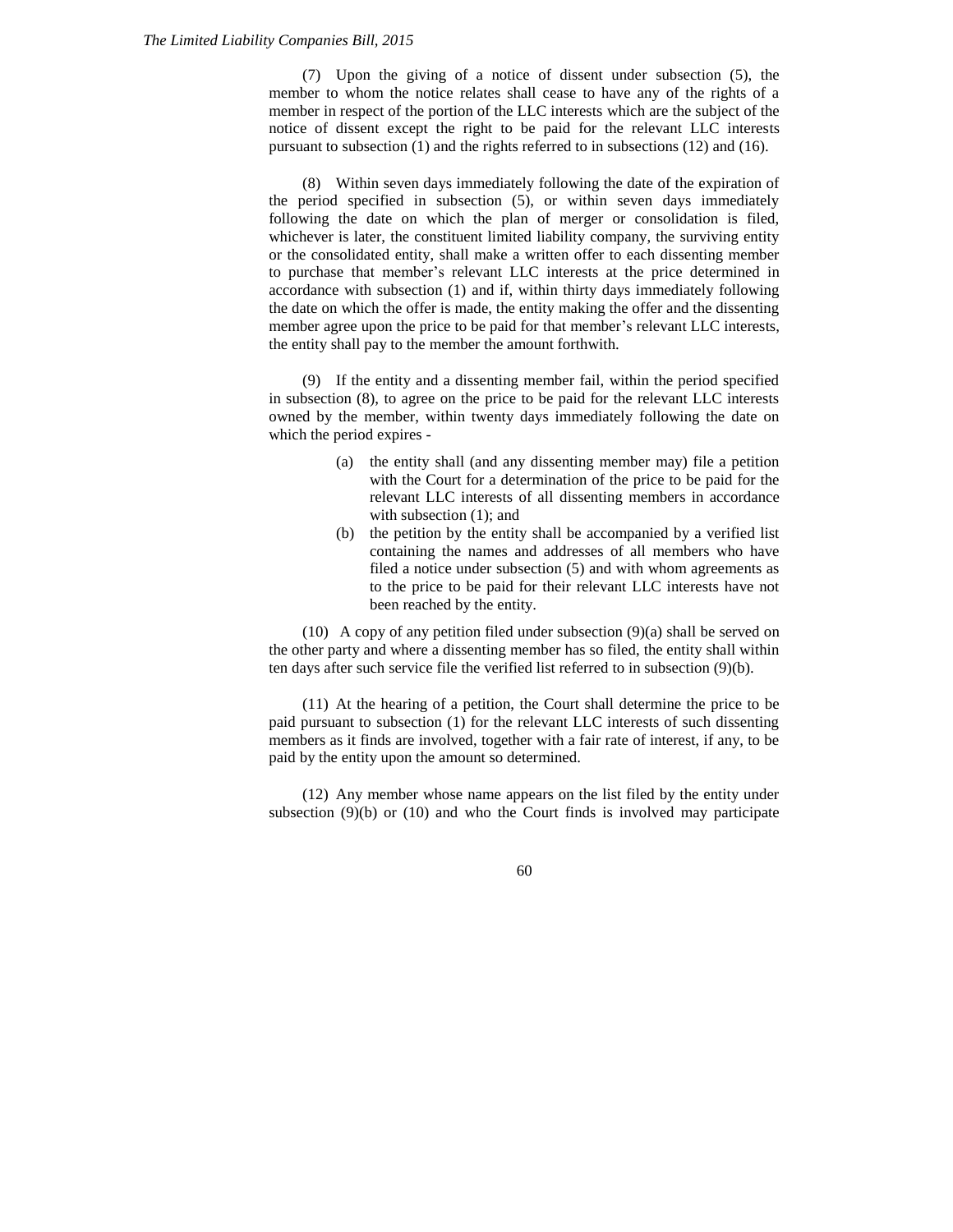(7) Upon the giving of a notice of dissent under subsection (5), the member to whom the notice relates shall cease to have any of the rights of a member in respect of the portion of the LLC interests which are the subject of the notice of dissent except the right to be paid for the relevant LLC interests pursuant to subsection (1) and the rights referred to in subsections (12) and (16).

(8) Within seven days immediately following the date of the expiration of the period specified in subsection (5), or within seven days immediately following the date on which the plan of merger or consolidation is filed, whichever is later, the constituent limited liability company, the surviving entity or the consolidated entity, shall make a written offer to each dissenting member to purchase that member's relevant LLC interests at the price determined in accordance with subsection (1) and if, within thirty days immediately following the date on which the offer is made, the entity making the offer and the dissenting member agree upon the price to be paid for that member's relevant LLC interests, the entity shall pay to the member the amount forthwith.

(9) If the entity and a dissenting member fail, within the period specified in subsection (8), to agree on the price to be paid for the relevant LLC interests owned by the member, within twenty days immediately following the date on which the period expires -

- (a) the entity shall (and any dissenting member may) file a petition with the Court for a determination of the price to be paid for the relevant LLC interests of all dissenting members in accordance with subsection (1); and
- (b) the petition by the entity shall be accompanied by a verified list containing the names and addresses of all members who have filed a notice under subsection (5) and with whom agreements as to the price to be paid for their relevant LLC interests have not been reached by the entity.

(10) A copy of any petition filed under subsection (9)(a) shall be served on the other party and where a dissenting member has so filed, the entity shall within ten days after such service file the verified list referred to in subsection (9)(b).

(11) At the hearing of a petition, the Court shall determine the price to be paid pursuant to subsection (1) for the relevant LLC interests of such dissenting members as it finds are involved, together with a fair rate of interest, if any, to be paid by the entity upon the amount so determined.

(12) Any member whose name appears on the list filed by the entity under subsection (9)(b) or (10) and who the Court finds is involved may participate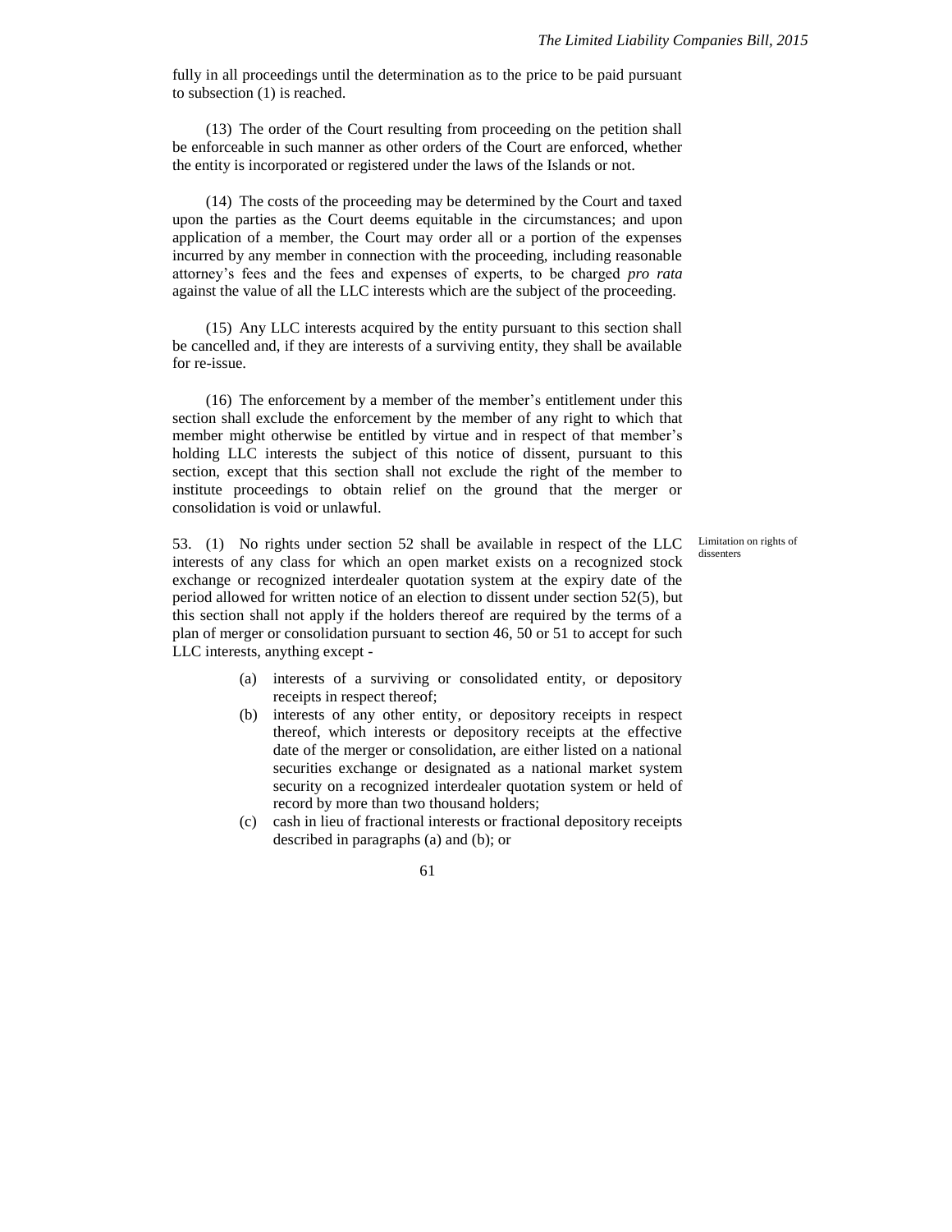fully in all proceedings until the determination as to the price to be paid pursuant to subsection (1) is reached.

(13) The order of the Court resulting from proceeding on the petition shall be enforceable in such manner as other orders of the Court are enforced, whether the entity is incorporated or registered under the laws of the Islands or not.

(14) The costs of the proceeding may be determined by the Court and taxed upon the parties as the Court deems equitable in the circumstances; and upon application of a member, the Court may order all or a portion of the expenses incurred by any member in connection with the proceeding, including reasonable attorney's fees and the fees and expenses of experts, to be charged *pro rata* against the value of all the LLC interests which are the subject of the proceeding.

(15) Any LLC interests acquired by the entity pursuant to this section shall be cancelled and, if they are interests of a surviving entity, they shall be available for re-issue.

(16) The enforcement by a member of the member's entitlement under this section shall exclude the enforcement by the member of any right to which that member might otherwise be entitled by virtue and in respect of that member's holding LLC interests the subject of this notice of dissent, pursuant to this section, except that this section shall not exclude the right of the member to institute proceedings to obtain relief on the ground that the merger or consolidation is void or unlawful.

Limitation on rights of dissenters

53. (1) No rights under section 52 shall be available in respect of the LLC interests of any class for which an open market exists on a recognized stock exchange or recognized interdealer quotation system at the expiry date of the period allowed for written notice of an election to dissent under section 52(5), but this section shall not apply if the holders thereof are required by the terms of a plan of merger or consolidation pursuant to section 46, 50 or 51 to accept for such LLC interests, anything except -

(a) interests of a surviving or consolidated entity, or depository receipts in respect thereof;

(b) interests of any other entity, or depository receipts in respect thereof, which interests or depository receipts at the effective date of the merger or consolidation, are either listed on a national securities exchange or designated as a national market system security on a recognized interdealer quotation system or held of record by more than two thousand holders;

(c) cash in lieu of fractional interests or fractional depository receipts described in paragraphs (a) and (b); or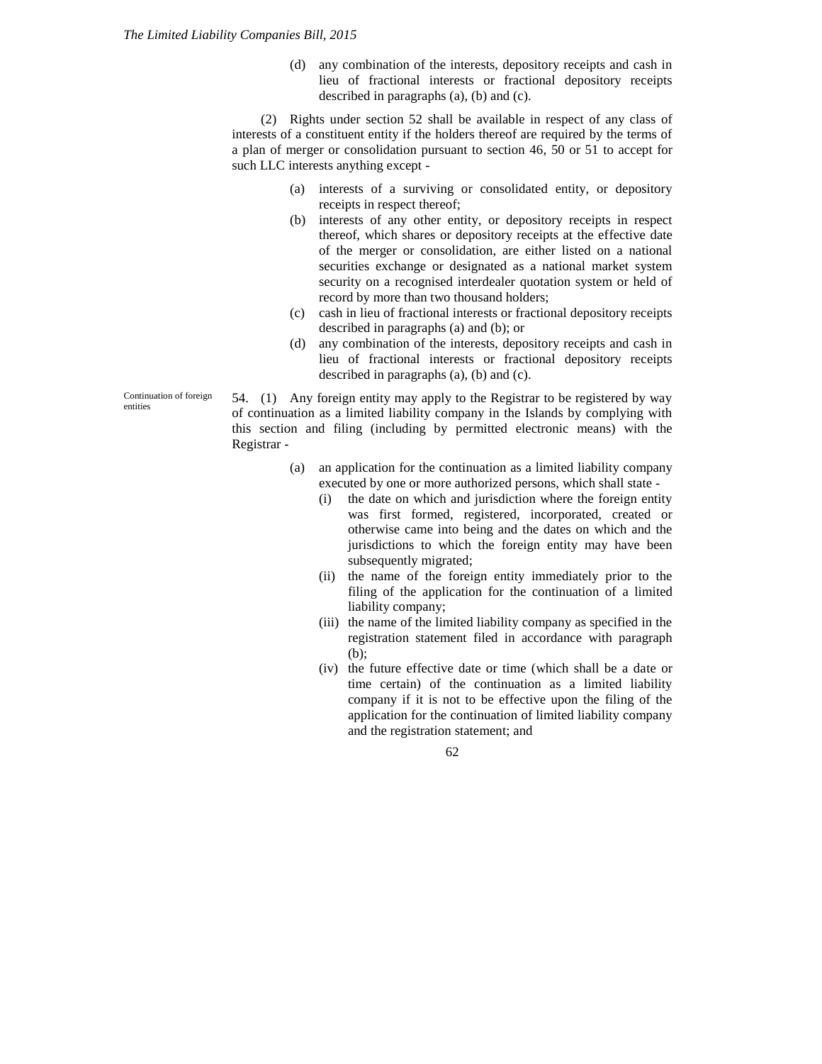(d) any combination of the interests, depository receipts and cash in lieu of fractional interests or fractional depository receipts described in paragraphs (a), (b) and (c).

(2) Rights under section 52 shall be available in respect of any class of interests of a constituent entity if the holders thereof are required by the terms of a plan of merger or consolidation pursuant to section 46, 50 or 51 to accept for such LLC interests anything except -

(a) interests of a surviving or consolidated entity, or depository receipts in respect thereof;

(b) interests of any other entity, or depository receipts in respect thereof, which shares or depository receipts at the effective date of the merger or consolidation, are either listed on a national securities exchange or designated as a national market system security on a recognised interdealer quotation system or held of record by more than two thousand holders;

(c) cash in lieu of fractional interests or fractional depository receipts described in paragraphs (a) and (b); or

(d) any combination of the interests, depository receipts and cash in lieu of fractional interests or fractional depository receipts described in paragraphs (a), (b) and (c).

Continuation of foreign entities

54. (1) Any foreign entity may apply to the Registrar to be registered by way of continuation as a limited liability company in the Islands by complying with this section and filing (including by permitted electronic means) with the Registrar -

(a) an application for the continuation as a limited liability company executed by one or more authorized persons, which shall state -

(i) the date on which and jurisdiction where the foreign entity was first formed, registered, incorporated, created or otherwise came into being and the dates on which and the jurisdictions to which the foreign entity may have been subsequently migrated;

(ii) the name of the foreign entity immediately prior to the filing of the application for the continuation of a limited liability company;

(iii) the name of the limited liability company as specified in the registration statement filed in accordance with paragraph (b);

(iv) the future effective date or time (which shall be a date or time certain) of the continuation as a limited liability company if it is not to be effective upon the filing of the application for the continuation of limited liability company and the registration statement; and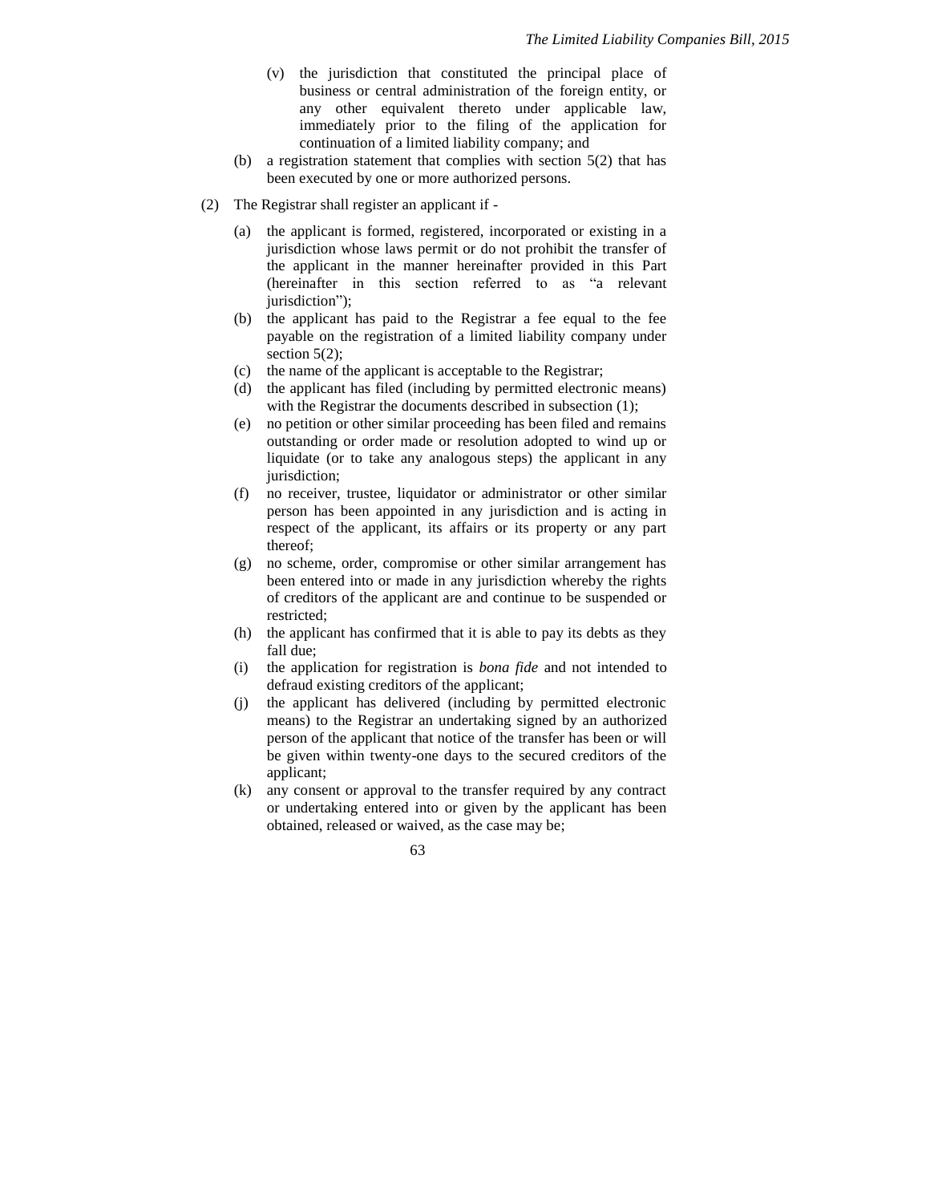(v) the jurisdiction that constituted the principal place of business or central administration of the foreign entity, or any other equivalent thereto under applicable law, immediately prior to the filing of the application for continuation of a limited liability company; and

(b) a registration statement that complies with section 5(2) that has been executed by one or more authorized persons.

(2) The Registrar shall register an applicant if -

(a) the applicant is formed, registered, incorporated or existing in a jurisdiction whose laws permit or do not prohibit the transfer of the applicant in the manner hereinafter provided in this Part (hereinafter in this section referred to as "a relevant jurisdiction");

(b) the applicant has paid to the Registrar a fee equal to the fee payable on the registration of a limited liability company under section 5(2);

(c) the name of the applicant is acceptable to the Registrar;

(d) the applicant has filed (including by permitted electronic means) with the Registrar the documents described in subsection (1);

(e) no petition or other similar proceeding has been filed and remains outstanding or order made or resolution adopted to wind up or liquidate (or to take any analogous steps) the applicant in any jurisdiction;

(f) no receiver, trustee, liquidator or administrator or other similar person has been appointed in any jurisdiction and is acting in respect of the applicant, its affairs or its property or any part thereof;

(g) no scheme, order, compromise or other similar arrangement has been entered into or made in any jurisdiction whereby the rights of creditors of the applicant are and continue to be suspended or restricted;

(h) the applicant has confirmed that it is able to pay its debts as they fall due;

(i) the application for registration is *bona fide* and not intended to defraud existing creditors of the applicant;

(j) the applicant has delivered (including by permitted electronic means) to the Registrar an undertaking signed by an authorized person of the applicant that notice of the transfer has been or will be given within twenty-one days to the secured creditors of the applicant;

(k) any consent or approval to the transfer required by any contract or undertaking entered into or given by the applicant has been obtained, released or waived, as the case may be;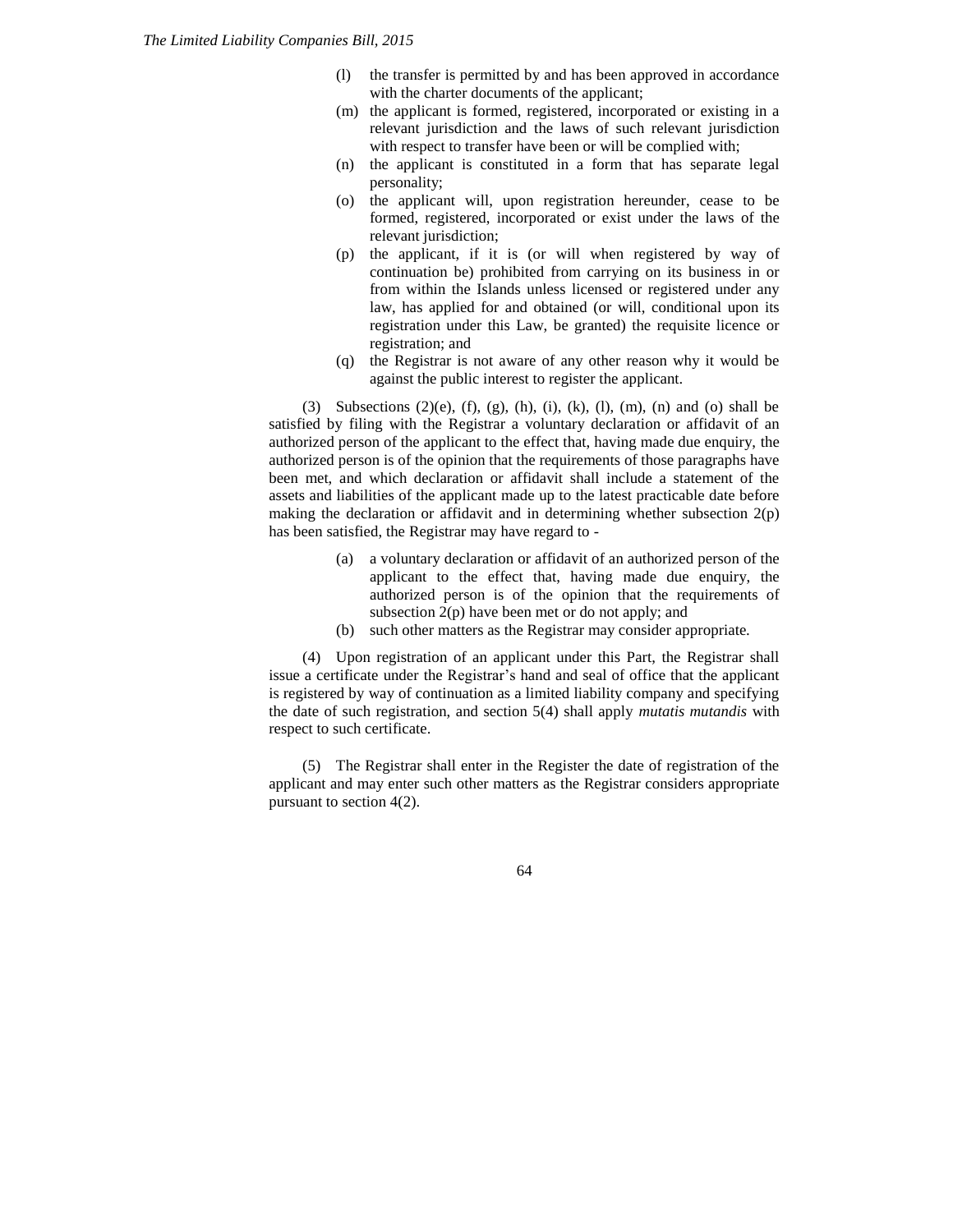(l) the transfer is permitted by and has been approved in accordance with the charter documents of the applicant;

(m) the applicant is formed, registered, incorporated or existing in a relevant jurisdiction and the laws of such relevant jurisdiction with respect to transfer have been or will be complied with;

(n) the applicant is constituted in a form that has separate legal personality;

(o) the applicant will, upon registration hereunder, cease to be formed, registered, incorporated or exist under the laws of the relevant jurisdiction;

(p) the applicant, if it is (or will when registered by way of continuation be) prohibited from carrying on its business in or from within the Islands unless licensed or registered under any law, has applied for and obtained (or will, conditional upon its registration under this Law, be granted) the requisite licence or registration; and

(q) the Registrar is not aware of any other reason why it would be against the public interest to register the applicant.

(3) Subsections (2)(e), (f), (g), (h), (i), (k), (l), (m), (n) and (o) shall be satisfied by filing with the Registrar a voluntary declaration or affidavit of an authorized person of the applicant to the effect that, having made due enquiry, the authorized person is of the opinion that the requirements of those paragraphs have been met, and which declaration or affidavit shall include a statement of the assets and liabilities of the applicant made up to the latest practicable date before making the declaration or affidavit and in determining whether subsection 2(p) has been satisfied, the Registrar may have regard to -

(a) a voluntary declaration or affidavit of an authorized person of the applicant to the effect that, having made due enquiry, the authorized person is of the opinion that the requirements of subsection 2(p) have been met or do not apply; and

(b) such other matters as the Registrar may consider appropriate.

(4) Upon registration of an applicant under this Part, the Registrar shall issue a certificate under the Registrar's hand and seal of office that the applicant is registered by way of continuation as a limited liability company and specifying the date of such registration, and section 5(4) shall apply *mutatis mutandis* with respect to such certificate.

(5) The Registrar shall enter in the Register the date of registration of the applicant and may enter such other matters as the Registrar considers appropriate pursuant to section 4(2).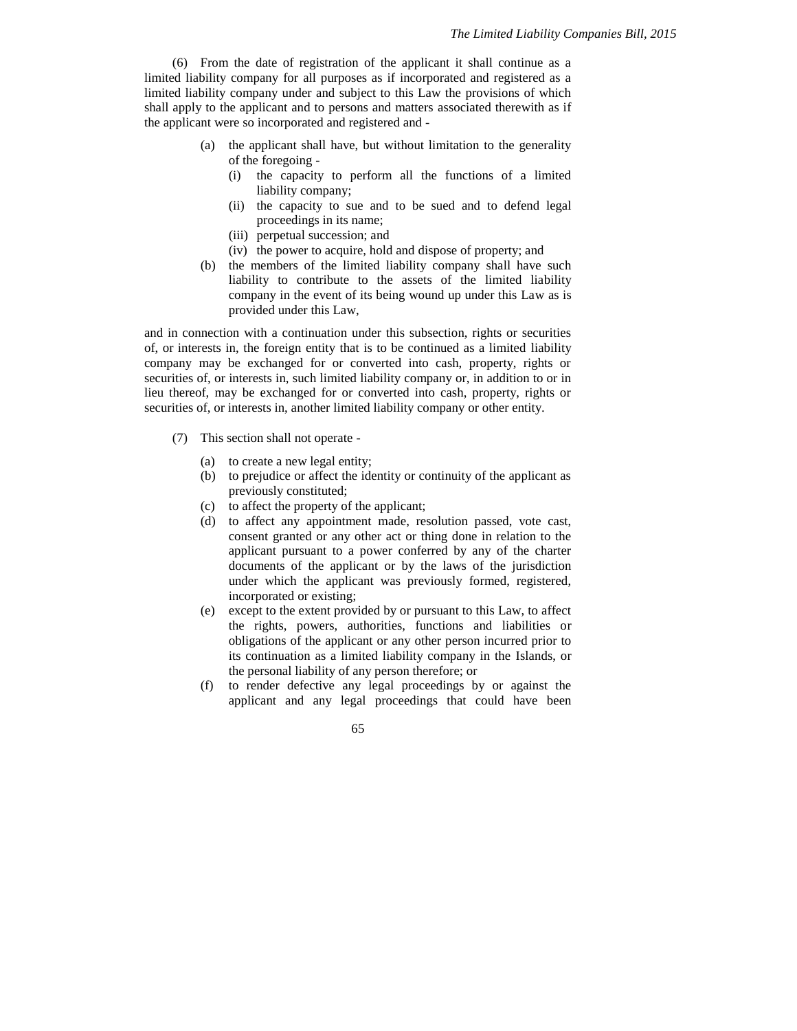(6) From the date of registration of the applicant it shall continue as a limited liability company for all purposes as if incorporated and registered as a limited liability company under and subject to this Law the provisions of which shall apply to the applicant and to persons and matters associated therewith as if the applicant were so incorporated and registered and -

- (a) the applicant shall have, but without limitation to the generality of the foregoing -
  - (i) the capacity to perform all the functions of a limited liability company;
  - (ii) the capacity to sue and to be sued and to defend legal proceedings in its name;
  - (iii) perpetual succession; and
  - (iv) the power to acquire, hold and dispose of property; and
- (b) the members of the limited liability company shall have such liability to contribute to the assets of the limited liability company in the event of its being wound up under this Law as is provided under this Law,

and in connection with a continuation under this subsection, rights or securities of, or interests in, the foreign entity that is to be continued as a limited liability company may be exchanged for or converted into cash, property, rights or securities of, or interests in, such limited liability company or, in addition to or in lieu thereof, may be exchanged for or converted into cash, property, rights or securities of, or interests in, another limited liability company or other entity.

(7) This section shall not operate -

- (a) to create a new legal entity;
- (b) to prejudice or affect the identity or continuity of the applicant as previously constituted;
- (c) to affect the property of the applicant;
- (d) to affect any appointment made, resolution passed, vote cast, consent granted or any other act or thing done in relation to the applicant pursuant to a power conferred by any of the charter documents of the applicant or by the laws of the jurisdiction under which the applicant was previously formed, registered, incorporated or existing;
- (e) except to the extent provided by or pursuant to this Law, to affect the rights, powers, authorities, functions and liabilities or obligations of the applicant or any other person incurred prior to its continuation as a limited liability company in the Islands, or the personal liability of any person therefore; or
- (f) to render defective any legal proceedings by or against the applicant and any legal proceedings that could have been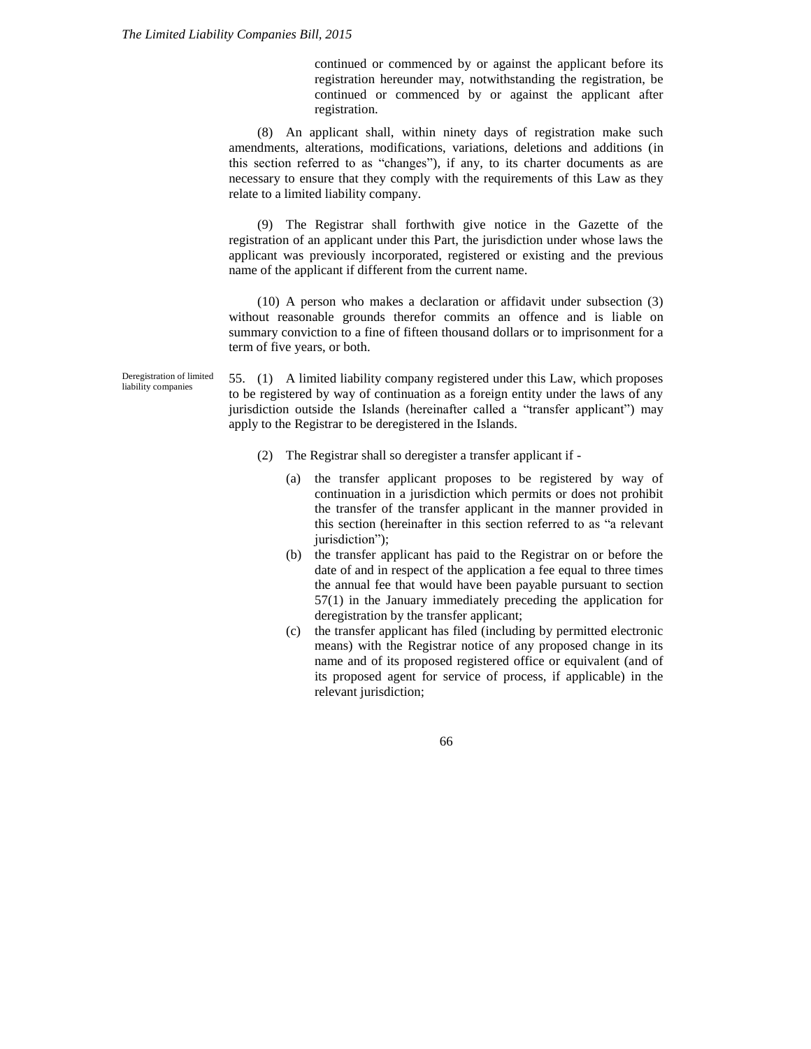continued or commenced by or against the applicant before its registration hereunder may, notwithstanding the registration, be continued or commenced by or against the applicant after registration.

(8) An applicant shall, within ninety days of registration make such amendments, alterations, modifications, variations, deletions and additions (in this section referred to as "changes"), if any, to its charter documents as are necessary to ensure that they comply with the requirements of this Law as they relate to a limited liability company.

(9) The Registrar shall forthwith give notice in the Gazette of the registration of an applicant under this Part, the jurisdiction under whose laws the applicant was previously incorporated, registered or existing and the previous name of the applicant if different from the current name.

(10) A person who makes a declaration or affidavit under subsection (3) without reasonable grounds therefor commits an offence and is liable on summary conviction to a fine of fifteen thousand dollars or to imprisonment for a term of five years, or both.

*Deregistration of limited liability companies*

55. (1) A limited liability company registered under this Law, which proposes to be registered by way of continuation as a foreign entity under the laws of any jurisdiction outside the Islands (hereinafter called a "transfer applicant") may apply to the Registrar to be deregistered in the Islands.

(2) The Registrar shall so deregister a transfer applicant if -

(a) the transfer applicant proposes to be registered by way of continuation in a jurisdiction which permits or does not prohibit the transfer of the transfer applicant in the manner provided in this section (hereinafter in this section referred to as "a relevant jurisdiction");

(b) the transfer applicant has paid to the Registrar on or before the date of and in respect of the application a fee equal to three times the annual fee that would have been payable pursuant to section 57(1) in the January immediately preceding the application for deregistration by the transfer applicant;

(c) the transfer applicant has filed (including by permitted electronic means) with the Registrar notice of any proposed change in its name and of its proposed registered office or equivalent (and of its proposed agent for service of process, if applicable) in the relevant jurisdiction;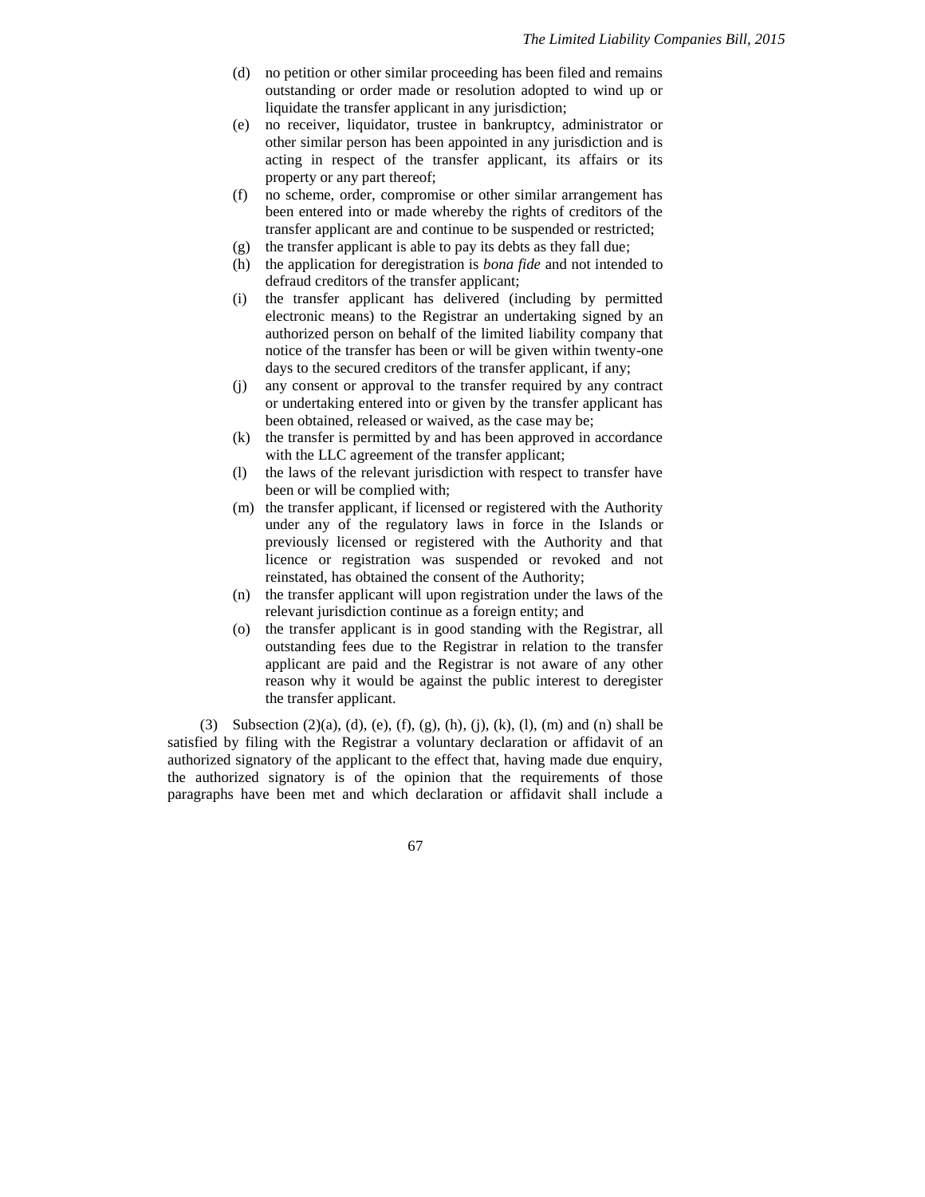(d) no petition or other similar proceeding has been filed and remains outstanding or order made or resolution adopted to wind up or liquidate the transfer applicant in any jurisdiction;

(e) no receiver, liquidator, trustee in bankruptcy, administrator or other similar person has been appointed in any jurisdiction and is acting in respect of the transfer applicant, its affairs or its property or any part thereof;

(f) no scheme, order, compromise or other similar arrangement has been entered into or made whereby the rights of creditors of the transfer applicant are and continue to be suspended or restricted;

(g) the transfer applicant is able to pay its debts as they fall due;

(h) the application for deregistration is *bona fide* and not intended to defraud creditors of the transfer applicant;

(i) the transfer applicant has delivered (including by permitted electronic means) to the Registrar an undertaking signed by an authorized person on behalf of the limited liability company that notice of the transfer has been or will be given within twenty-one days to the secured creditors of the transfer applicant, if any;

(j) any consent or approval to the transfer required by any contract or undertaking entered into or given by the transfer applicant has been obtained, released or waived, as the case may be;

(k) the transfer is permitted by and has been approved in accordance with the LLC agreement of the transfer applicant;

(l) the laws of the relevant jurisdiction with respect to transfer have been or will be complied with;

(m) the transfer applicant, if licensed or registered with the Authority under any of the regulatory laws in force in the Islands or previously licensed or registered with the Authority and that licence or registration was suspended or revoked and not reinstated, has obtained the consent of the Authority;

(n) the transfer applicant will upon registration under the laws of the relevant jurisdiction continue as a foreign entity; and

(o) the transfer applicant is in good standing with the Registrar, all outstanding fees due to the Registrar in relation to the transfer applicant are paid and the Registrar is not aware of any other reason why it would be against the public interest to deregister the transfer applicant.

(3) Subsection (2)(a), (d), (e), (f), (g), (h), (j), (k), (l), (m) and (n) shall be satisfied by filing with the Registrar a voluntary declaration or affidavit of an authorized signatory of the applicant to the effect that, having made due enquiry, the authorized signatory is of the opinion that the requirements of those paragraphs have been met and which declaration or affidavit shall include a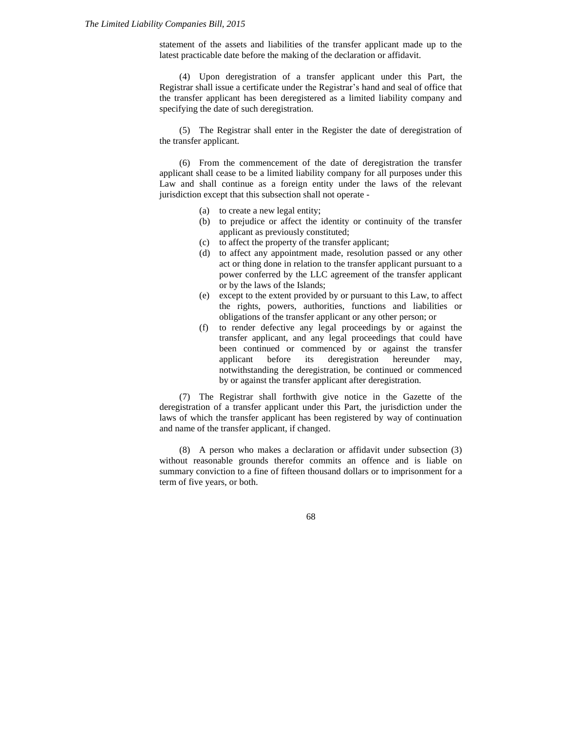statement of the assets and liabilities of the transfer applicant made up to the latest practicable date before the making of the declaration or affidavit.

(4) Upon deregistration of a transfer applicant under this Part, the Registrar shall issue a certificate under the Registrar's hand and seal of office that the transfer applicant has been deregistered as a limited liability company and specifying the date of such deregistration.

(5) The Registrar shall enter in the Register the date of deregistration of the transfer applicant.

(6) From the commencement of the date of deregistration the transfer applicant shall cease to be a limited liability company for all purposes under this Law and shall continue as a foreign entity under the laws of the relevant jurisdiction except that this subsection shall not operate -

- (a) to create a new legal entity;
- (b) to prejudice or affect the identity or continuity of the transfer applicant as previously constituted;
- (c) to affect the property of the transfer applicant;
- (d) to affect any appointment made, resolution passed or any other act or thing done in relation to the transfer applicant pursuant to a power conferred by the LLC agreement of the transfer applicant or by the laws of the Islands;
- (e) except to the extent provided by or pursuant to this Law, to affect the rights, powers, authorities, functions and liabilities or obligations of the transfer applicant or any other person; or
- (f) to render defective any legal proceedings by or against the transfer applicant, and any legal proceedings that could have been continued or commenced by or against the transfer applicant before its deregistration hereunder may, notwithstanding the deregistration, be continued or commenced by or against the transfer applicant after deregistration.

(7) The Registrar shall forthwith give notice in the Gazette of the deregistration of a transfer applicant under this Part, the jurisdiction under the laws of which the transfer applicant has been registered by way of continuation and name of the transfer applicant, if changed.

(8) A person who makes a declaration or affidavit under subsection (3) without reasonable grounds therefor commits an offence and is liable on summary conviction to a fine of fifteen thousand dollars or to imprisonment for a term of five years, or both.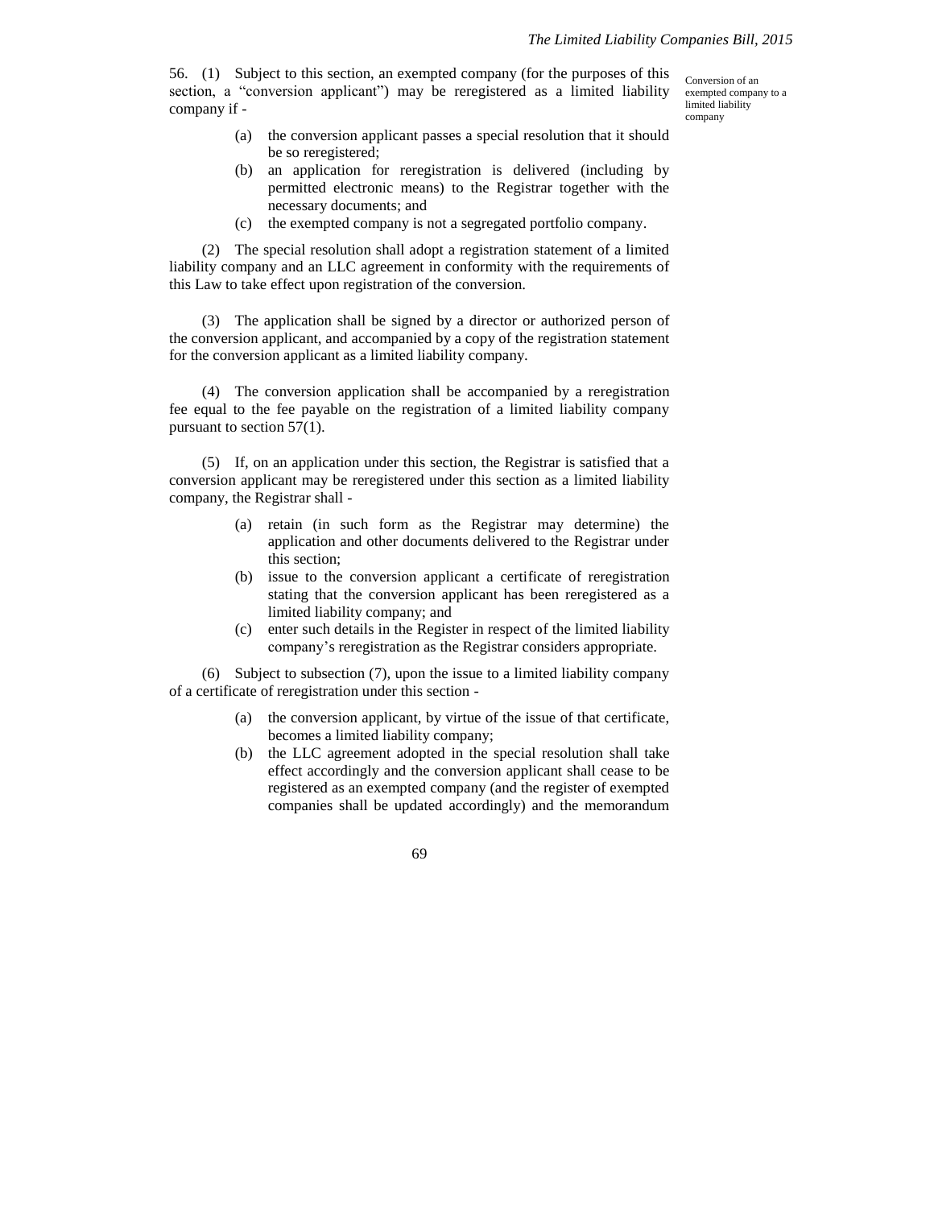56. (1) Subject to this section, an exempted company (for the purposes of this section, a "conversion applicant") may be reregistered as a limited liability company if -

Conversion of an exempted company to a limited liability company

(a) the conversion applicant passes a special resolution that it should be so reregistered;

(b) an application for reregistration is delivered (including by permitted electronic means) to the Registrar together with the necessary documents; and

(c) the exempted company is not a segregated portfolio company.

(2) The special resolution shall adopt a registration statement of a limited liability company and an LLC agreement in conformity with the requirements of this Law to take effect upon registration of the conversion.

(3) The application shall be signed by a director or authorized person of the conversion applicant, and accompanied by a copy of the registration statement for the conversion applicant as a limited liability company.

(4) The conversion application shall be accompanied by a reregistration fee equal to the fee payable on the registration of a limited liability company pursuant to section 57(1).

(5) If, on an application under this section, the Registrar is satisfied that a conversion applicant may be reregistered under this section as a limited liability company, the Registrar shall -

(a) retain (in such form as the Registrar may determine) the application and other documents delivered to the Registrar under this section;

(b) issue to the conversion applicant a certificate of reregistration stating that the conversion applicant has been reregistered as a limited liability company; and

(c) enter such details in the Register in respect of the limited liability company's reregistration as the Registrar considers appropriate.

(6) Subject to subsection (7), upon the issue to a limited liability company of a certificate of reregistration under this section -

(a) the conversion applicant, by virtue of the issue of that certificate, becomes a limited liability company;

(b) the LLC agreement adopted in the special resolution shall take effect accordingly and the conversion applicant shall cease to be registered as an exempted company (and the register of exempted companies shall be updated accordingly) and the memorandum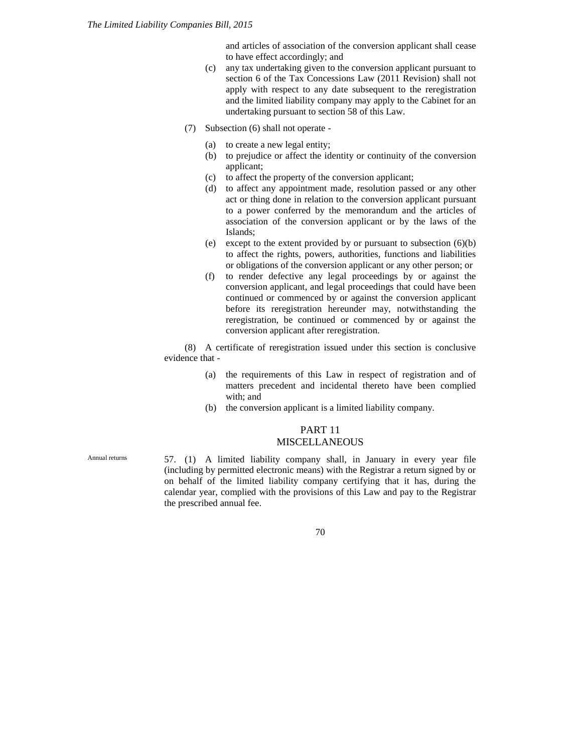and articles of association of the conversion applicant shall cease to have effect accordingly; and

(c) any tax undertaking given to the conversion applicant pursuant to section 6 of the Tax Concessions Law (2011 Revision) shall not apply with respect to any date subsequent to the reregistration and the limited liability company may apply to the Cabinet for an undertaking pursuant to section 58 of this Law.

(7) Subsection (6) shall not operate -

(a) to create a new legal entity;

(b) to prejudice or affect the identity or continuity of the conversion applicant;

(c) to affect the property of the conversion applicant;

(d) to affect any appointment made, resolution passed or any other act or thing done in relation to the conversion applicant pursuant to a power conferred by the memorandum and the articles of association of the conversion applicant or by the laws of the Islands;

(e) except to the extent provided by or pursuant to subsection (6)(b) to affect the rights, powers, authorities, functions and liabilities or obligations of the conversion applicant or any other person; or

(f) to render defective any legal proceedings by or against the conversion applicant, and legal proceedings that could have been continued or commenced by or against the conversion applicant before its reregistration hereunder may, notwithstanding the reregistration, be continued or commenced by or against the conversion applicant after reregistration.

(8) A certificate of reregistration issued under this section is conclusive evidence that -

(a) the requirements of this Law in respect of registration and of matters precedent and incidental thereto have been complied with; and

(b) the conversion applicant is a limited liability company.

## PART 11
## MISCELLANEOUS

Annual returns

57. (1) A limited liability company shall, in January in every year file (including by permitted electronic means) with the Registrar a return signed by or on behalf of the limited liability company certifying that it has, during the calendar year, complied with the provisions of this Law and pay to the Registrar the prescribed annual fee.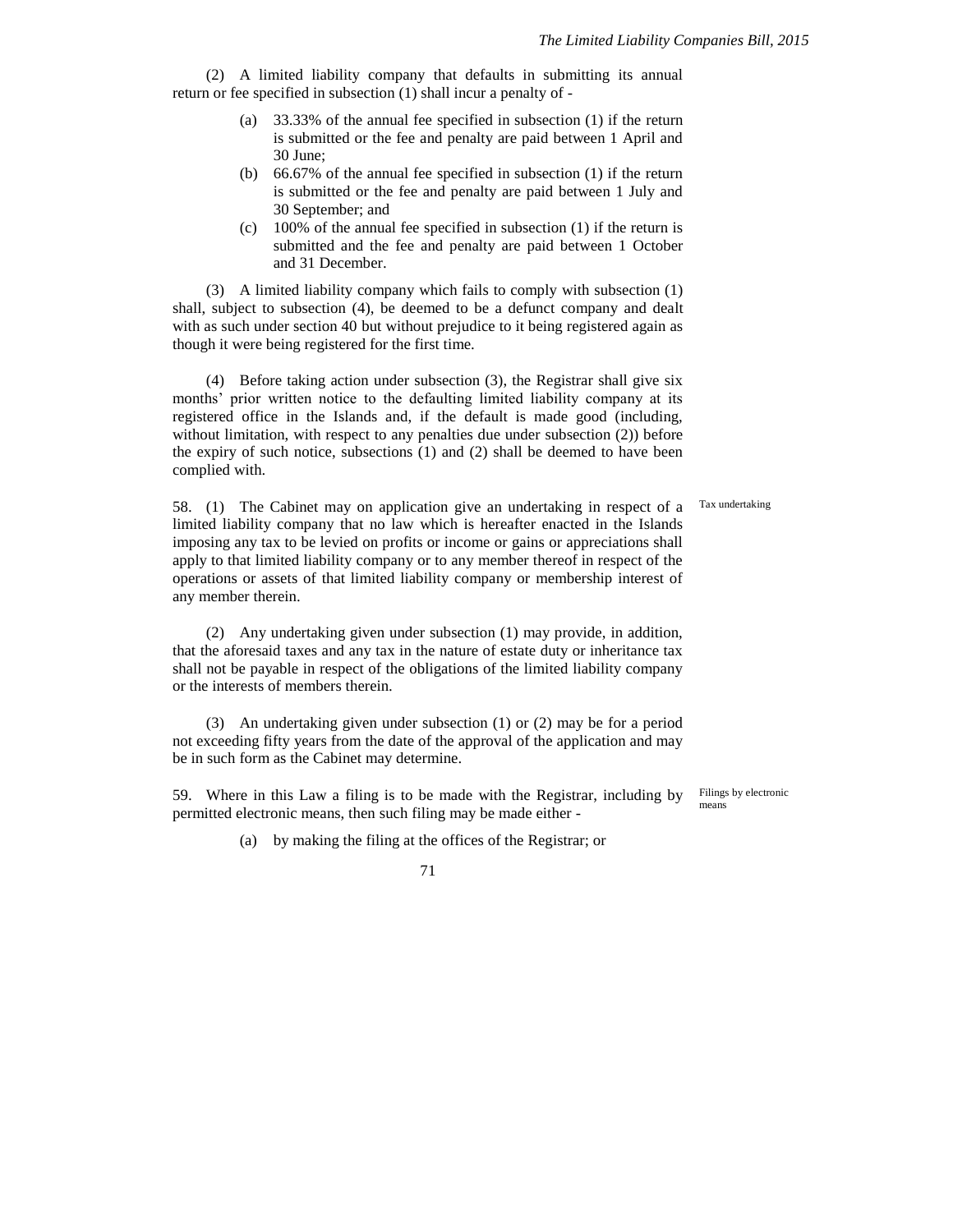(2) A limited liability company that defaults in submitting its annual return or fee specified in subsection (1) shall incur a penalty of -

(a) 33.33% of the annual fee specified in subsection (1) if the return is submitted or the fee and penalty are paid between 1 April and 30 June;

(b) 66.67% of the annual fee specified in subsection (1) if the return is submitted or the fee and penalty are paid between 1 July and 30 September; and

(c) 100% of the annual fee specified in subsection (1) if the return is submitted and the fee and penalty are paid between 1 October and 31 December.

(3) A limited liability company which fails to comply with subsection (1) shall, subject to subsection (4), be deemed to be a defunct company and dealt with as such under section 40 but without prejudice to it being registered again as though it were being registered for the first time.

(4) Before taking action under subsection (3), the Registrar shall give six months' prior written notice to the defaulting limited liability company at its registered office in the Islands and, if the default is made good (including, without limitation, with respect to any penalties due under subsection (2)) before the expiry of such notice, subsections (1) and (2) shall be deemed to have been complied with.

Tax undertaking

58. (1) The Cabinet may on application give an undertaking in respect of a limited liability company that no law which is hereafter enacted in the Islands imposing any tax to be levied on profits or income or gains or appreciations shall apply to that limited liability company or to any member thereof in respect of the operations or assets of that limited liability company or membership interest of any member therein.

(2) Any undertaking given under subsection (1) may provide, in addition, that the aforesaid taxes and any tax in the nature of estate duty or inheritance tax shall not be payable in respect of the obligations of the limited liability company or the interests of members therein.

(3) An undertaking given under subsection (1) or (2) may be for a period not exceeding fifty years from the date of the approval of the application and may be in such form as the Cabinet may determine.

Filings by electronic means

59. Where in this Law a filing is to be made with the Registrar, including by permitted electronic means, then such filing may be made either -

(a) by making the filing at the offices of the Registrar; or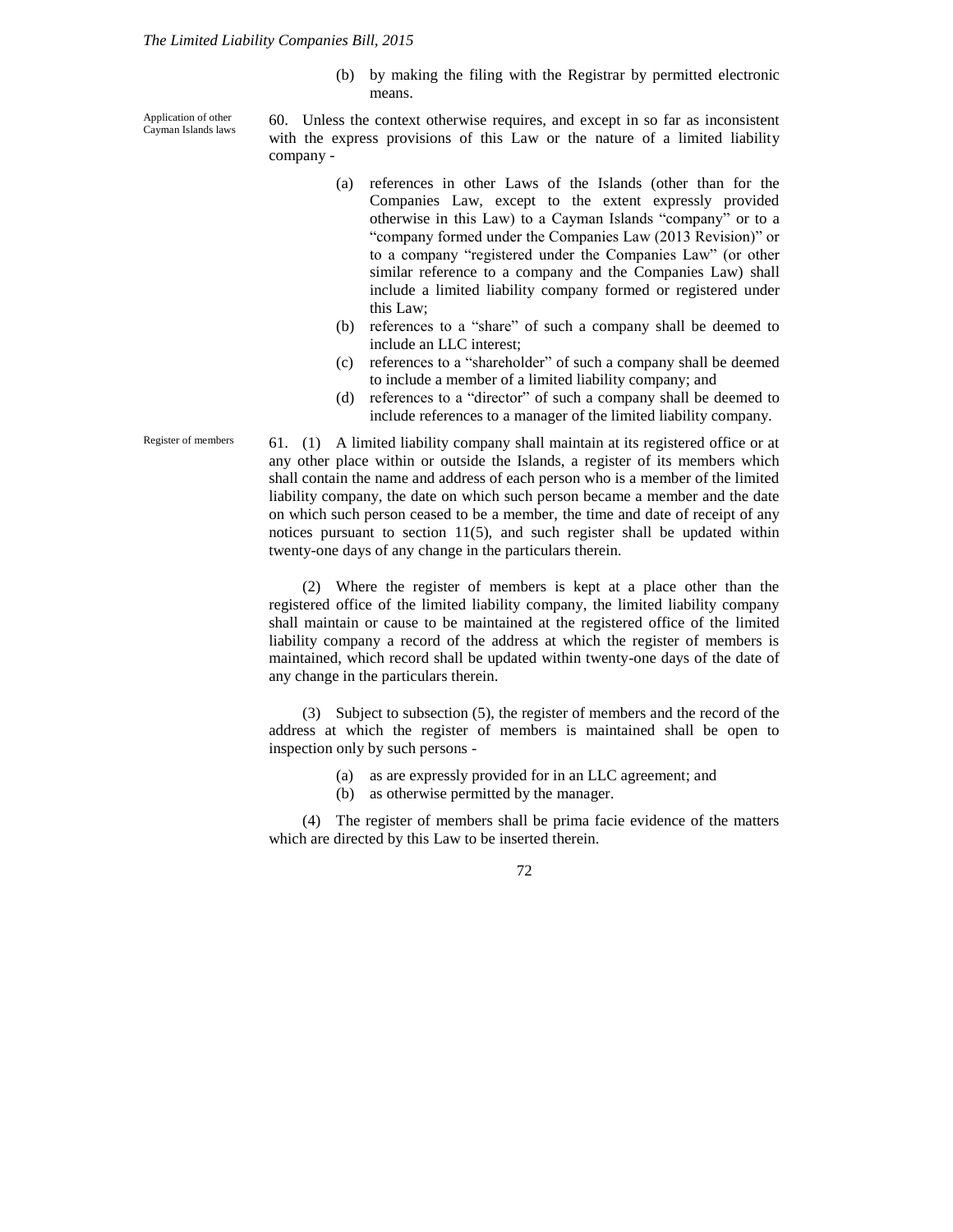(b) by making the filing with the Registrar by permitted electronic means.

Application of other Cayman Islands laws

60. Unless the context otherwise requires, and except in so far as inconsistent with the express provisions of this Law or the nature of a limited liability company -

(a) references in other Laws of the Islands (other than for the Companies Law, except to the extent expressly provided otherwise in this Law) to a Cayman Islands "company" or to a "company formed under the Companies Law (2013 Revision)" or to a company "registered under the Companies Law" (or other similar reference to a company and the Companies Law) shall include a limited liability company formed or registered under this Law;

(b) references to a "share" of such a company shall be deemed to include an LLC interest;

(c) references to a "shareholder" of such a company shall be deemed to include a member of a limited liability company; and

(d) references to a "director" of such a company shall be deemed to include references to a manager of the limited liability company.

Register of members

61. (1) A limited liability company shall maintain at its registered office or at any other place within or outside the Islands, a register of its members which shall contain the name and address of each person who is a member of the limited liability company, the date on which such person became a member and the date on which such person ceased to be a member, the time and date of receipt of any notices pursuant to section 11(5), and such register shall be updated within twenty-one days of any change in the particulars therein.

(2) Where the register of members is kept at a place other than the registered office of the limited liability company, the limited liability company shall maintain or cause to be maintained at the registered office of the limited liability company a record of the address at which the register of members is maintained, which record shall be updated within twenty-one days of the date of any change in the particulars therein.

(3) Subject to subsection (5), the register of members and the record of the address at which the register of members is maintained shall be open to inspection only by such persons -

(a) as are expressly provided for in an LLC agreement; and

(b) as otherwise permitted by the manager.

(4) The register of members shall be prima facie evidence of the matters which are directed by this Law to be inserted therein.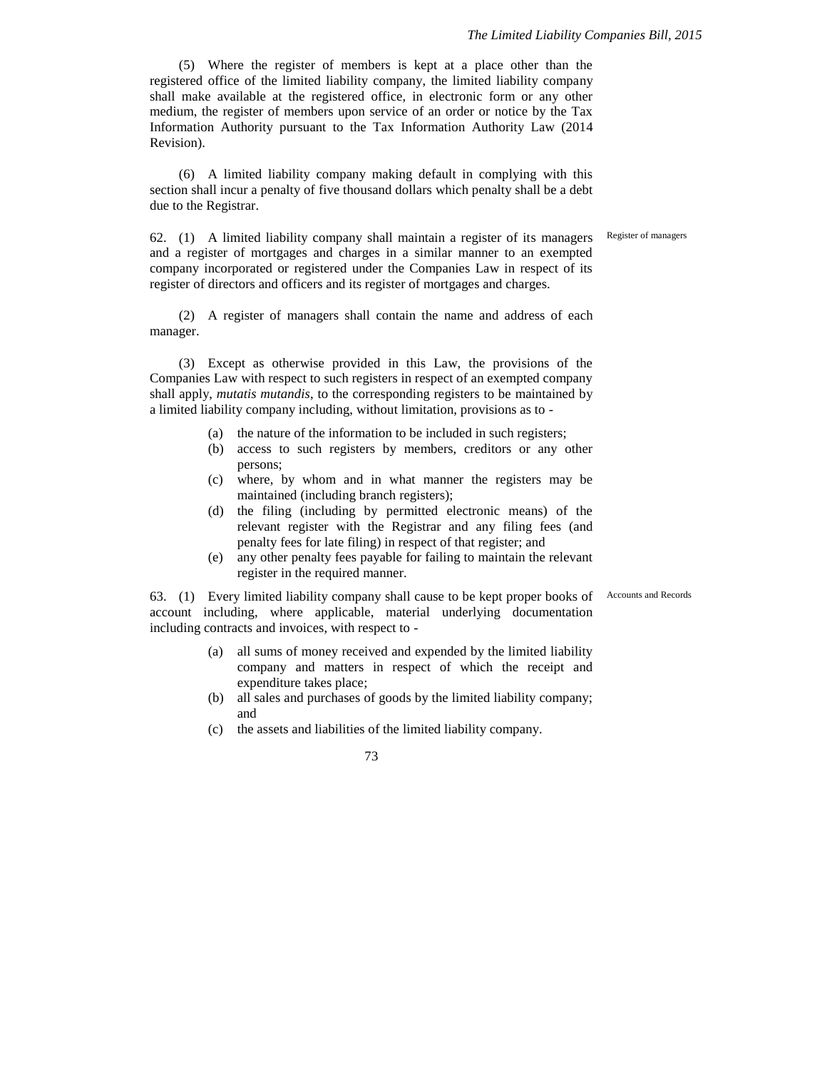(5) Where the register of members is kept at a place other than the registered office of the limited liability company, the limited liability company shall make available at the registered office, in electronic form or any other medium, the register of members upon service of an order or notice by the Tax Information Authority pursuant to the Tax Information Authority Law (2014 Revision).

(6) A limited liability company making default in complying with this section shall incur a penalty of five thousand dollars which penalty shall be a debt due to the Registrar.

Register of managers

62. (1) A limited liability company shall maintain a register of its managers and a register of mortgages and charges in a similar manner to an exempted company incorporated or registered under the Companies Law in respect of its register of directors and officers and its register of mortgages and charges.

(2) A register of managers shall contain the name and address of each manager.

(3) Except as otherwise provided in this Law, the provisions of the Companies Law with respect to such registers in respect of an exempted company shall apply, *mutatis mutandis*, to the corresponding registers to be maintained by a limited liability company including, without limitation, provisions as to -

(a) the nature of the information to be included in such registers;
(b) access to such registers by members, creditors or any other persons;
(c) where, by whom and in what manner the registers may be maintained (including branch registers);
(d) the filing (including by permitted electronic means) of the relevant register with the Registrar and any filing fees (and penalty fees for late filing) in respect of that register; and
(e) any other penalty fees payable for failing to maintain the relevant register in the required manner.

Accounts and Records

63. (1) Every limited liability company shall cause to be kept proper books of account including, where applicable, material underlying documentation including contracts and invoices, with respect to -

(a) all sums of money received and expended by the limited liability company and matters in respect of which the receipt and expenditure takes place;
(b) all sales and purchases of goods by the limited liability company; and
(c) the assets and liabilities of the limited liability company.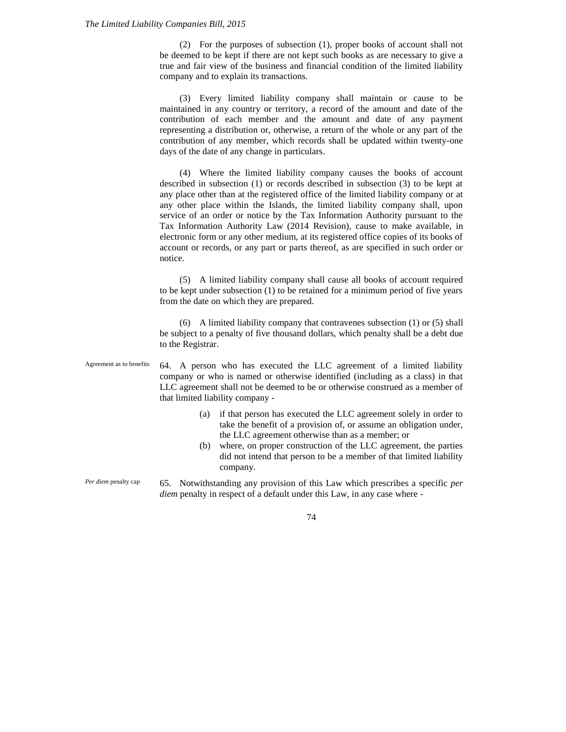(2) For the purposes of subsection (1), proper books of account shall not be deemed to be kept if there are not kept such books as are necessary to give a true and fair view of the business and financial condition of the limited liability company and to explain its transactions.

(3) Every limited liability company shall maintain or cause to be maintained in any country or territory, a record of the amount and date of the contribution of each member and the amount and date of any payment representing a distribution or, otherwise, a return of the whole or any part of the contribution of any member, which records shall be updated within twenty-one days of the date of any change in particulars.

(4) Where the limited liability company causes the books of account described in subsection (1) or records described in subsection (3) to be kept at any place other than at the registered office of the limited liability company or at any other place within the Islands, the limited liability company shall, upon service of an order or notice by the Tax Information Authority pursuant to the Tax Information Authority Law (2014 Revision), cause to make available, in electronic form or any other medium, at its registered office copies of its books of account or records, or any part or parts thereof, as are specified in such order or notice.

(5) A limited liability company shall cause all books of account required to be kept under subsection (1) to be retained for a minimum period of five years from the date on which they are prepared.

(6) A limited liability company that contravenes subsection (1) or (5) shall be subject to a penalty of five thousand dollars, which penalty shall be a debt due to the Registrar.

Agreement as to benefits

64. A person who has executed the LLC agreement of a limited liability company or who is named or otherwise identified (including as a class) in that LLC agreement shall not be deemed to be or otherwise construed as a member of that limited liability company -

(a) if that person has executed the LLC agreement solely in order to take the benefit of a provision of, or assume an obligation under, the LLC agreement otherwise than as a member; or
(b) where, on proper construction of the LLC agreement, the parties did not intend that person to be a member of that limited liability company.

*Per diem* penalty cap

65. Notwithstanding any provision of this Law which prescribes a specific *per diem* penalty in respect of a default under this Law, in any case where -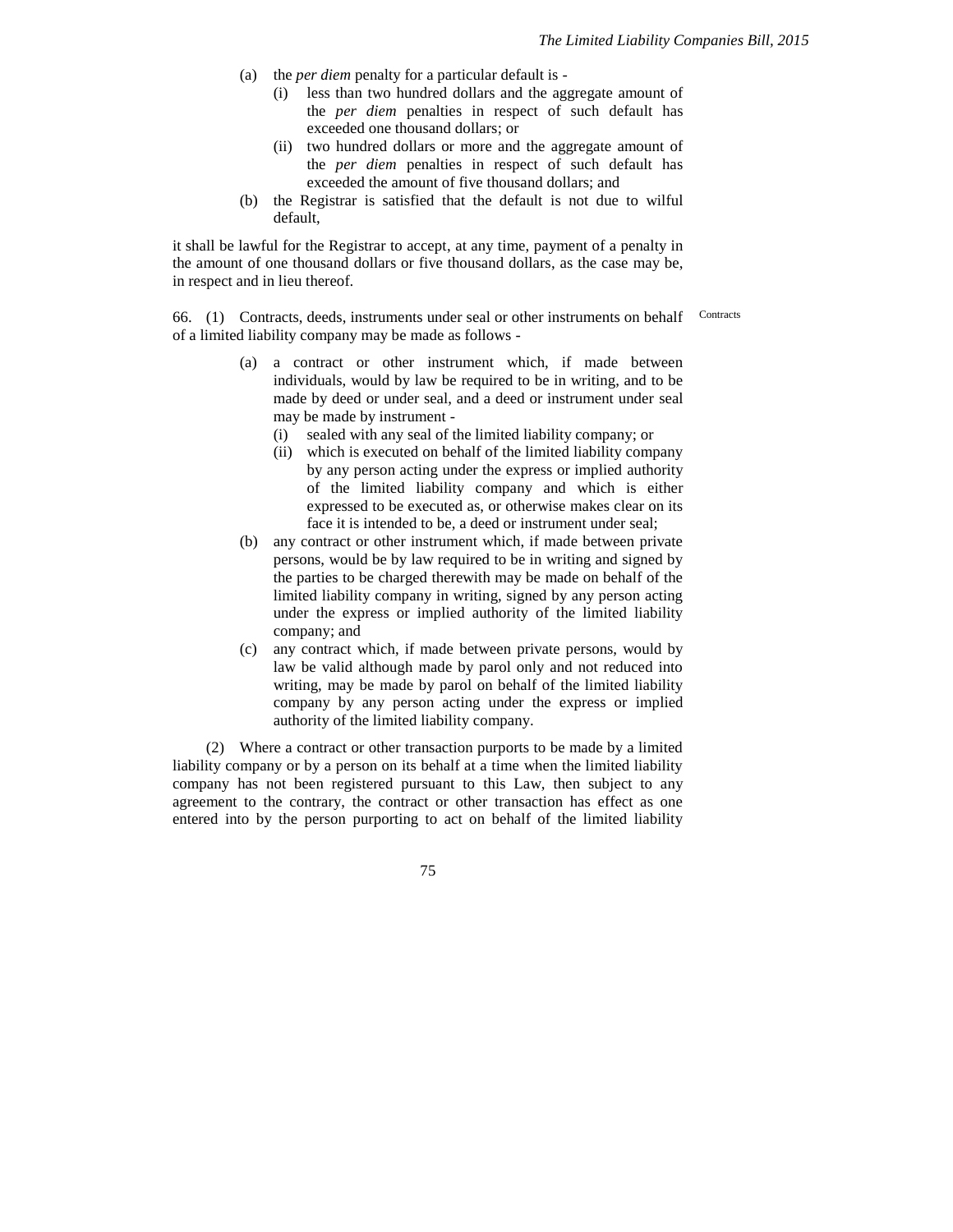(a) the *per diem* penalty for a particular default is -
   (i) less than two hundred dollars and the aggregate amount of the *per diem* penalties in respect of such default has exceeded one thousand dollars; or
   (ii) two hundred dollars or more and the aggregate amount of the *per diem* penalties in respect of such default has exceeded the amount of five thousand dollars; and
(b) the Registrar is satisfied that the default is not due to wilful default,

it shall be lawful for the Registrar to accept, at any time, payment of a penalty in the amount of one thousand dollars or five thousand dollars, as the case may be, in respect and in lieu thereof.

Contracts

66. (1) Contracts, deeds, instruments under seal or other instruments on behalf of a limited liability company may be made as follows -

(a) a contract or other instrument which, if made between individuals, would by law be required to be in writing, and to be made by deed or under seal, and a deed or instrument under seal may be made by instrument -
   (i) sealed with any seal of the limited liability company; or
   (ii) which is executed on behalf of the limited liability company by any person acting under the express or implied authority of the limited liability company and which is either expressed to be executed as, or otherwise makes clear on its face it is intended to be, a deed or instrument under seal;
(b) any contract or other instrument which, if made between private persons, would be by law required to be in writing and signed by the parties to be charged therewith may be made on behalf of the limited liability company in writing, signed by any person acting under the express or implied authority of the limited liability company; and
(c) any contract which, if made between private persons, would by law be valid although made by parol only and not reduced into writing, may be made by parol on behalf of the limited liability company by any person acting under the express or implied authority of the limited liability company.

(2) Where a contract or other transaction purports to be made by a limited liability company or by a person on its behalf at a time when the limited liability company has not been registered pursuant to this Law, then subject to any agreement to the contrary, the contract or other transaction has effect as one entered into by the person purporting to act on behalf of the limited liability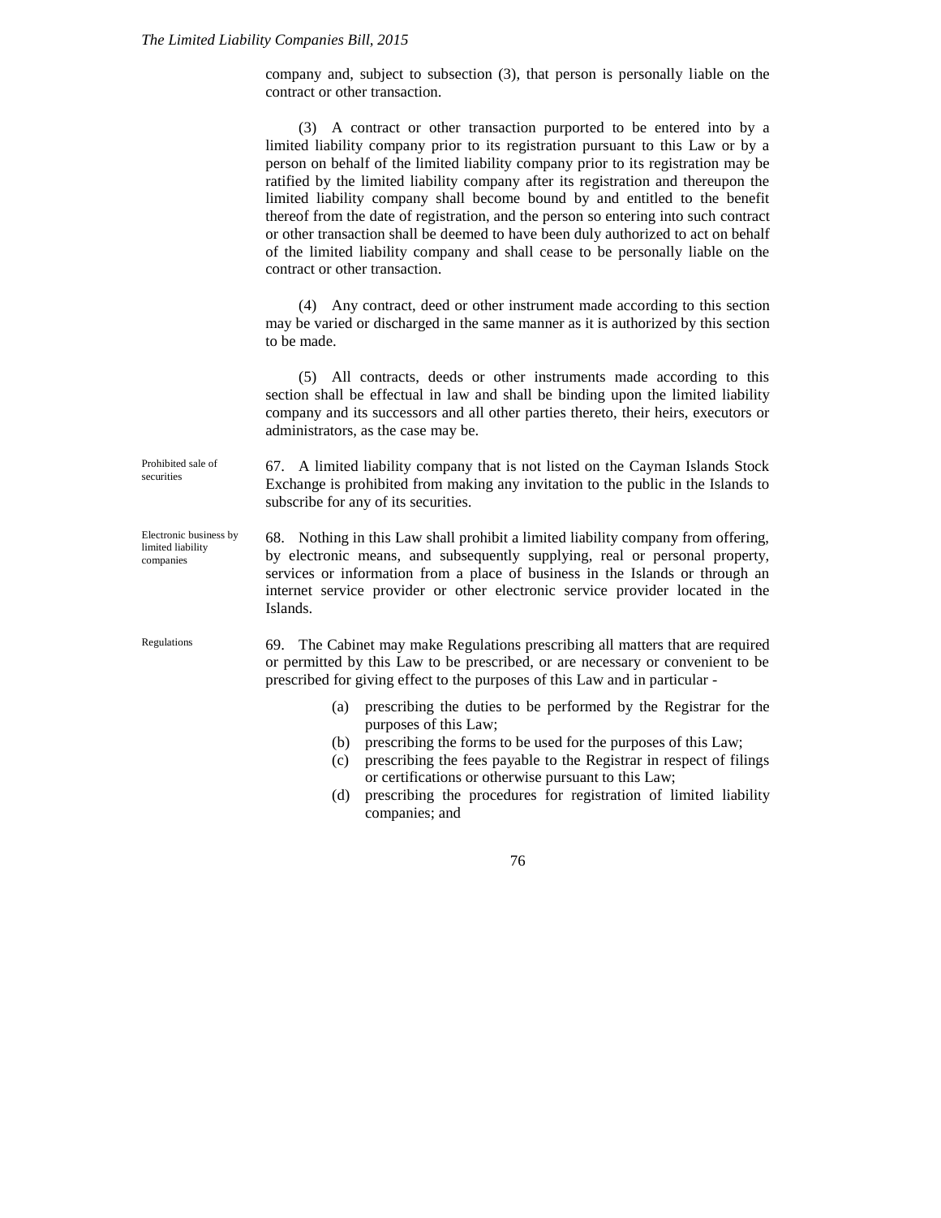company and, subject to subsection (3), that person is personally liable on the contract or other transaction.

(3) A contract or other transaction purported to be entered into by a limited liability company prior to its registration pursuant to this Law or by a person on behalf of the limited liability company prior to its registration may be ratified by the limited liability company after its registration and thereupon the limited liability company shall become bound by and entitled to the benefit thereof from the date of registration, and the person so entering into such contract or other transaction shall be deemed to have been duly authorized to act on behalf of the limited liability company and shall cease to be personally liable on the contract or other transaction.

(4) Any contract, deed or other instrument made according to this section may be varied or discharged in the same manner as it is authorized by this section to be made.

(5) All contracts, deeds or other instruments made according to this section shall be effectual in law and shall be binding upon the limited liability company and its successors and all other parties thereto, their heirs, executors or administrators, as the case may be.

*Prohibited sale of securities*

67. A limited liability company that is not listed on the Cayman Islands Stock Exchange is prohibited from making any invitation to the public in the Islands to subscribe for any of its securities.

*Electronic business by limited liability companies*

68. Nothing in this Law shall prohibit a limited liability company from offering, by electronic means, and subsequently supplying, real or personal property, services or information from a place of business in the Islands or through an internet service provider or other electronic service provider located in the Islands.

*Regulations*

69. The Cabinet may make Regulations prescribing all matters that are required or permitted by this Law to be prescribed, or are necessary or convenient to be prescribed for giving effect to the purposes of this Law and in particular -

(a) prescribing the duties to be performed by the Registrar for the purposes of this Law;
(b) prescribing the forms to be used for the purposes of this Law;
(c) prescribing the fees payable to the Registrar in respect of filings or certifications or otherwise pursuant to this Law;
(d) prescribing the procedures for registration of limited liability companies; and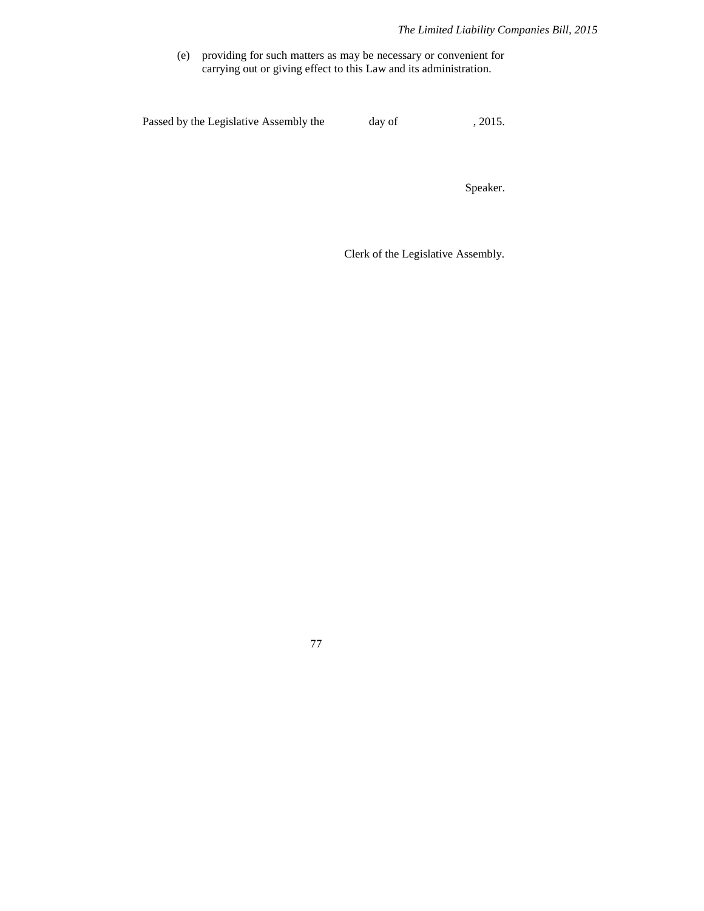(e) providing for such matters as may be necessary or convenient for carrying out or giving effect to this Law and its administration.

Passed by the Legislative Assembly the day of , 2015.

Speaker.

Clerk of the Legislative Assembly.